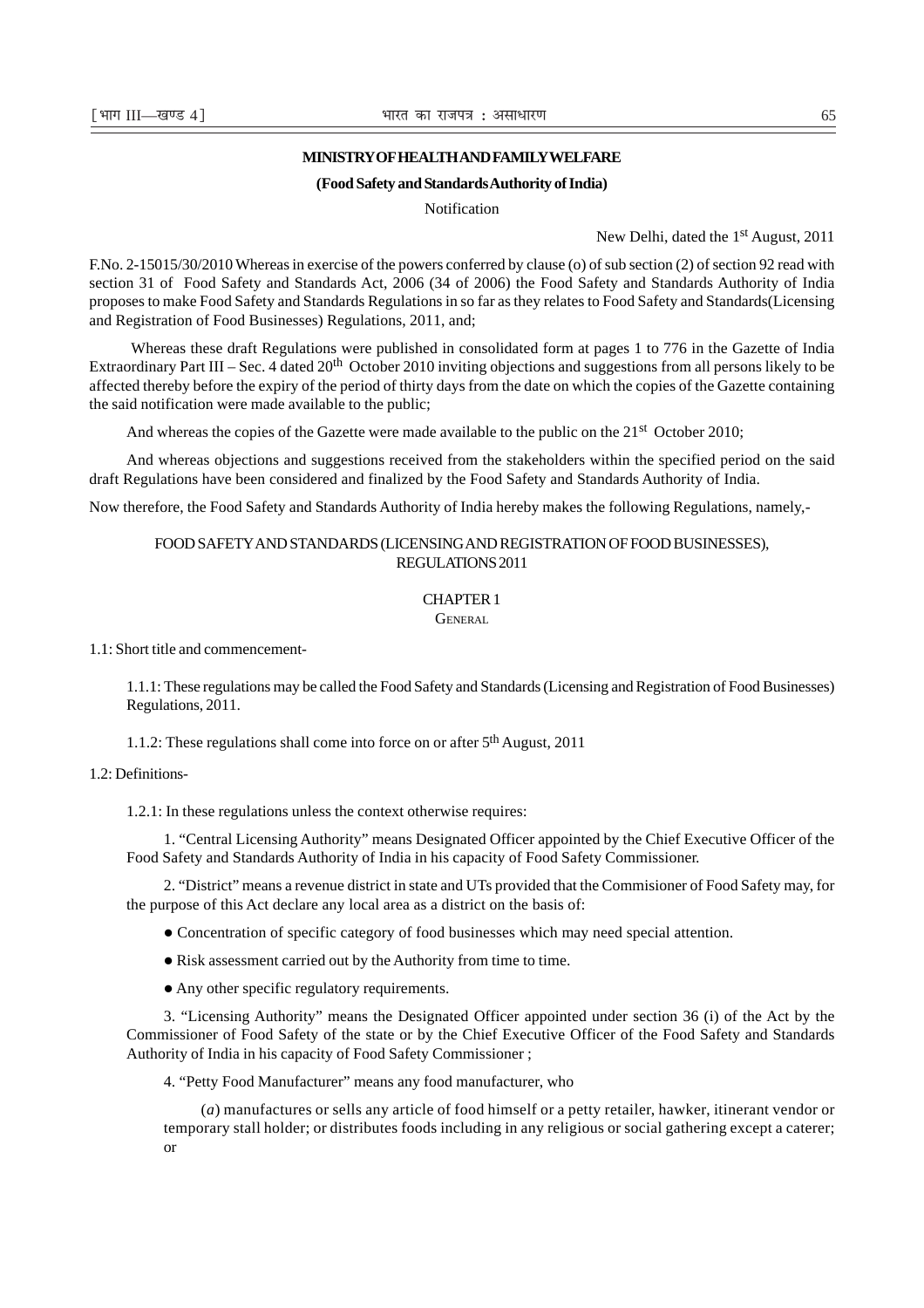**MINISTRY OF HEALTH AND FAMILY WELFARE**

**(Food Safety and Standards Authority of India)**

Notification

New Delhi, dated the 1st August, 2011

F.No. 2-15015/30/2010 Whereas in exercise of the powers conferred by clause (o) of sub section (2) of section 92 read with section 31 of Food Safety and Standards Act, 2006 (34 of 2006) the Food Safety and Standards Authority of India proposes to make Food Safety and Standards Regulations in so far as they relates to Food Safety and Standards(Licensing and Registration of Food Businesses) Regulations, 2011, and;

Whereas these draft Regulations were published in consolidated form at pages 1 to 776 in the Gazette of India Extraordinary Part III – Sec. 4 dated 20th October 2010 inviting objections and suggestions from all persons likely to be affected thereby before the expiry of the period of thirty days from the date on which the copies of the Gazette containing the said notification were made available to the public;

And whereas the copies of the Gazette were made available to the public on the 21st October 2010;

And whereas objections and suggestions received from the stakeholders within the specified period on the said draft Regulations have been considered and finalized by the Food Safety and Standards Authority of India.

Now therefore, the Food Safety and Standards Authority of India hereby makes the following Regulations, namely,-

# FOOD SAFETY AND STANDARDS (LICENSING AND REGISTRATION OF FOOD BUSINESSES), REGULATIONS 2011

## CHAPTER 1

## GENERAL

1.1: Short title and commencement-

1.1.1: These regulations may be called the Food Safety and Standards (Licensing and Registration of Food Businesses) Regulations, 2011.

1.1.2: These regulations shall come into force on or after 5th August, 2011

1.2: Definitions-

1.2.1: In these regulations unless the context otherwise requires:

1. "Central Licensing Authority" means Designated Officer appointed by the Chief Executive Officer of the Food Safety and Standards Authority of India in his capacity of Food Safety Commissioner.

2. "District" means a revenue district in state and UTs provided that the Commisioner of Food Safety may, for the purpose of this Act declare any local area as a district on the basis of:

- Concentration of specific category of food businesses which may need special attention.
- Risk assessment carried out by the Authority from time to time.
- Any other specific regulatory requirements.

3. "Licensing Authority" means the Designated Officer appointed under section 36 (i) of the Act by the Commissioner of Food Safety of the state or by the Chief Executive Officer of the Food Safety and Standards Authority of India in his capacity of Food Safety Commissioner ;

4. "Petty Food Manufacturer" means any food manufacturer, who

(*a*) manufactures or sells any article of food himself or a petty retailer, hawker, itinerant vendor or temporary stall holder; or distributes foods including in any religious or social gathering except a caterer; or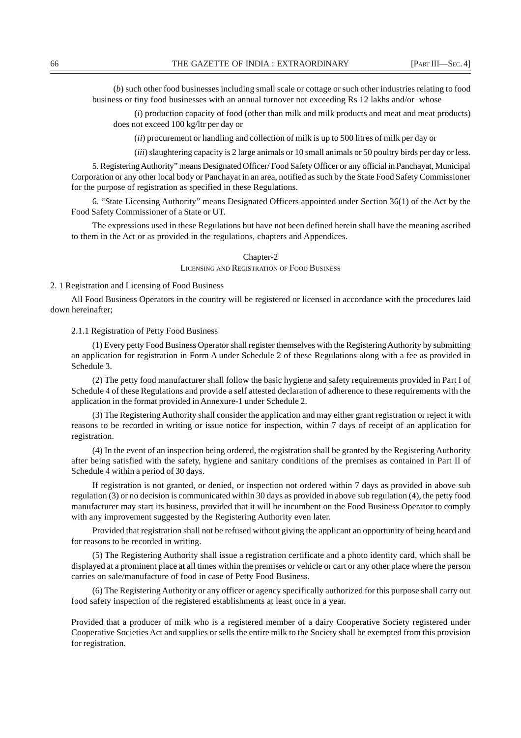(*b*) such other food businesses including small scale or cottage or such other industries relating to food business or tiny food businesses with an annual turnover not exceeding Rs 12 lakhs and/or whose

(*i*) production capacity of food (other than milk and milk products and meat and meat products) does not exceed 100 kg/ltr per day or

(*ii*) procurement or handling and collection of milk is up to 500 litres of milk per day or

(*iii*) slaughtering capacity is 2 large animals or 10 small animals or 50 poultry birds per day or less.

5. Registering Authority" means Designated Officer/ Food Safety Officer or any official in Panchayat, Municipal Corporation or any other local body or Panchayat in an area, notified as such by the State Food Safety Commissioner for the purpose of registration as specified in these Regulations.

6. "State Licensing Authority" means Designated Officers appointed under Section 36(1) of the Act by the Food Safety Commissioner of a State or UT.

The expressions used in these Regulations but have not been defined herein shall have the meaning ascribed to them in the Act or as provided in the regulations, chapters and Appendices.

## Chapter-2

## LICENSING AND REGISTRATION OF FOOD BUSINESS

2. 1 Registration and Licensing of Food Business

All Food Business Operators in the country will be registered or licensed in accordance with the procedures laid down hereinafter;

2.1.1 Registration of Petty Food Business

(1) Every petty Food Business Operator shall register themselves with the Registering Authority by submitting an application for registration in Form A under Schedule 2 of these Regulations along with a fee as provided in Schedule 3.

(2) The petty food manufacturer shall follow the basic hygiene and safety requirements provided in Part I of Schedule 4 of these Regulations and provide a self attested declaration of adherence to these requirements with the application in the format provided in Annexure-1 under Schedule 2.

(3) The Registering Authority shall consider the application and may either grant registration or reject it with reasons to be recorded in writing or issue notice for inspection, within 7 days of receipt of an application for registration.

(4) In the event of an inspection being ordered, the registration shall be granted by the Registering Authority after being satisfied with the safety, hygiene and sanitary conditions of the premises as contained in Part II of Schedule 4 within a period of 30 days.

If registration is not granted, or denied, or inspection not ordered within 7 days as provided in above sub regulation (3) or no decision is communicated within 30 days as provided in above sub regulation (4), the petty food manufacturer may start its business, provided that it will be incumbent on the Food Business Operator to comply with any improvement suggested by the Registering Authority even later.

Provided that registration shall not be refused without giving the applicant an opportunity of being heard and for reasons to be recorded in writing.

(5) The Registering Authority shall issue a registration certificate and a photo identity card, which shall be displayed at a prominent place at all times within the premises or vehicle or cart or any other place where the person carries on sale/manufacture of food in case of Petty Food Business.

(6) The Registering Authority or any officer or agency specifically authorized for this purpose shall carry out food safety inspection of the registered establishments at least once in a year.

Provided that a producer of milk who is a registered member of a dairy Cooperative Society registered under Cooperative Societies Act and supplies or sells the entire milk to the Society shall be exempted from this provision for registration.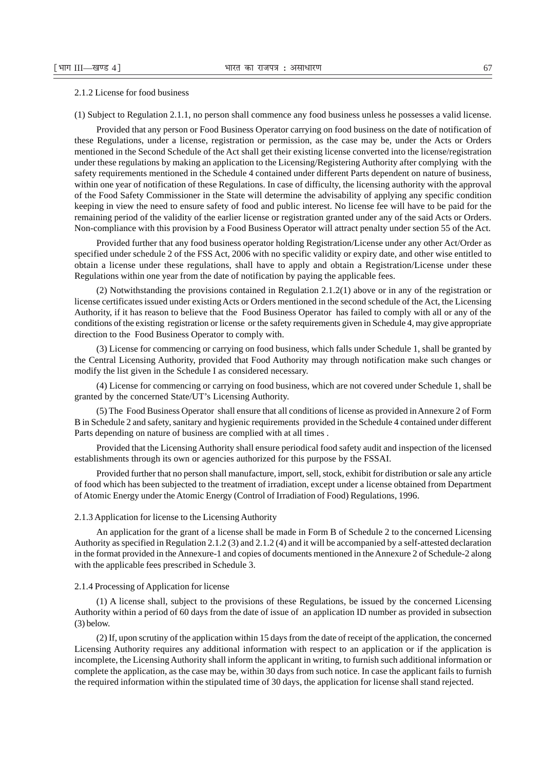### 2.1.2 License for food business

(1) Subject to Regulation 2.1.1, no person shall commence any food business unless he possesses a valid license.

Provided that any person or Food Business Operator carrying on food business on the date of notification of these Regulations, under a license, registration or permission, as the case may be, under the Acts or Orders mentioned in the Second Schedule of the Act shall get their existing license converted into the license/registration under these regulations by making an application to the Licensing/Registering Authority after complying with the safety requirements mentioned in the Schedule 4 contained under different Parts dependent on nature of business, within one year of notification of these Regulations. In case of difficulty, the licensing authority with the approval of the Food Safety Commissioner in the State will determine the advisability of applying any specific condition keeping in view the need to ensure safety of food and public interest. No license fee will have to be paid for the remaining period of the validity of the earlier license or registration granted under any of the said Acts or Orders. Non-compliance with this provision by a Food Business Operator will attract penalty under section 55 of the Act.

Provided further that any food business operator holding Registration/License under any other Act/Order as specified under schedule 2 of the FSS Act, 2006 with no specific validity or expiry date, and other wise entitled to obtain a license under these regulations, shall have to apply and obtain a Registration/License under these Regulations within one year from the date of notification by paying the applicable fees.

(2) Notwithstanding the provisions contained in Regulation 2.1.2(1) above or in any of the registration or license certificates issued under existing Acts or Orders mentioned in the second schedule of the Act, the Licensing Authority, if it has reason to believe that the Food Business Operator has failed to comply with all or any of the conditions of the existing registration or license or the safety requirements given in Schedule 4, may give appropriate direction to the Food Business Operator to comply with.

(3) License for commencing or carrying on food business, which falls under Schedule 1, shall be granted by the Central Licensing Authority, provided that Food Authority may through notification make such changes or modify the list given in the Schedule I as considered necessary.

(4) License for commencing or carrying on food business, which are not covered under Schedule 1, shall be granted by the concerned State/UT's Licensing Authority.

(5) The Food Business Operator shall ensure that all conditions of license as provided in Annexure 2 of Form B in Schedule 2 and safety, sanitary and hygienic requirements provided in the Schedule 4 contained under different Parts depending on nature of business are complied with at all times .

Provided that the Licensing Authority shall ensure periodical food safety audit and inspection of the licensed establishments through its own or agencies authorized for this purpose by the FSSAI.

Provided further that no person shall manufacture, import, sell, stock, exhibit for distribution or sale any article of food which has been subjected to the treatment of irradiation, except under a license obtained from Department of Atomic Energy under the Atomic Energy (Control of Irradiation of Food) Regulations, 1996.

### 2.1.3 Application for license to the Licensing Authority

An application for the grant of a license shall be made in Form B of Schedule 2 to the concerned Licensing Authority as specified in Regulation 2.1.2 (3) and 2.1.2 (4) and it will be accompanied by a self-attested declaration in the format provided in the Annexure-1 and copies of documents mentioned in the Annexure 2 of Schedule-2 along with the applicable fees prescribed in Schedule 3.

### 2.1.4 Processing of Application for license

(1) A license shall, subject to the provisions of these Regulations, be issued by the concerned Licensing Authority within a period of 60 days from the date of issue of an application ID number as provided in subsection (3) below.

(2) If, upon scrutiny of the application within 15 days from the date of receipt of the application, the concerned Licensing Authority requires any additional information with respect to an application or if the application is incomplete, the Licensing Authority shall inform the applicant in writing, to furnish such additional information or complete the application, as the case may be, within 30 days from such notice. In case the applicant fails to furnish the required information within the stipulated time of 30 days, the application for license shall stand rejected.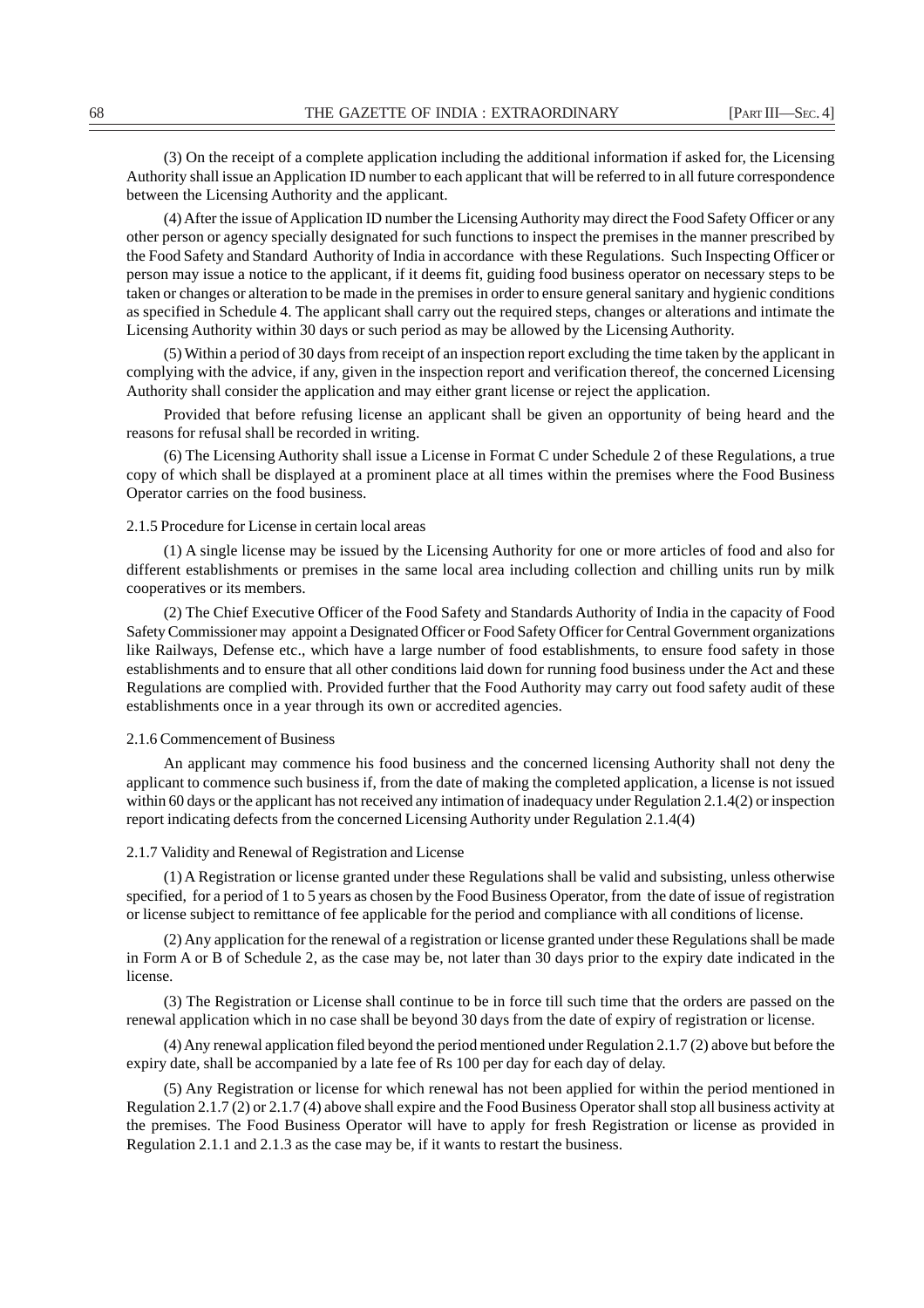(3) On the receipt of a complete application including the additional information if asked for, the Licensing Authority shall issue an Application ID number to each applicant that will be referred to in all future correspondence between the Licensing Authority and the applicant.

(4) After the issue of Application ID number the Licensing Authority may direct the Food Safety Officer or any other person or agency specially designated for such functions to inspect the premises in the manner prescribed by the Food Safety and Standard Authority of India in accordance with these Regulations. Such Inspecting Officer or person may issue a notice to the applicant, if it deems fit, guiding food business operator on necessary steps to be taken or changes or alteration to be made in the premises in order to ensure general sanitary and hygienic conditions as specified in Schedule 4. The applicant shall carry out the required steps, changes or alterations and intimate the Licensing Authority within 30 days or such period as may be allowed by the Licensing Authority.

(5) Within a period of 30 days from receipt of an inspection report excluding the time taken by the applicant in complying with the advice, if any, given in the inspection report and verification thereof, the concerned Licensing Authority shall consider the application and may either grant license or reject the application.

Provided that before refusing license an applicant shall be given an opportunity of being heard and the reasons for refusal shall be recorded in writing.

(6) The Licensing Authority shall issue a License in Format C under Schedule 2 of these Regulations, a true copy of which shall be displayed at a prominent place at all times within the premises where the Food Business Operator carries on the food business.

2.1.5 Procedure for License in certain local areas

(1) A single license may be issued by the Licensing Authority for one or more articles of food and also for different establishments or premises in the same local area including collection and chilling units run by milk cooperatives or its members.

(2) The Chief Executive Officer of the Food Safety and Standards Authority of India in the capacity of Food Safety Commissioner may appoint a Designated Officer or Food Safety Officer for Central Government organizations like Railways, Defense etc., which have a large number of food establishments, to ensure food safety in those establishments and to ensure that all other conditions laid down for running food business under the Act and these Regulations are complied with. Provided further that the Food Authority may carry out food safety audit of these establishments once in a year through its own or accredited agencies.

2.1.6 Commencement of Business

An applicant may commence his food business and the concerned licensing Authority shall not deny the applicant to commence such business if, from the date of making the completed application, a license is not issued within 60 days or the applicant has not received any intimation of inadequacy under Regulation 2.1.4(2) or inspection report indicating defects from the concerned Licensing Authority under Regulation 2.1.4(4)

2.1.7 Validity and Renewal of Registration and License

(1) A Registration or license granted under these Regulations shall be valid and subsisting, unless otherwise specified, for a period of 1 to 5 years as chosen by the Food Business Operator, from the date of issue of registration or license subject to remittance of fee applicable for the period and compliance with all conditions of license.

(2) Any application for the renewal of a registration or license granted under these Regulations shall be made in Form A or B of Schedule 2, as the case may be, not later than 30 days prior to the expiry date indicated in the license.

(3) The Registration or License shall continue to be in force till such time that the orders are passed on the renewal application which in no case shall be beyond 30 days from the date of expiry of registration or license.

(4) Any renewal application filed beyond the period mentioned under Regulation 2.1.7 (2) above but before the expiry date, shall be accompanied by a late fee of Rs 100 per day for each day of delay.

(5) Any Registration or license for which renewal has not been applied for within the period mentioned in Regulation 2.1.7 (2) or 2.1.7 (4) above shall expire and the Food Business Operator shall stop all business activity at the premises. The Food Business Operator will have to apply for fresh Registration or license as provided in Regulation 2.1.1 and 2.1.3 as the case may be, if it wants to restart the business.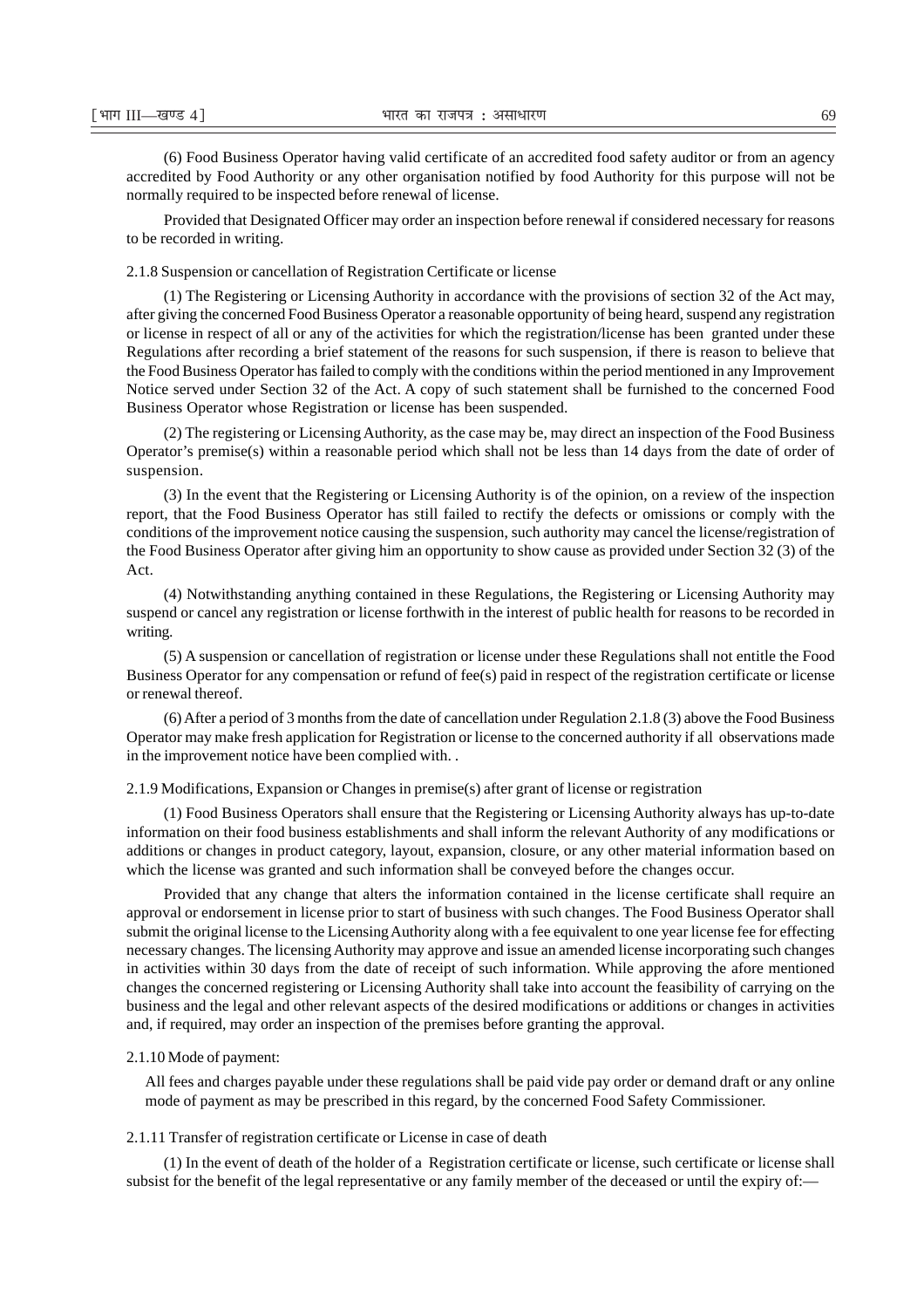(6) Food Business Operator having valid certificate of an accredited food safety auditor or from an agency accredited by Food Authority or any other organisation notified by food Authority for this purpose will not be normally required to be inspected before renewal of license.

Provided that Designated Officer may order an inspection before renewal if considered necessary for reasons to be recorded in writing.

2.1.8 Suspension or cancellation of Registration Certificate or license

(1) The Registering or Licensing Authority in accordance with the provisions of section 32 of the Act may, after giving the concerned Food Business Operator a reasonable opportunity of being heard, suspend any registration or license in respect of all or any of the activities for which the registration/license has been granted under these Regulations after recording a brief statement of the reasons for such suspension, if there is reason to believe that the Food Business Operator has failed to comply with the conditions within the period mentioned in any Improvement Notice served under Section 32 of the Act. A copy of such statement shall be furnished to the concerned Food Business Operator whose Registration or license has been suspended.

(2) The registering or Licensing Authority, as the case may be, may direct an inspection of the Food Business Operator's premise(s) within a reasonable period which shall not be less than 14 days from the date of order of suspension.

(3) In the event that the Registering or Licensing Authority is of the opinion, on a review of the inspection report, that the Food Business Operator has still failed to rectify the defects or omissions or comply with the conditions of the improvement notice causing the suspension, such authority may cancel the license/registration of the Food Business Operator after giving him an opportunity to show cause as provided under Section 32 (3) of the Act.

(4) Notwithstanding anything contained in these Regulations, the Registering or Licensing Authority may suspend or cancel any registration or license forthwith in the interest of public health for reasons to be recorded in writing.

(5) A suspension or cancellation of registration or license under these Regulations shall not entitle the Food Business Operator for any compensation or refund of fee(s) paid in respect of the registration certificate or license or renewal thereof.

(6) After a period of 3 months from the date of cancellation under Regulation 2.1.8 (3) above the Food Business Operator may make fresh application for Registration or license to the concerned authority if all observations made in the improvement notice have been complied with. .

2.1.9 Modifications, Expansion or Changes in premise(s) after grant of license or registration

(1) Food Business Operators shall ensure that the Registering or Licensing Authority always has up-to-date information on their food business establishments and shall inform the relevant Authority of any modifications or additions or changes in product category, layout, expansion, closure, or any other material information based on which the license was granted and such information shall be conveyed before the changes occur.

Provided that any change that alters the information contained in the license certificate shall require an approval or endorsement in license prior to start of business with such changes. The Food Business Operator shall submit the original license to the Licensing Authority along with a fee equivalent to one year license fee for effecting necessary changes. The licensing Authority may approve and issue an amended license incorporating such changes in activities within 30 days from the date of receipt of such information. While approving the afore mentioned changes the concerned registering or Licensing Authority shall take into account the feasibility of carrying on the business and the legal and other relevant aspects of the desired modifications or additions or changes in activities and, if required, may order an inspection of the premises before granting the approval.

2.1.10 Mode of payment:

All fees and charges payable under these regulations shall be paid vide pay order or demand draft or any online mode of payment as may be prescribed in this regard, by the concerned Food Safety Commissioner.

2.1.11 Transfer of registration certificate or License in case of death

(1) In the event of death of the holder of a Registration certificate or license, such certificate or license shall subsist for the benefit of the legal representative or any family member of the deceased or until the expiry of:—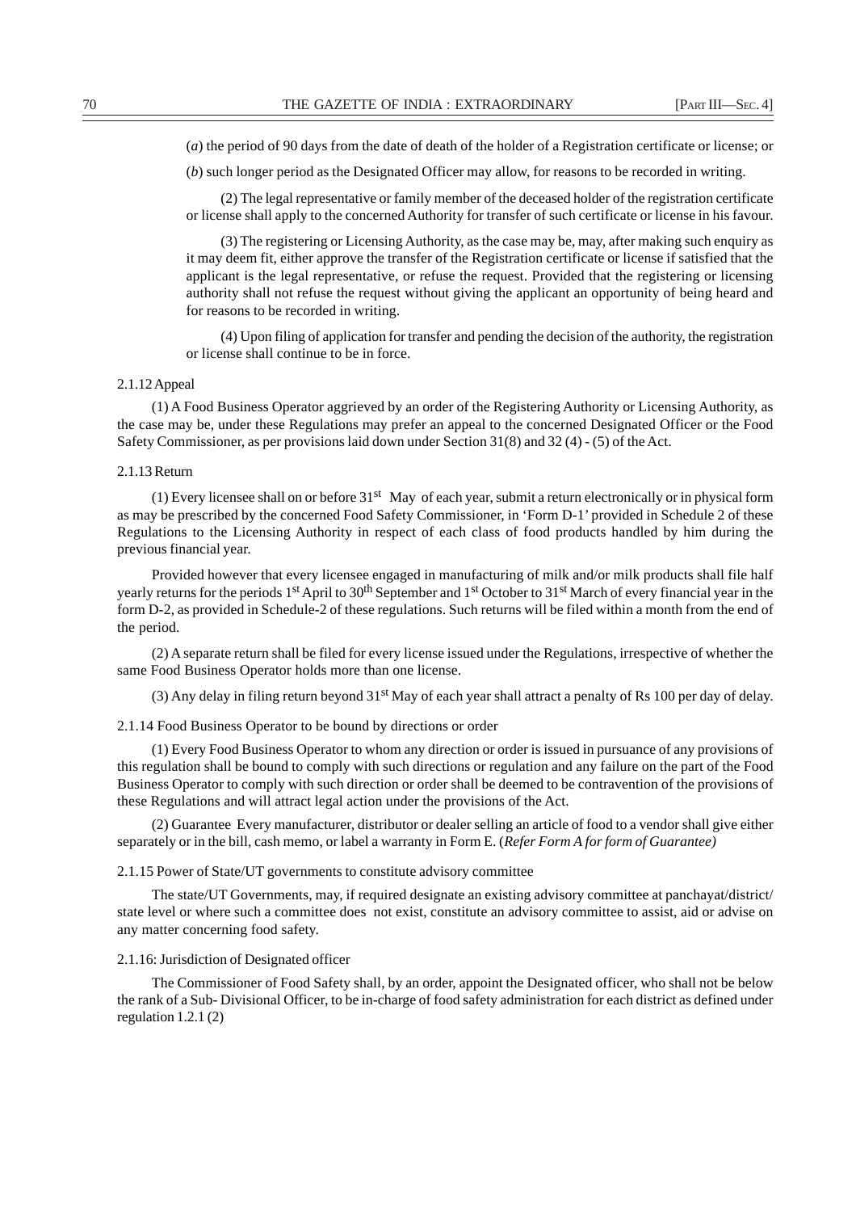(*a*) the period of 90 days from the date of death of the holder of a Registration certificate or license; or

(*b*) such longer period as the Designated Officer may allow, for reasons to be recorded in writing.

(2) The legal representative or family member of the deceased holder of the registration certificate or license shall apply to the concerned Authority for transfer of such certificate or license in his favour.

(3) The registering or Licensing Authority, as the case may be, may, after making such enquiry as it may deem fit, either approve the transfer of the Registration certificate or license if satisfied that the applicant is the legal representative, or refuse the request. Provided that the registering or licensing authority shall not refuse the request without giving the applicant an opportunity of being heard and for reasons to be recorded in writing.

(4) Upon filing of application for transfer and pending the decision of the authority, the registration or license shall continue to be in force.

2.1.12 Appeal

(1) A Food Business Operator aggrieved by an order of the Registering Authority or Licensing Authority, as the case may be, under these Regulations may prefer an appeal to the concerned Designated Officer or the Food Safety Commissioner, as per provisions laid down under Section 31(8) and 32 (4) - (5) of the Act.

2.1.13 Return

(1) Every licensee shall on or before 31st May of each year, submit a return electronically or in physical form as may be prescribed by the concerned Food Safety Commissioner, in 'Form D-1' provided in Schedule 2 of these Regulations to the Licensing Authority in respect of each class of food products handled by him during the previous financial year.

Provided however that every licensee engaged in manufacturing of milk and/or milk products shall file half yearly returns for the periods 1st April to 30th September and 1st October to 31st March of every financial year in the form D-2, as provided in Schedule-2 of these regulations. Such returns will be filed within a month from the end of the period.

(2) A separate return shall be filed for every license issued under the Regulations, irrespective of whether the same Food Business Operator holds more than one license.

(3) Any delay in filing return beyond 31st May of each year shall attract a penalty of Rs 100 per day of delay.

2.1.14 Food Business Operator to be bound by directions or order

(1) Every Food Business Operator to whom any direction or order is issued in pursuance of any provisions of this regulation shall be bound to comply with such directions or regulation and any failure on the part of the Food Business Operator to comply with such direction or order shall be deemed to be contravention of the provisions of these Regulations and will attract legal action under the provisions of the Act.

(2) Guarantee Every manufacturer, distributor or dealer selling an article of food to a vendor shall give either separately or in the bill, cash memo, or label a warranty in Form E. (*Refer Form A for form of Guarantee)*

2.1.15 Power of State/UT governments to constitute advisory committee

The state/UT Governments, may, if required designate an existing advisory committee at panchayat/district/ state level or where such a committee does not exist, constitute an advisory committee to assist, aid or advise on any matter concerning food safety.

2.1.16: Jurisdiction of Designated officer

The Commissioner of Food Safety shall, by an order, appoint the Designated officer, who shall not be below the rank of a Sub- Divisional Officer, to be in-charge of food safety administration for each district as defined under regulation 1.2.1 (2)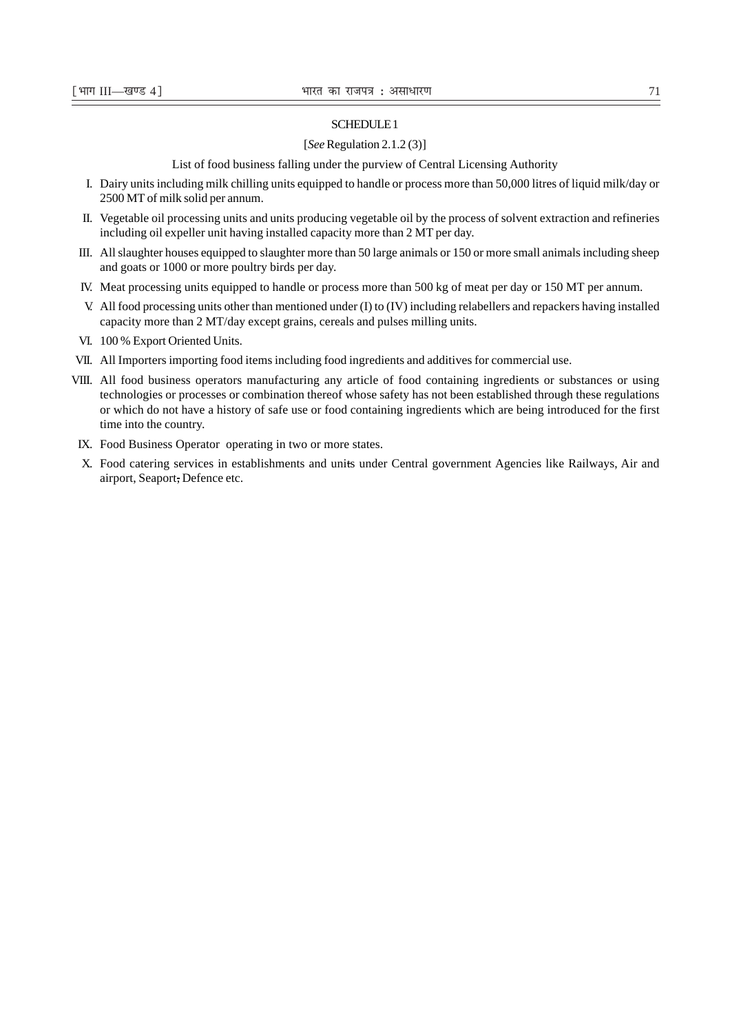## SCHEDULE 1

[*See* Regulation 2.1.2 (3)]

List of food business falling under the purview of Central Licensing Authority

I. Dairy units including milk chilling units equipped to handle or process more than 50,000 litres of liquid milk/day or 2500 MT of milk solid per annum.

II. Vegetable oil processing units and units producing vegetable oil by the process of solvent extraction and refineries including oil expeller unit having installed capacity more than 2 MT per day.

III. All slaughter houses equipped to slaughter more than 50 large animals or 150 or more small animals including sheep and goats or 1000 or more poultry birds per day.

IV. Meat processing units equipped to handle or process more than 500 kg of meat per day or 150 MT per annum.

V. All food processing units other than mentioned under (I) to (IV) including relabellers and repackers having installed capacity more than 2 MT/day except grains, cereals and pulses milling units.

VI. 100 % Export Oriented Units.

VII. All Importers importing food items including food ingredients and additives for commercial use.

VIII. All food business operators manufacturing any article of food containing ingredients or substances or using technologies or processes or combination thereof whose safety has not been established through these regulations or which do not have a history of safe use or food containing ingredients which are being introduced for the first time into the country.

IX. Food Business Operator operating in two or more states.

X. Food catering services in establishments and units under Central government Agencies like Railways, Air and airport, Seaport, Defence etc.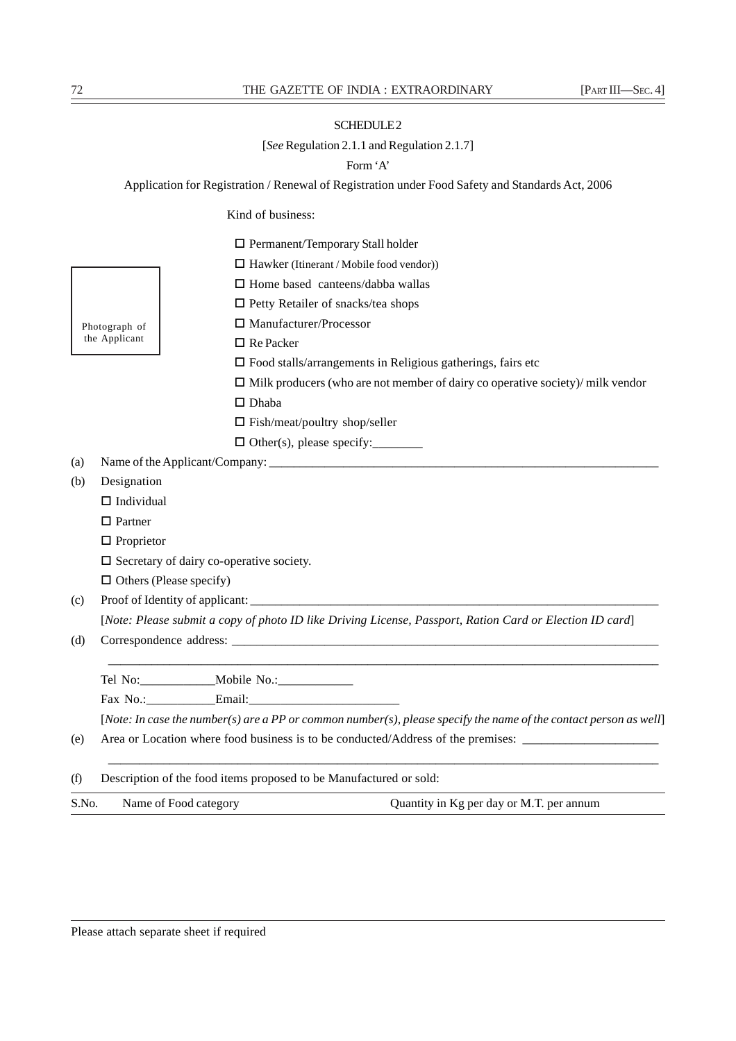SCHEDULE 2

[*See* Regulation 2.1.1 and Regulation 2.1.7]

Form 'A'

Application for Registration / Renewal of Registration under Food Safety and Standards Act, 2006

Photograph of the Applicant

Kind of business:

- ☐ Permanent/Temporary Stall holder
- ☐ Hawker (Itinerant / Mobile food vendor))
- ☐ Home based canteens/dabba wallas
- ☐ Petty Retailer of snacks/tea shops
- ☐ Manufacturer/Processor
- ☐ Re Packer
- ☐ Food stalls/arrangements in Religious gatherings, fairs etc
- ☐ Milk producers (who are not member of dairy co operative society)/ milk vendor
- ☐ Dhaba
- ☐ Fish/meat/poultry shop/seller
- ☐ Other(s), please specify:________

(a) Name of the Applicant/Company: ________________________________________________

(b) Designation

- ☐ Individual
- ☐ Partner
- ☐ Proprietor
- ☐ Secretary of dairy co-operative society.
- ☐ Others (Please specify)

(c) Proof of Identity of applicant: ________________________________________________

[*Note: Please submit a copy of photo ID like Driving License, Passport, Ration Card or Election ID card*]

(d) Correspondence address: ________________________________________________

________________________________________________________________

Tel No:____________Mobile No.:____________

Fax No.:___________Email:________________________

[*Note: In case the number(s) are a PP or common number(s), please specify the name of the contact person as well*]

(e) Area or Location where food business is to be conducted/Address of the premises: ______________________

________________________________________________________________

(f) Description of the food items proposed to be Manufactured or sold:

| S.No. | Name of Food category | Quantity in Kg per day or M.T. per annum |
|---|---|---|
| | | |

Please attach separate sheet if required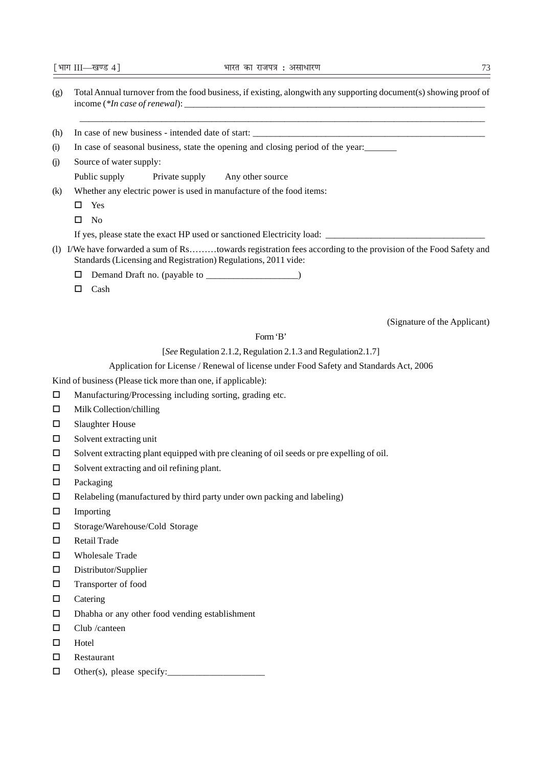(g) Total Annual turnover from the food business, if existing, alongwith any supporting document(s) showing proof of income (**In case of renewal*): ______________________________________________________________________

______________________________________________________________________________

(h) In case of new business - intended date of start: ________________________________________________

(i) In case of seasonal business, state the opening and closing period of the year:_______

(j) Source of water supply:

Public supply    Private supply    Any other source

(k) Whether any electric power is used in manufacture of the food items:

- ☐ Yes
- ☐ No

If yes, please state the exact HP used or sanctioned Electricity load: __________________________________

(l) I/We have forwarded a sum of Rs………towards registration fees according to the provision of the Food Safety and Standards (Licensing and Registration) Regulations, 2011 vide:

- ☐ Demand Draft no. (payable to ___________________)
- ☐ Cash

(Signature of the Applicant)

## Form 'B'

[*See* Regulation 2.1.2, Regulation 2.1.3 and Regulation2.1.7]

Application for License / Renewal of license under Food Safety and Standards Act, 2006

Kind of business (Please tick more than one, if applicable):

- ☐ Manufacturing/Processing including sorting, grading etc.
- ☐ Milk Collection/chilling
- ☐ Slaughter House
- ☐ Solvent extracting unit
- ☐ Solvent extracting plant equipped with pre cleaning of oil seeds or pre expelling of oil.
- ☐ Solvent extracting and oil refining plant.
- ☐ Packaging
- ☐ Relabeling (manufactured by third party under own packing and labeling)
- ☐ Importing
- ☐ Storage/Warehouse/Cold Storage
- ☐ Retail Trade
- ☐ Wholesale Trade
- ☐ Distributor/Supplier
- ☐ Transporter of food
- ☐ Catering
- ☐ Dhabha or any other food vending establishment
- ☐ Club /canteen
- ☐ Hotel
- ☐ Restaurant
- ☐ Other(s), please specify:_____________________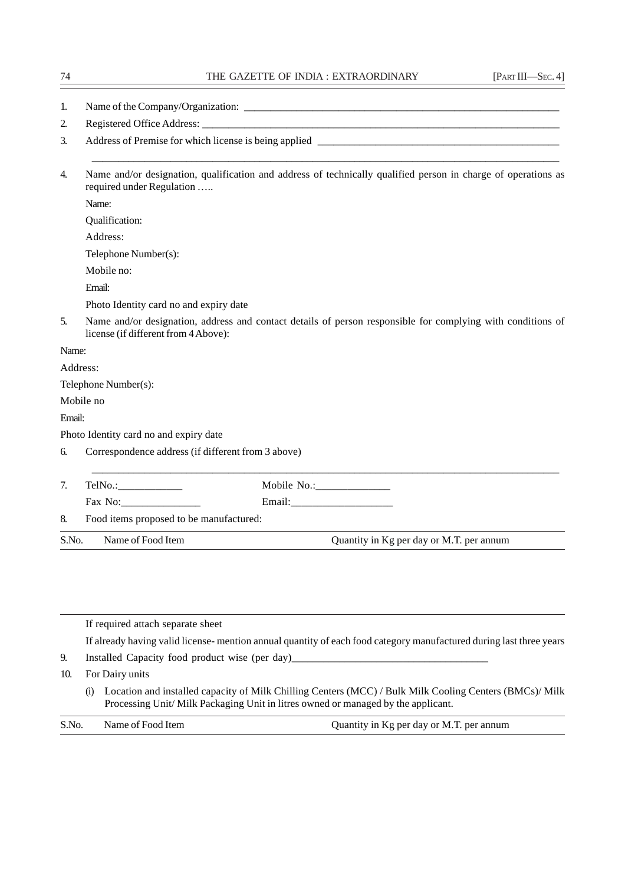1. Name of the Company/Organization: ______________________________________________________________

2. Registered Office Address: ______________________________________________________________________

3. Address of Premise for which license is being applied _______________________________________________

   ______________________________________________________________________________________________

4. Name and/or designation, qualification and address of technically qualified person in charge of operations as required under Regulation …..

   Name:

   Qualification:

   Address:

   Telephone Number(s):

   Mobile no:

   Email:

   Photo Identity card no and expiry date

5. Name and/or designation, address and contact details of person responsible for complying with conditions of license (if different from 4 Above):

Name:

Address:

Telephone Number(s):

Mobile no

Email:

Photo Identity card no and expiry date

6. Correspondence address (if different from 3 above)

   ______________________________________________________________________________________________

7. TelNo.:____________ Mobile No.:______________

   Fax No:_______________ Email:___________________

8. Food items proposed to be manufactured:

| S.No. | Name of Food Item | Quantity in Kg per day or M.T. per annum |
|---|---|---|
| | | |

If required attach separate sheet

If already having valid license- mention annual quantity of each food category manufactured during last three years

9. Installed Capacity food product wise (per day)_____________________________________

10. For Dairy units

    (i) Location and installed capacity of Milk Chilling Centers (MCC) / Bulk Milk Cooling Centers (BMCs)/ Milk Processing Unit/ Milk Packaging Unit in litres owned or managed by the applicant.

| S.No. | Name of Food Item | Quantity in Kg per day or M.T. per annum |
|---|---|---|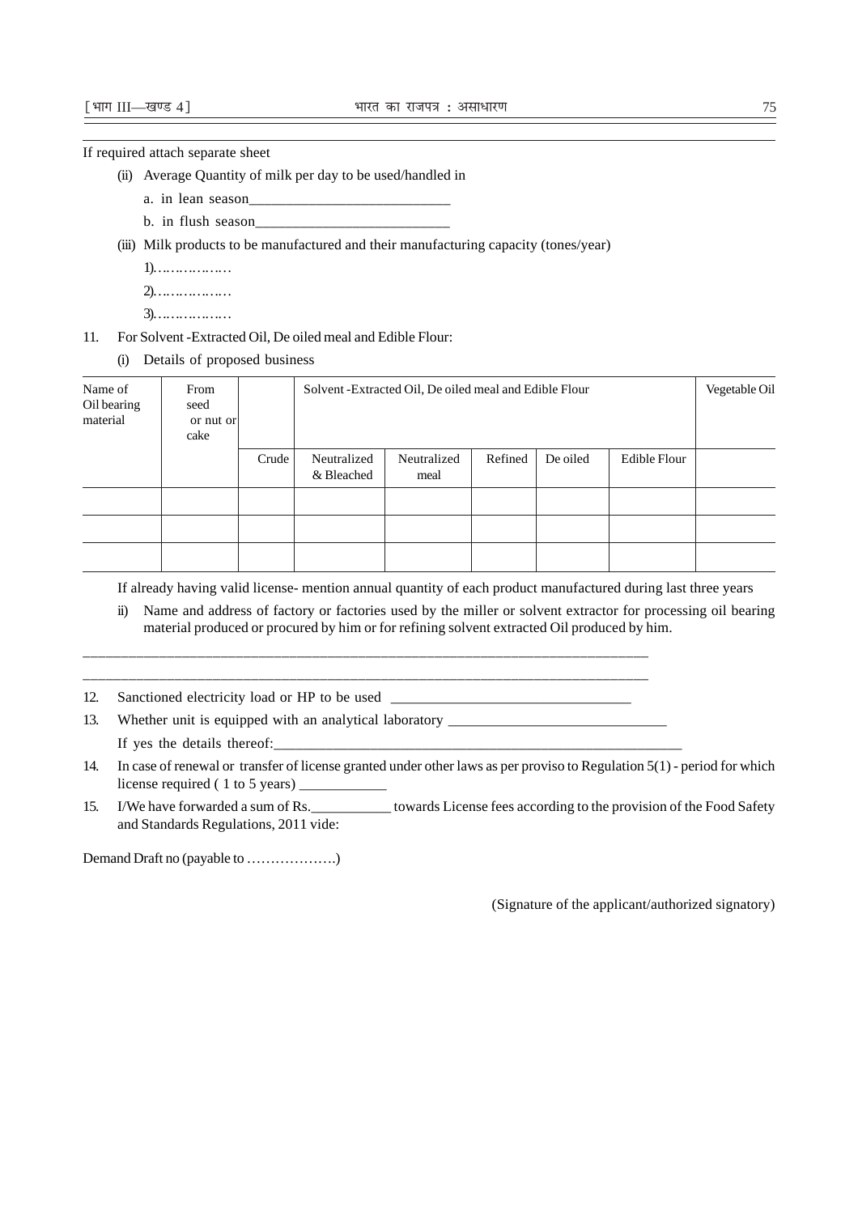If required attach separate sheet

(ii) Average Quantity of milk per day to be used/handled in

a. in lean season___________________________

b. in flush season__________________________

(iii) Milk products to be manufactured and their manufacturing capacity (tones/year)

1)………………

2)………………

3)………………

11. For Solvent -Extracted Oil, De oiled meal and Edible Flour:

(i) Details of proposed business

| Name of Oil bearing material | From seed or nut or cake | Solvent -Extracted Oil, De oiled meal and Edible Flour | | | | | | Vegetable Oil |
|---|---|---|---|---|---|---|---|---|
| | | Crude | Neutralized & Bleached | Neutralized meal | Refined | De oiled | Edible Flour | |
| | | | | | | | | |
| | | | | | | | | |
| | | | | | | | | |

If already having valid license- mention annual quantity of each product manufactured during last three years

ii) Name and address of factory or factories used by the miller or solvent extractor for processing oil bearing material produced or procured by him or for refining solvent extracted Oil produced by him.

_______________________________________________________________________________

_______________________________________________________________________________

12. Sanctioned electricity load or HP to be used _________________________________

13. Whether unit is equipped with an analytical laboratory ______________________________

If yes the details thereof:_________________________________________________________

14. In case of renewal or transfer of license granted under other laws as per proviso to Regulation 5(1) - period for which license required ( 1 to 5 years) ____________

15. I/We have forwarded a sum of Rs.___________ towards License fees according to the provision of the Food Safety and Standards Regulations, 2011 vide:

Demand Draft no (payable to ……………….)

(Signature of the applicant/authorized signatory)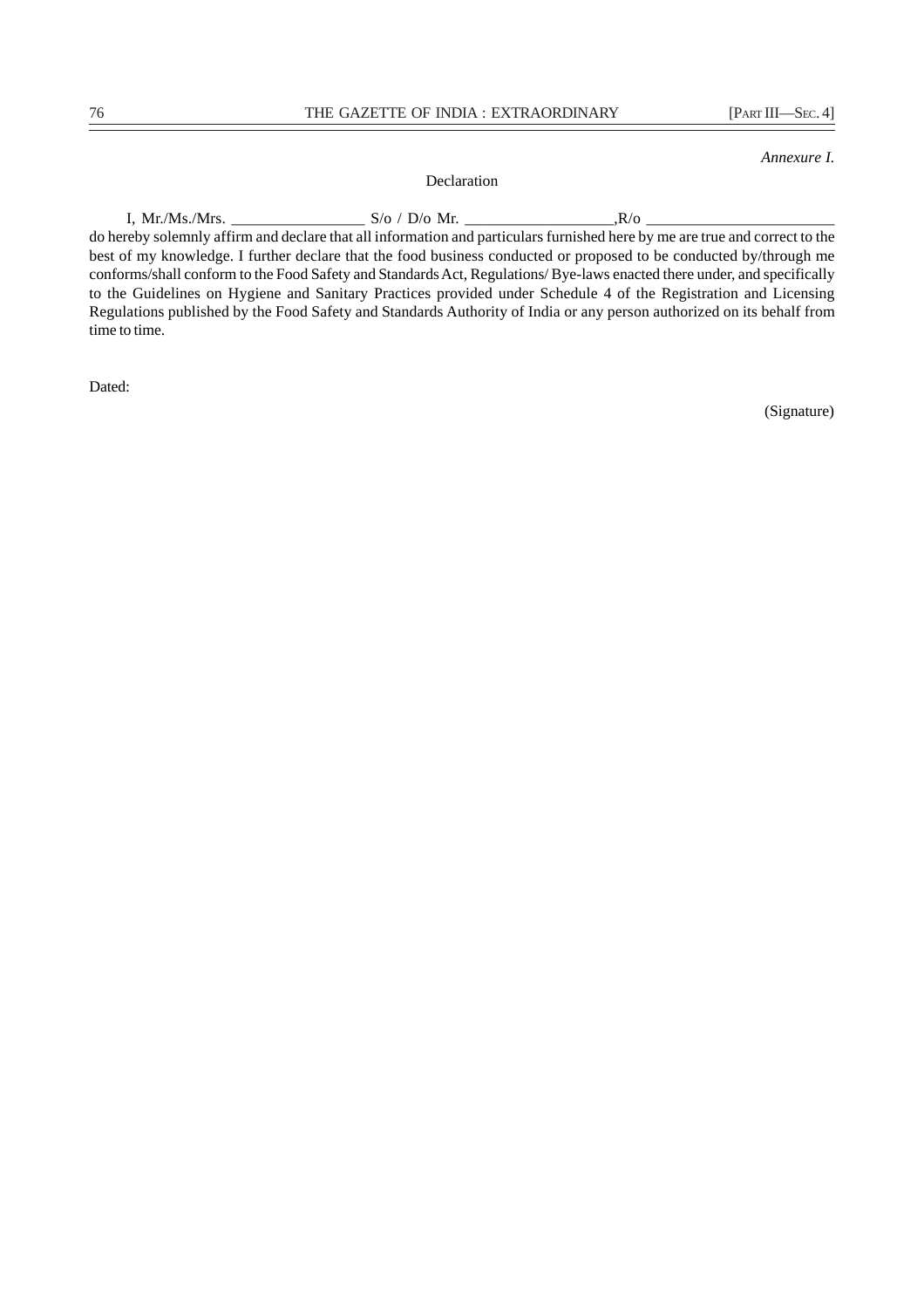*Annexure I.*

Declaration

I, Mr./Ms./Mrs. _________________ S/o / D/o Mr. ___________________,R/o ________________________ do hereby solemnly affirm and declare that all information and particulars furnished here by me are true and correct to the best of my knowledge. I further declare that the food business conducted or proposed to be conducted by/through me conforms/shall conform to the Food Safety and Standards Act, Regulations/ Bye-laws enacted there under, and specifically to the Guidelines on Hygiene and Sanitary Practices provided under Schedule 4 of the Registration and Licensing Regulations published by the Food Safety and Standards Authority of India or any person authorized on its behalf from time to time.

Dated:

(Signature)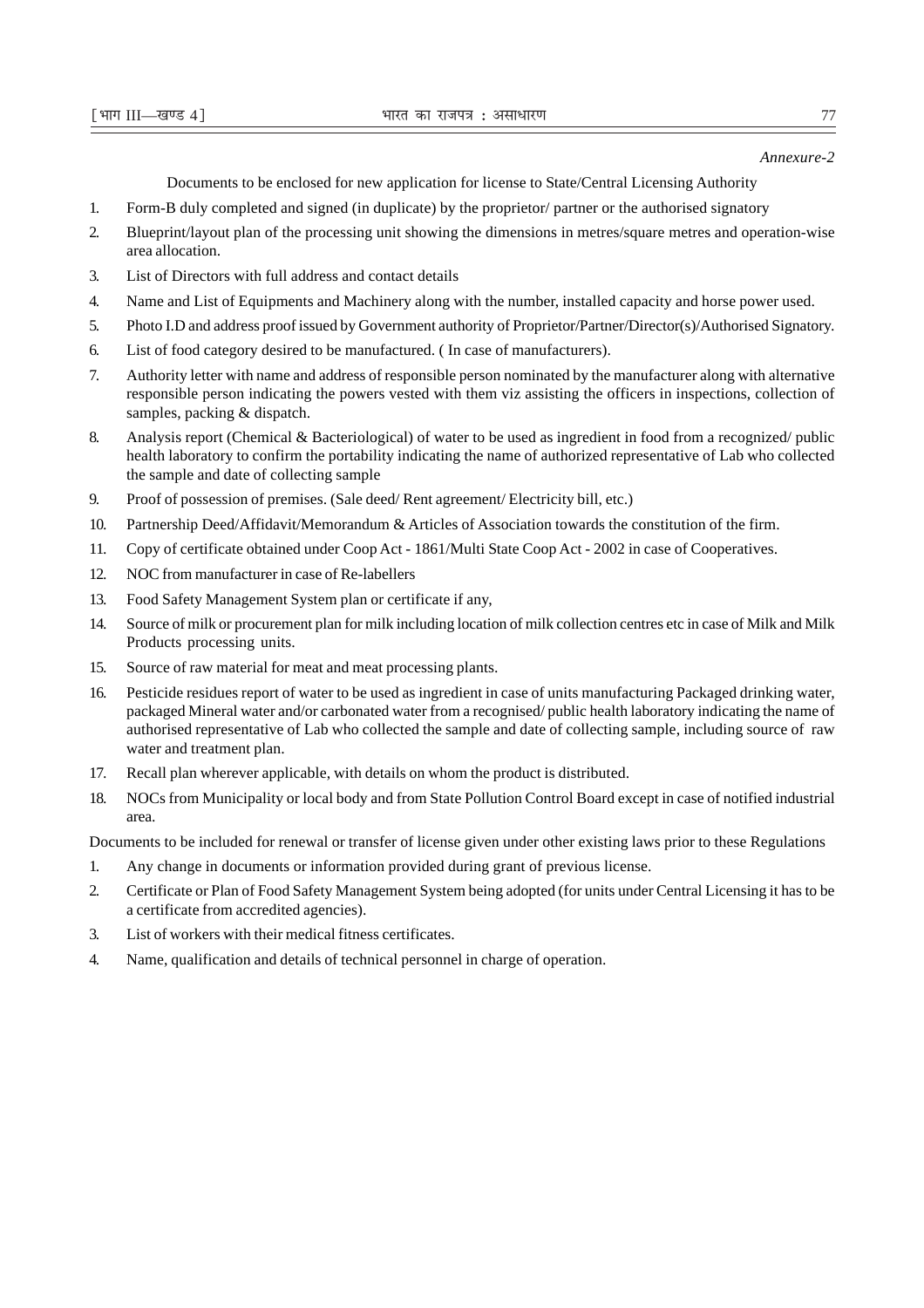*Annexure-2*

Documents to be enclosed for new application for license to State/Central Licensing Authority

1. Form-B duly completed and signed (in duplicate) by the proprietor/ partner or the authorised signatory
2. Blueprint/layout plan of the processing unit showing the dimensions in metres/square metres and operation-wise area allocation.
3. List of Directors with full address and contact details
4. Name and List of Equipments and Machinery along with the number, installed capacity and horse power used.
5. Photo I.D and address proof issued by Government authority of Proprietor/Partner/Director(s)/Authorised Signatory.
6. List of food category desired to be manufactured. ( In case of manufacturers).
7. Authority letter with name and address of responsible person nominated by the manufacturer along with alternative responsible person indicating the powers vested with them viz assisting the officers in inspections, collection of samples, packing & dispatch.
8. Analysis report (Chemical & Bacteriological) of water to be used as ingredient in food from a recognized/ public health laboratory to confirm the portability indicating the name of authorized representative of Lab who collected the sample and date of collecting sample
9. Proof of possession of premises. (Sale deed/ Rent agreement/ Electricity bill, etc.)
10. Partnership Deed/Affidavit/Memorandum & Articles of Association towards the constitution of the firm.
11. Copy of certificate obtained under Coop Act - 1861/Multi State Coop Act - 2002 in case of Cooperatives.
12. NOC from manufacturer in case of Re-labellers
13. Food Safety Management System plan or certificate if any,
14. Source of milk or procurement plan for milk including location of milk collection centres etc in case of Milk and Milk Products processing units.
15. Source of raw material for meat and meat processing plants.
16. Pesticide residues report of water to be used as ingredient in case of units manufacturing Packaged drinking water, packaged Mineral water and/or carbonated water from a recognised/ public health laboratory indicating the name of authorised representative of Lab who collected the sample and date of collecting sample, including source of raw water and treatment plan.
17. Recall plan wherever applicable, with details on whom the product is distributed.
18. NOCs from Municipality or local body and from State Pollution Control Board except in case of notified industrial area.

Documents to be included for renewal or transfer of license given under other existing laws prior to these Regulations

1. Any change in documents or information provided during grant of previous license.
2. Certificate or Plan of Food Safety Management System being adopted (for units under Central Licensing it has to be a certificate from accredited agencies).
3. List of workers with their medical fitness certificates.
4. Name, qualification and details of technical personnel in charge of operation.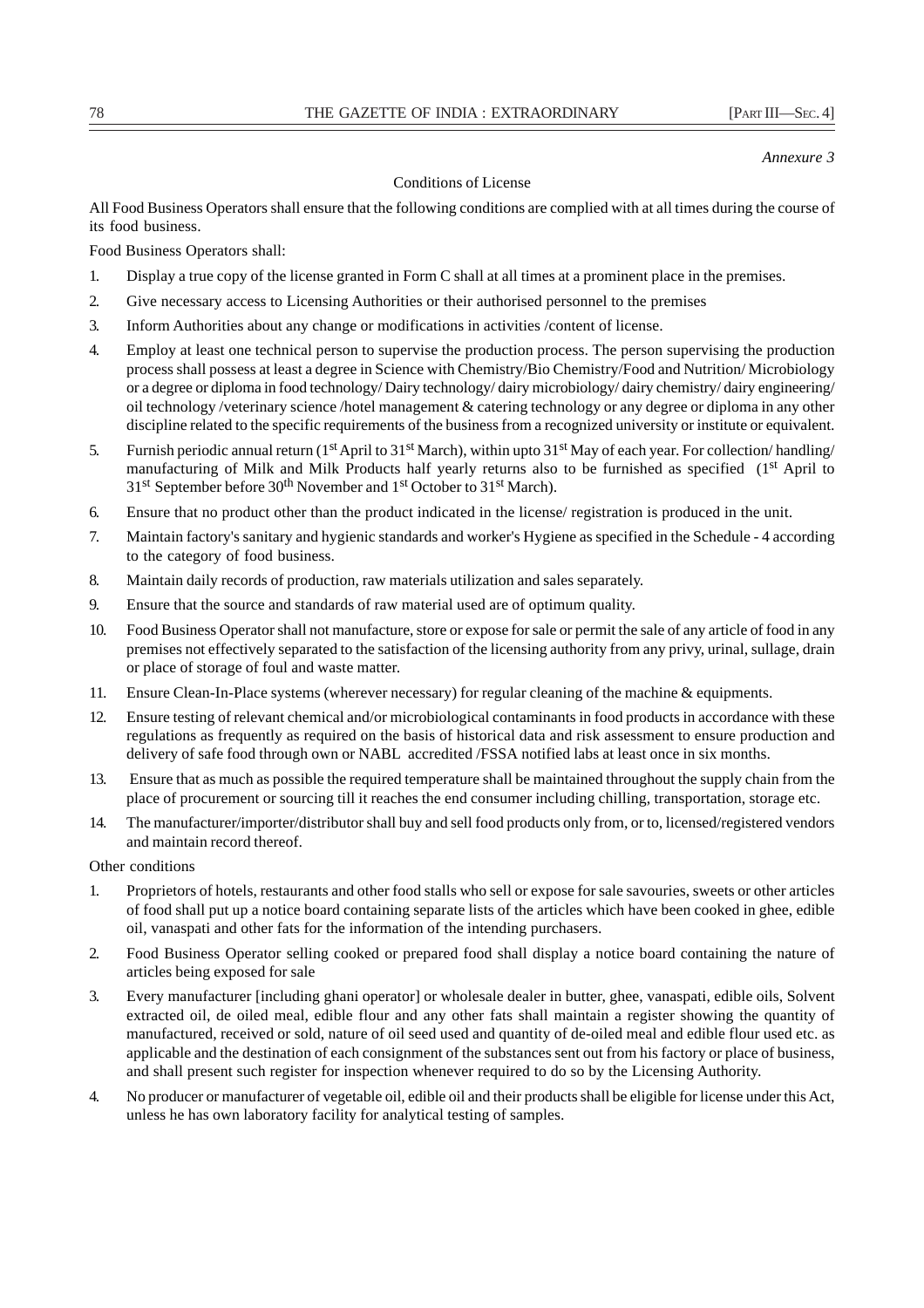*Annexure 3*

## Conditions of License

All Food Business Operators shall ensure that the following conditions are complied with at all times during the course of its food business.

Food Business Operators shall:

1. Display a true copy of the license granted in Form C shall at all times at a prominent place in the premises.
2. Give necessary access to Licensing Authorities or their authorised personnel to the premises
3. Inform Authorities about any change or modifications in activities /content of license.
4. Employ at least one technical person to supervise the production process. The person supervising the production process shall possess at least a degree in Science with Chemistry/Bio Chemistry/Food and Nutrition/ Microbiology or a degree or diploma in food technology/ Dairy technology/ dairy microbiology/ dairy chemistry/ dairy engineering/ oil technology /veterinary science /hotel management & catering technology or any degree or diploma in any other discipline related to the specific requirements of the business from a recognized university or institute or equivalent.
5. Furnish periodic annual return (1st April to 31st March), within upto 31st May of each year. For collection/ handling/ manufacturing of Milk and Milk Products half yearly returns also to be furnished as specified (1st April to 31st September before 30th November and 1st October to 31st March).
6. Ensure that no product other than the product indicated in the license/ registration is produced in the unit.
7. Maintain factory's sanitary and hygienic standards and worker's Hygiene as specified in the Schedule - 4 according to the category of food business.
8. Maintain daily records of production, raw materials utilization and sales separately.
9. Ensure that the source and standards of raw material used are of optimum quality.
10. Food Business Operator shall not manufacture, store or expose for sale or permit the sale of any article of food in any premises not effectively separated to the satisfaction of the licensing authority from any privy, urinal, sullage, drain or place of storage of foul and waste matter.
11. Ensure Clean-In-Place systems (wherever necessary) for regular cleaning of the machine & equipments.
12. Ensure testing of relevant chemical and/or microbiological contaminants in food products in accordance with these regulations as frequently as required on the basis of historical data and risk assessment to ensure production and delivery of safe food through own or NABL accredited /FSSA notified labs at least once in six months.
13. Ensure that as much as possible the required temperature shall be maintained throughout the supply chain from the place of procurement or sourcing till it reaches the end consumer including chilling, transportation, storage etc.
14. The manufacturer/importer/distributor shall buy and sell food products only from, or to, licensed/registered vendors and maintain record thereof.

Other conditions

1. Proprietors of hotels, restaurants and other food stalls who sell or expose for sale savouries, sweets or other articles of food shall put up a notice board containing separate lists of the articles which have been cooked in ghee, edible oil, vanaspati and other fats for the information of the intending purchasers.
2. Food Business Operator selling cooked or prepared food shall display a notice board containing the nature of articles being exposed for sale
3. Every manufacturer [including ghani operator] or wholesale dealer in butter, ghee, vanaspati, edible oils, Solvent extracted oil, de oiled meal, edible flour and any other fats shall maintain a register showing the quantity of manufactured, received or sold, nature of oil seed used and quantity of de-oiled meal and edible flour used etc. as applicable and the destination of each consignment of the substances sent out from his factory or place of business, and shall present such register for inspection whenever required to do so by the Licensing Authority.
4. No producer or manufacturer of vegetable oil, edible oil and their products shall be eligible for license under this Act, unless he has own laboratory facility for analytical testing of samples.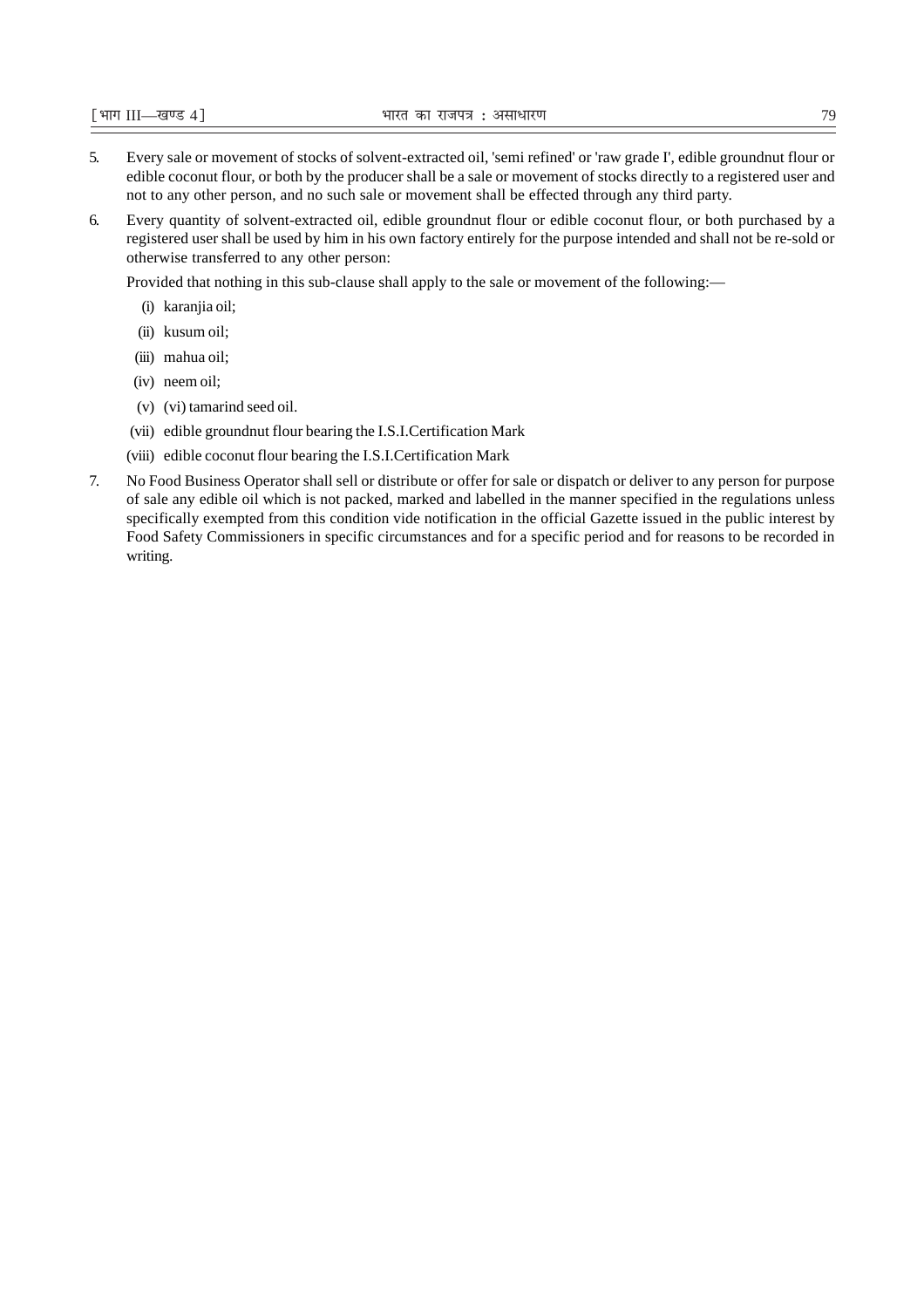5. Every sale or movement of stocks of solvent-extracted oil, 'semi refined' or 'raw grade I', edible groundnut flour or edible coconut flour, or both by the producer shall be a sale or movement of stocks directly to a registered user and not to any other person, and no such sale or movement shall be effected through any third party.

6. Every quantity of solvent-extracted oil, edible groundnut flour or edible coconut flour, or both purchased by a registered user shall be used by him in his own factory entirely for the purpose intended and shall not be re-sold or otherwise transferred to any other person:

   Provided that nothing in this sub-clause shall apply to the sale or movement of the following:—

   (i) karanjia oil;

   (ii) kusum oil;

   (iii) mahua oil;

   (iv) neem oil;

   (v) (vi) tamarind seed oil.

   (vii) edible groundnut flour bearing the I.S.I.Certification Mark

   (viii) edible coconut flour bearing the I.S.I.Certification Mark

7. No Food Business Operator shall sell or distribute or offer for sale or dispatch or deliver to any person for purpose of sale any edible oil which is not packed, marked and labelled in the manner specified in the regulations unless specifically exempted from this condition vide notification in the official Gazette issued in the public interest by Food Safety Commissioners in specific circumstances and for a specific period and for reasons to be recorded in writing.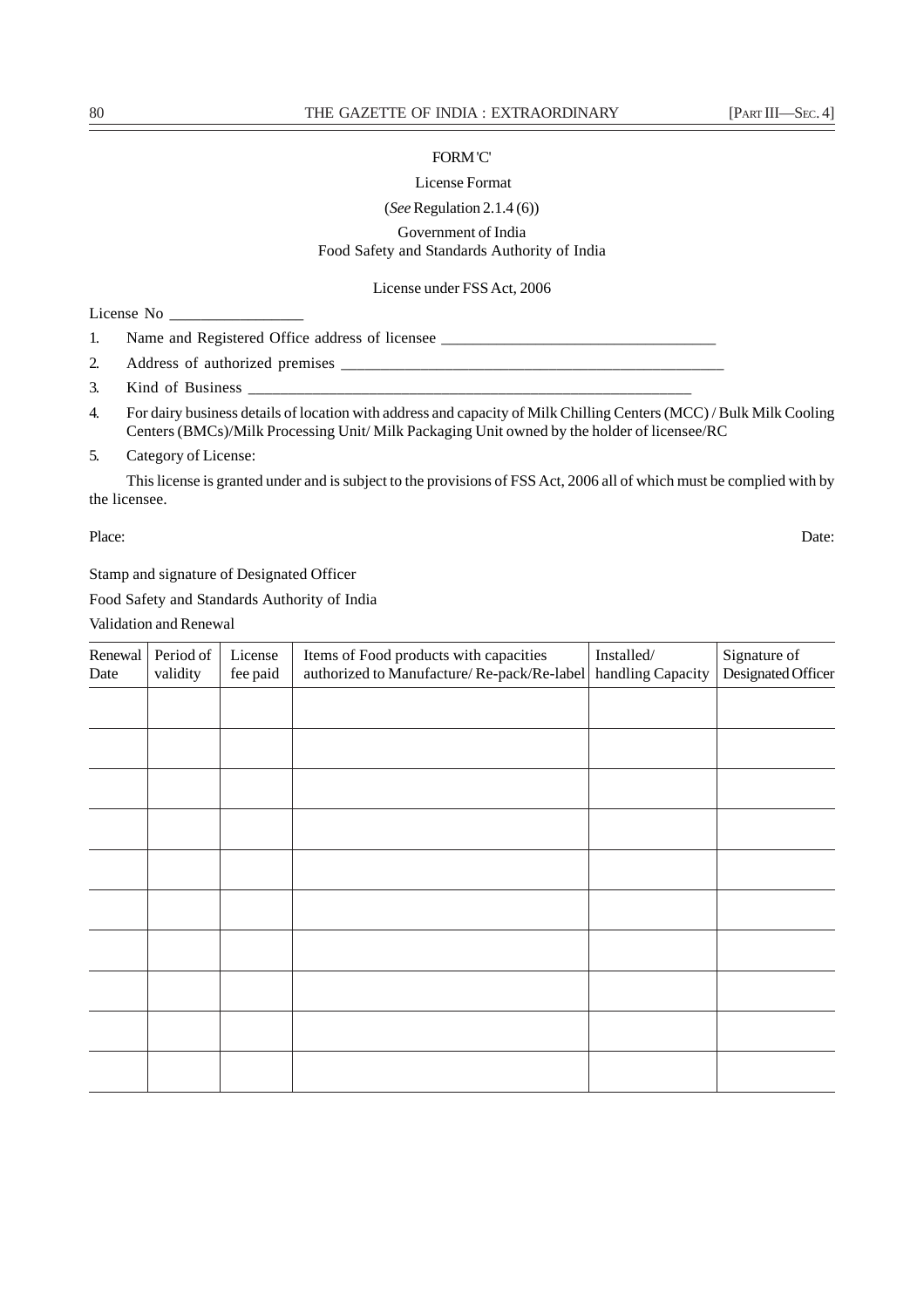FORM 'C'

License Format

(*See* Regulation 2.1.4 (6))

Government of India
Food Safety and Standards Authority of India

License under FSS Act, 2006

License No _________________

1. Name and Registered Office address of licensee ___________________________________
2. Address of authorized premises _________________________________________________
3. Kind of Business ______________________________________________________
4. For dairy business details of location with address and capacity of Milk Chilling Centers (MCC) / Bulk Milk Cooling Centers (BMCs)/Milk Processing Unit/ Milk Packaging Unit owned by the holder of licensee/RC
5. Category of License:

This license is granted under and is subject to the provisions of FSS Act, 2006 all of which must be complied with by the licensee.

Place: Date:

Stamp and signature of Designated Officer

Food Safety and Standards Authority of India

Validation and Renewal

| Renewal Date | Period of validity | License fee paid | Items of Food products with capacities authorized to Manufacture/ Re-pack/Re-label | Installed/ handling Capacity | Signature of Designated Officer |
|---|---|---|---|---|---|
| | | | | | |
| | | | | | |
| | | | | | |
| | | | | | |
| | | | | | |
| | | | | | |
| | | | | | |
| | | | | | |
| | | | | | |
| | | | | | |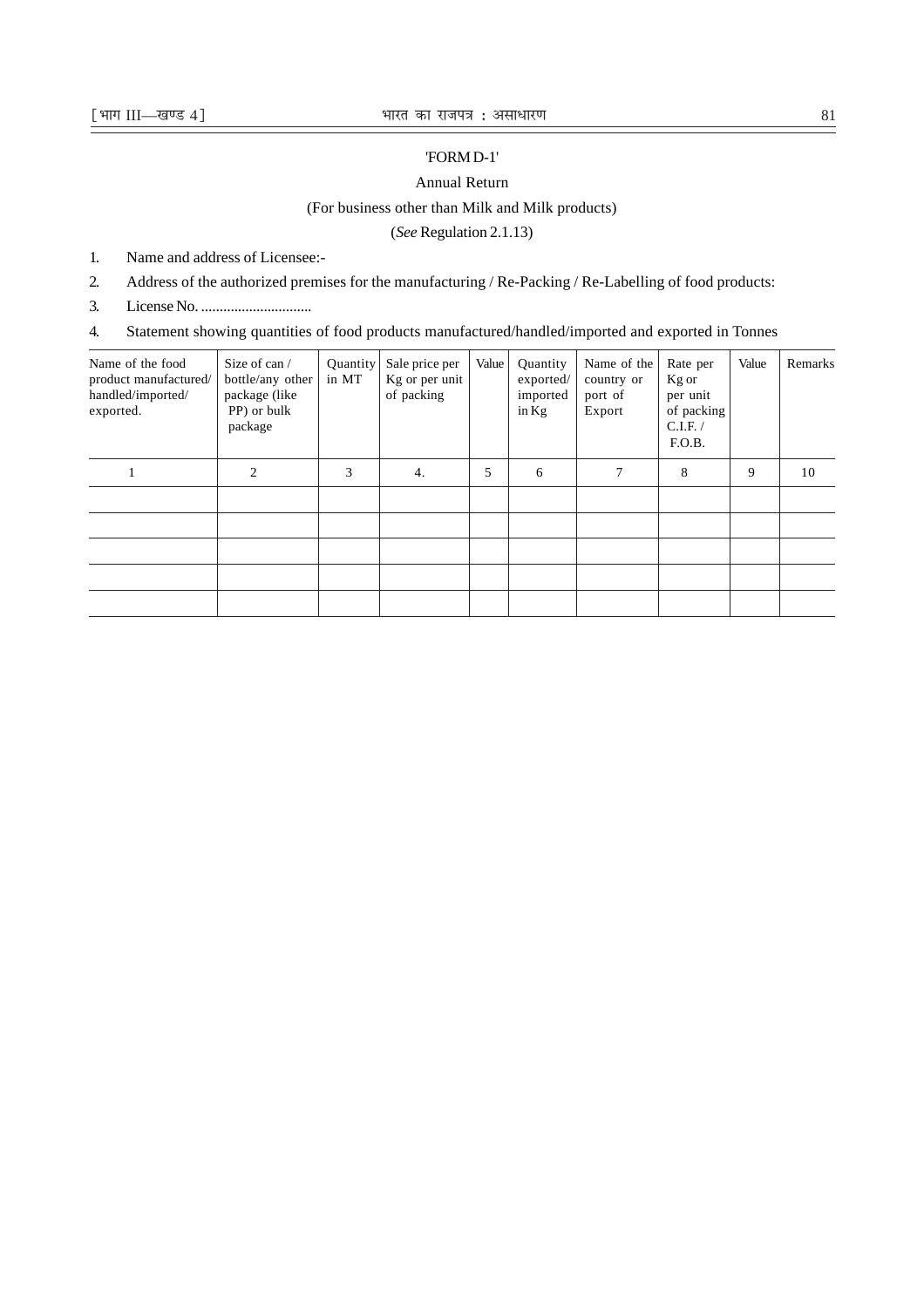'FORM D-1'

Annual Return

(For business other than Milk and Milk products)

(*See* Regulation 2.1.13)

1. Name and address of Licensee:-
2. Address of the authorized premises for the manufacturing / Re-Packing / Re-Labelling of food products:
3. License No. ..............................
4. Statement showing quantities of food products manufactured/handled/imported and exported in Tonnes

| Name of the food product manufactured/ handled/imported/ exported. | Size of can / bottle/any other package (like PP) or bulk package | Quantity in MT | Sale price per Kg or per unit of packing | Value | Quantity exported/ imported in Kg | Name of the country or port of Export | Rate per Kg or per unit of packing C.I.F. / F.O.B. | Value | Remarks |
|---|---|---|---|---|---|---|---|---|---|
| 1 | 2 | 3 | 4. | 5 | 6 | 7 | 8 | 9 | 10 |
| | | | | | | | | | |
| | | | | | | | | | |
| | | | | | | | | | |
| | | | | | | | | | |
| | | | | | | | | | |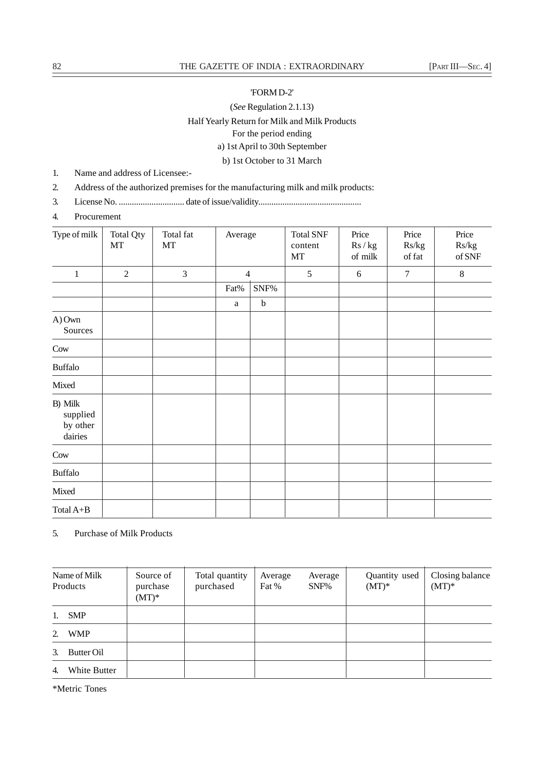'FORM D-2'

(*See* Regulation 2.1.13)

Half Yearly Return for Milk and Milk Products

For the period ending

a) 1st April to 30th September

b) 1st October to 31 March

1. Name and address of Licensee:-
2. Address of the authorized premises for the manufacturing milk and milk products:
3. License No. .............................. date of issue/validity...............................................
4. Procurement

| Type of milk | Total Qty MT | Total fat MT | Average | | Total SNF content MT | Price Rs / kg of milk | Price Rs/kg of fat | Price Rs/kg of SNF |
|---|---|---|---|---|---|---|---|---|
| 1 | 2 | 3 | 4 | | 5 | 6 | 7 | 8 |
| | | | Fat% | SNF% | | | | |
| | | | a | b | | | | |
| A) Own Sources | | | | | | | | |
| Cow | | | | | | | | |
| Buffalo | | | | | | | | |
| Mixed | | | | | | | | |
| B) Milk supplied by other dairies | | | | | | | | |
| Cow | | | | | | | | |
| Buffalo | | | | | | | | |
| Mixed | | | | | | | | |
| Total A+B | | | | | | | | |

5. Purchase of Milk Products

| Name of Milk Products | Source of purchase (MT)* | Total quantity purchased | Average Fat % | Average SNF% | Quantity used (MT)* | Closing balance (MT)* |
|---|---|---|---|---|---|---|
| 1. SMP | | | | | | |
| 2. WMP | | | | | | |
| 3. Butter Oil | | | | | | |
| 4. White Butter | | | | | | |

*Metric Tones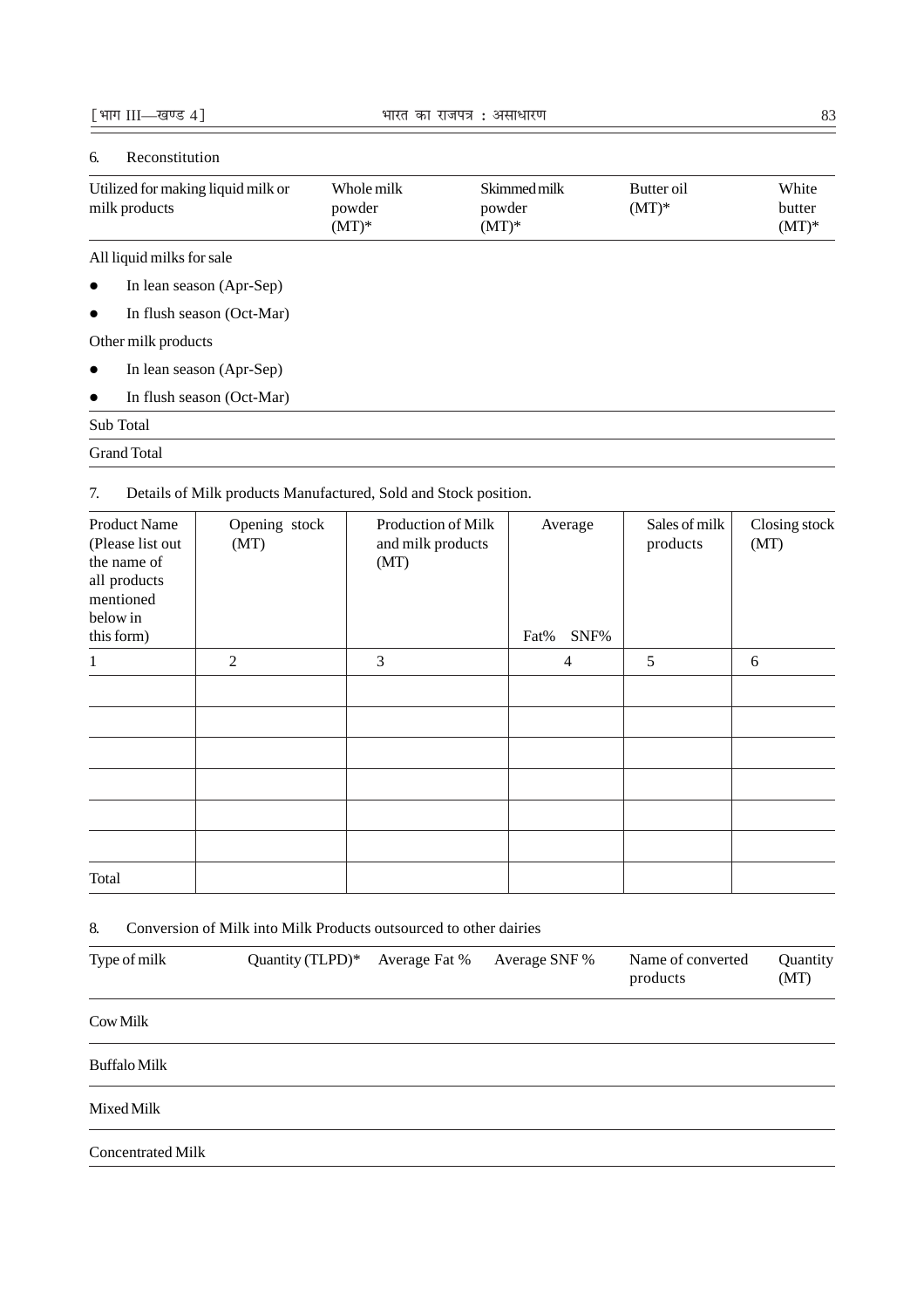6. Reconstitution

| Utilized for making liquid milk or milk products | Whole milk powder (MT)* | Skimmed milk powder (MT)* | Butter oil (MT)* | White butter (MT)* |
|---|---|---|---|---|
| All liquid milks for sale | | | | |
| • In lean season (Apr-Sep) | | | | |
| • In flush season (Oct-Mar) | | | | |
| Other milk products | | | | |
| • In lean season (Apr-Sep) | | | | |
| • In flush season (Oct-Mar) | | | | |
| Sub Total | | | | |
| Grand Total | | | | |

7. Details of Milk products Manufactured, Sold and Stock position.

| Product Name (Please list out the name of all products mentioned below in this form) | Opening stock (MT) | Production of Milk and milk products (MT) | Average | | Sales of milk products | Closing stock (MT) |
|---|---|---|---|---|---|---|
| | | | Fat% | SNF% | | |
| 1 | 2 | 3 | 4 | | 5 | 6 |
| | | | | | | |
| | | | | | | |
| | | | | | | |
| | | | | | | |
| | | | | | | |
| | | | | | | |
| Total | | | | | | |

8. Conversion of Milk into Milk Products outsourced to other dairies

| Type of milk | Quantity (TLPD)* | Average Fat % | Average SNF % | Name of converted products | Quantity (MT) |
|---|---|---|---|---|---|
| Cow Milk | | | | | |
| Buffalo Milk | | | | | |
| Mixed Milk | | | | | |
| Concentrated Milk | | | | | |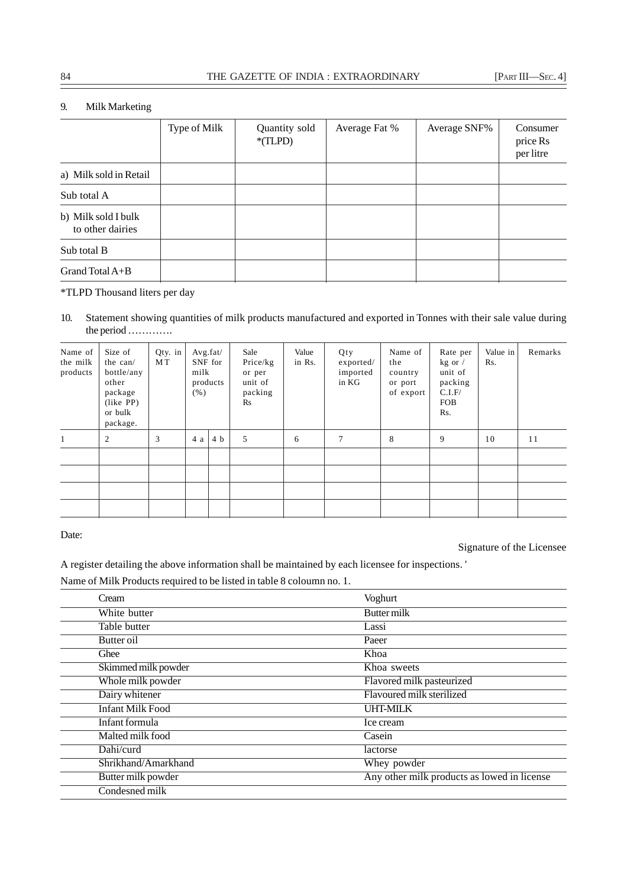9. Milk Marketing

| | Type of Milk | Quantity sold *(TLPD) | Average Fat % | Average SNF% | Consumer price Rs per litre |
|---|---|---|---|---|---|
| a) Milk sold in Retail | | | | | |
| Sub total A | | | | | |
| b) Milk sold I bulk to other dairies | | | | | |
| Sub total B | | | | | |
| Grand Total A+B | | | | | |

*TLPD Thousand liters per day

10. Statement showing quantities of milk products manufactured and exported in Tonnes with their sale value during the period ………….

| Name of the milk products | Size of the can/ bottle/any other package (like PP) or bulk package. | Qty. in MT | Avg.fat/ SNF for milk products (%) | | Sale Price/kg or per unit of packing Rs | Value in Rs. | Qty exported/ imported in KG | Name of the country or port of export | Rate per kg or / unit of packing C.I.F/ FOB Rs. | Value in Rs. | Remarks |
|---|---|---|---|---|---|---|---|---|---|---|---|
| 1 | 2 | 3 | 4 a | 4 b | 5 | 6 | 7 | 8 | 9 | 10 | 11 |
| | | | | | | | | | | | |
| | | | | | | | | | | | |
| | | | | | | | | | | | |
| | | | | | | | | | | | |

Date:

Signature of the Licensee

A register detailing the above information shall be maintained by each licensee for inspections. '

Name of Milk Products required to be listed in table 8 coloumn no. 1.

| | |
|---|---|
| Cream | Voghurt |
| White butter | Butter milk |
| Table butter | Lassi |
| Butter oil | Paeer |
| Ghee | Khoa |
| Skimmed milk powder | Khoa sweets |
| Whole milk powder | Flavored milk pasteurized |
| Dairy whitener | Flavoured milk sterilized |
| Infant Milk Food | UHT-MILK |
| Infant formula | Ice cream |
| Malted milk food | Casein |
| Dahi/curd | lactorse |
| Shrikhand/Amarkhand | Whey powder |
| Butter milk powder | Any other milk products as lowed in license |
| Condesned milk | |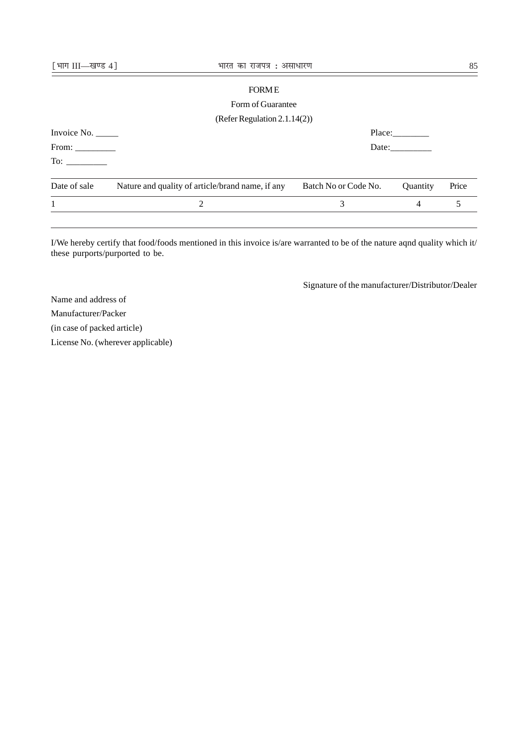# FORM E

## Form of Guarantee

(Refer Regulation 2.1.14(2))

Invoice No. _____ Place:________

From: _________ Date:_________

To: _________

| Date of sale | Nature and quality of article/brand name, if any | Batch No or Code No. | Quantity | Price |
|---|---|---|---|---|
| 1 | 2 | 3 | 4 | 5 |
| | | | | |

I/We hereby certify that food/foods mentioned in this invoice is/are warranted to be of the nature aqnd quality which it/these purports/purported to be.

Signature of the manufacturer/Distributor/Dealer

Name and address of
Manufacturer/Packer
(in case of packed article)
License No. (wherever applicable)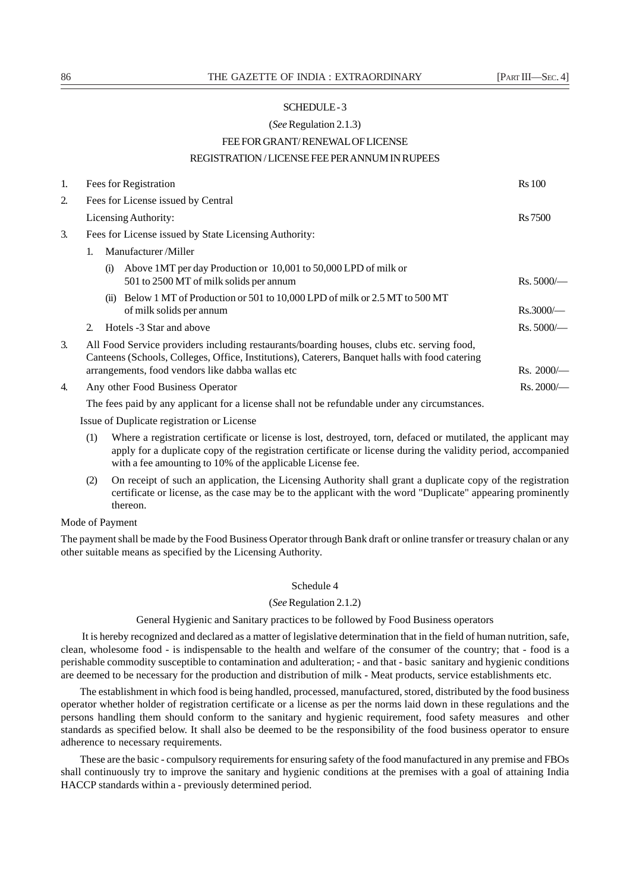SCHEDULE - 3

(*See* Regulation 2.1.3)

FEE FOR GRANT/ RENEWAL OF LICENSE

REGISTRATION / LICENSE FEE PER ANNUM IN RUPEES

| | | |
|---|---|---|
| 1. | Fees for Registration | Rs 100 |
| 2. | Fees for License issued by Central Licensing Authority: | Rs 7500 |
| 3. | Fees for License issued by State Licensing Authority: | |
| | 1. Manufacturer /Miller | |
| | (i) Above 1MT per day Production or 10,001 to 50,000 LPD of milk or 501 to 2500 MT of milk solids per annum | Rs. 5000/— |
| | (ii) Below 1 MT of Production or 501 to 10,000 LPD of milk or 2.5 MT to 500 MT of milk solids per annum | Rs.3000/— |
| | 2. Hotels -3 Star and above | Rs. 5000/— |
| 3. | All Food Service providers including restaurants/boarding houses, clubs etc. serving food, Canteens (Schools, Colleges, Office, Institutions), Caterers, Banquet halls with food catering arrangements, food vendors like dabba wallas etc | Rs. 2000/— |
| 4. | Any other Food Business Operator | Rs. 2000/— |

The fees paid by any applicant for a license shall not be refundable under any circumstances.

Issue of Duplicate registration or License

(1) Where a registration certificate or license is lost, destroyed, torn, defaced or mutilated, the applicant may apply for a duplicate copy of the registration certificate or license during the validity period, accompanied with a fee amounting to 10% of the applicable License fee.

(2) On receipt of such an application, the Licensing Authority shall grant a duplicate copy of the registration certificate or license, as the case may be to the applicant with the word "Duplicate" appearing prominently thereon.

Mode of Payment

The payment shall be made by the Food Business Operator through Bank draft or online transfer or treasury chalan or any other suitable means as specified by the Licensing Authority.

Schedule 4

(*See* Regulation 2.1.2)

General Hygienic and Sanitary practices to be followed by Food Business operators

It is hereby recognized and declared as a matter of legislative determination that in the field of human nutrition, safe, clean, wholesome food - is indispensable to the health and welfare of the consumer of the country; that - food is a perishable commodity susceptible to contamination and adulteration; - and that - basic sanitary and hygienic conditions are deemed to be necessary for the production and distribution of milk - Meat products, service establishments etc.

The establishment in which food is being handled, processed, manufactured, stored, distributed by the food business operator whether holder of registration certificate or a license as per the norms laid down in these regulations and the persons handling them should conform to the sanitary and hygienic requirement, food safety measures and other standards as specified below. It shall also be deemed to be the responsibility of the food business operator to ensure adherence to necessary requirements.

These are the basic - compulsory requirements for ensuring safety of the food manufactured in any premise and FBOs shall continuously try to improve the sanitary and hygienic conditions at the premises with a goal of attaining India HACCP standards within a - previously determined period.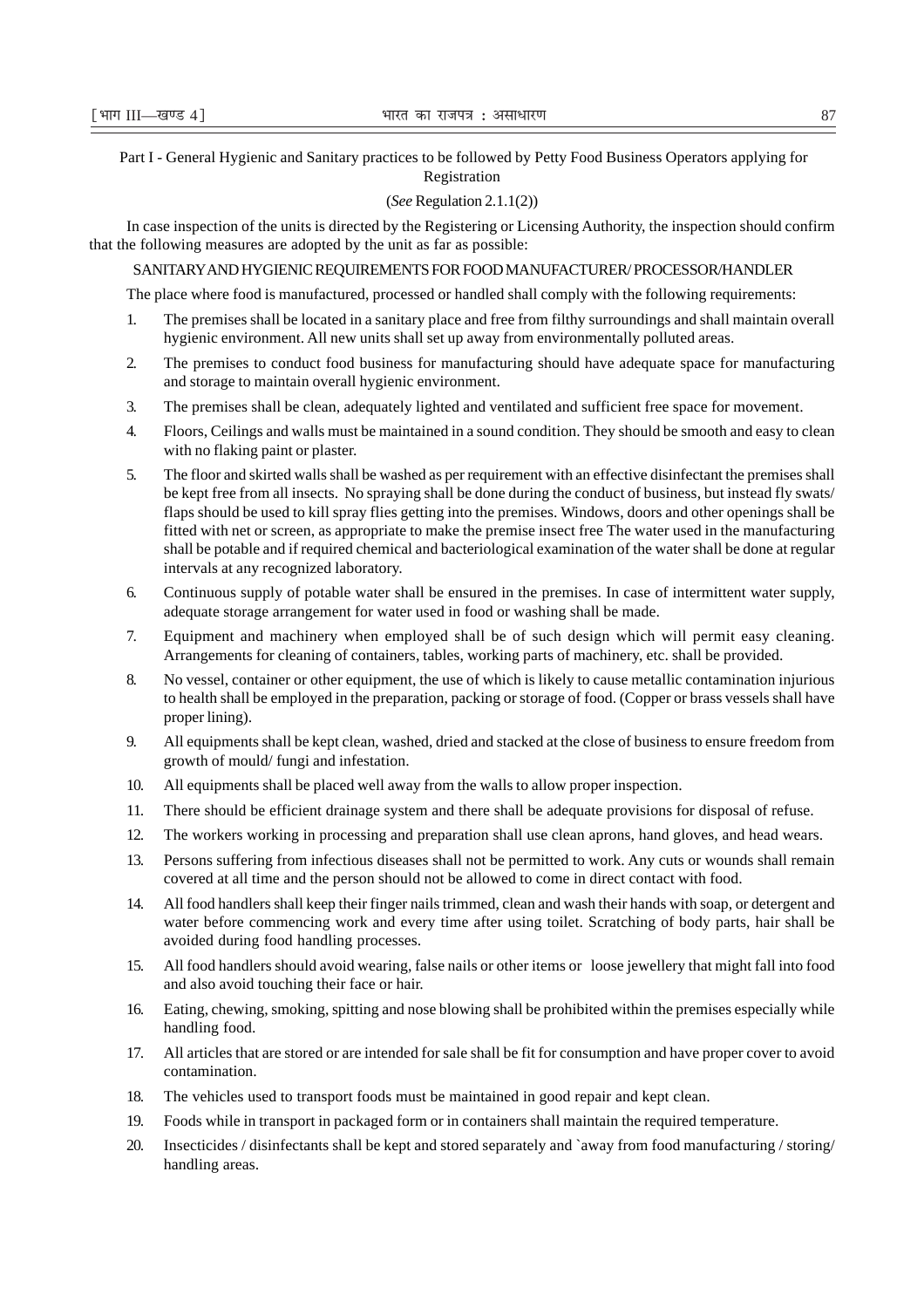Part I - General Hygienic and Sanitary practices to be followed by Petty Food Business Operators applying for Registration

(*See* Regulation 2.1.1(2))

In case inspection of the units is directed by the Registering or Licensing Authority, the inspection should confirm that the following measures are adopted by the unit as far as possible:

SANITARY AND HYGIENIC REQUIREMENTS FOR FOOD MANUFACTURER/ PROCESSOR/HANDLER

The place where food is manufactured, processed or handled shall comply with the following requirements:

1. The premises shall be located in a sanitary place and free from filthy surroundings and shall maintain overall hygienic environment. All new units shall set up away from environmentally polluted areas.
2. The premises to conduct food business for manufacturing should have adequate space for manufacturing and storage to maintain overall hygienic environment.
3. The premises shall be clean, adequately lighted and ventilated and sufficient free space for movement.
4. Floors, Ceilings and walls must be maintained in a sound condition. They should be smooth and easy to clean with no flaking paint or plaster.
5. The floor and skirted walls shall be washed as per requirement with an effective disinfectant the premises shall be kept free from all insects. No spraying shall be done during the conduct of business, but instead fly swats/ flaps should be used to kill spray flies getting into the premises. Windows, doors and other openings shall be fitted with net or screen, as appropriate to make the premise insect free The water used in the manufacturing shall be potable and if required chemical and bacteriological examination of the water shall be done at regular intervals at any recognized laboratory.
6. Continuous supply of potable water shall be ensured in the premises. In case of intermittent water supply, adequate storage arrangement for water used in food or washing shall be made.
7. Equipment and machinery when employed shall be of such design which will permit easy cleaning. Arrangements for cleaning of containers, tables, working parts of machinery, etc. shall be provided.
8. No vessel, container or other equipment, the use of which is likely to cause metallic contamination injurious to health shall be employed in the preparation, packing or storage of food. (Copper or brass vessels shall have proper lining).
9. All equipments shall be kept clean, washed, dried and stacked at the close of business to ensure freedom from growth of mould/ fungi and infestation.
10. All equipments shall be placed well away from the walls to allow proper inspection.
11. There should be efficient drainage system and there shall be adequate provisions for disposal of refuse.
12. The workers working in processing and preparation shall use clean aprons, hand gloves, and head wears.
13. Persons suffering from infectious diseases shall not be permitted to work. Any cuts or wounds shall remain covered at all time and the person should not be allowed to come in direct contact with food.
14. All food handlers shall keep their finger nails trimmed, clean and wash their hands with soap, or detergent and water before commencing work and every time after using toilet. Scratching of body parts, hair shall be avoided during food handling processes.
15. All food handlers should avoid wearing, false nails or other items or loose jewellery that might fall into food and also avoid touching their face or hair.
16. Eating, chewing, smoking, spitting and nose blowing shall be prohibited within the premises especially while handling food.
17. All articles that are stored or are intended for sale shall be fit for consumption and have proper cover to avoid contamination.
18. The vehicles used to transport foods must be maintained in good repair and kept clean.
19. Foods while in transport in packaged form or in containers shall maintain the required temperature.
20. Insecticides / disinfectants shall be kept and stored separately and `away from food manufacturing / storing/ handling areas.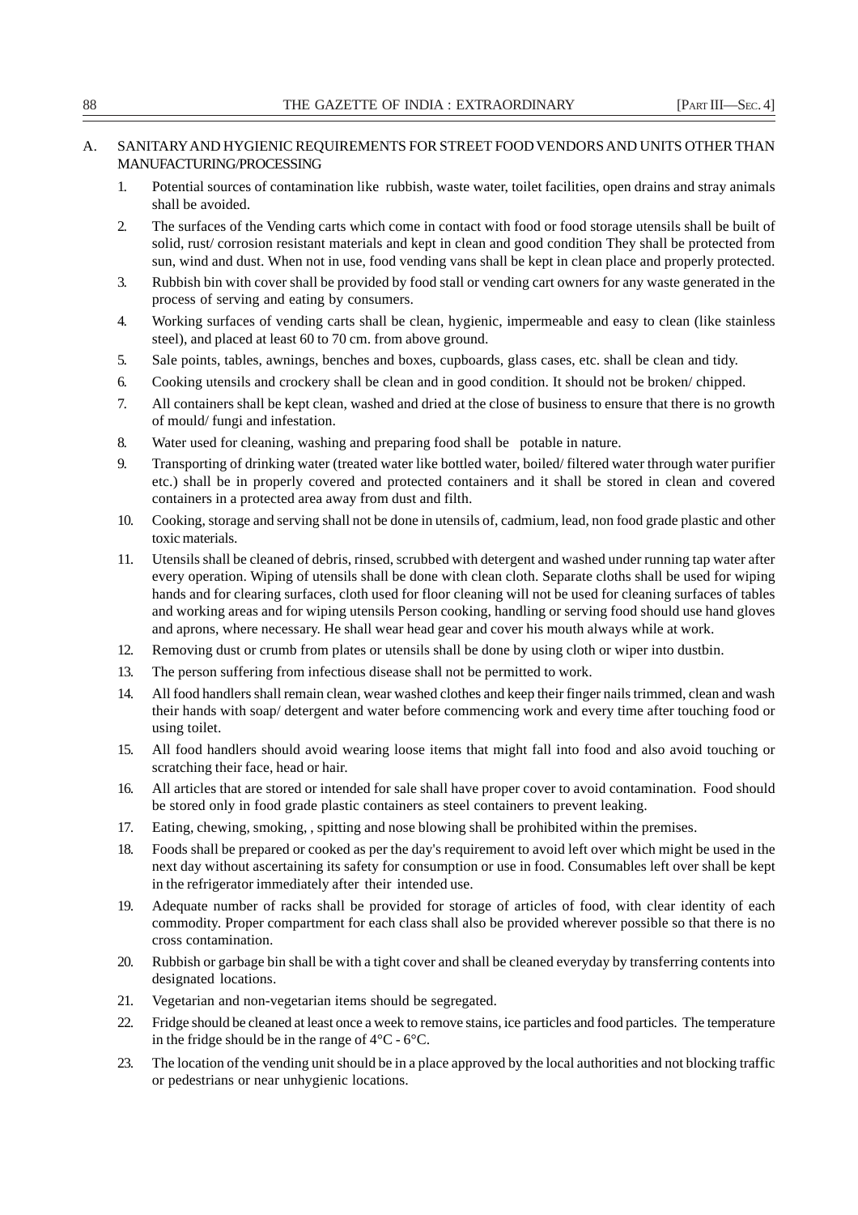A. SANITARY AND HYGIENIC REQUIREMENTS FOR STREET FOOD VENDORS AND UNITS OTHER THAN MANUFACTURING/PROCESSING

1. Potential sources of contamination like rubbish, waste water, toilet facilities, open drains and stray animals shall be avoided.
2. The surfaces of the Vending carts which come in contact with food or food storage utensils shall be built of solid, rust/ corrosion resistant materials and kept in clean and good condition They shall be protected from sun, wind and dust. When not in use, food vending vans shall be kept in clean place and properly protected.
3. Rubbish bin with cover shall be provided by food stall or vending cart owners for any waste generated in the process of serving and eating by consumers.
4. Working surfaces of vending carts shall be clean, hygienic, impermeable and easy to clean (like stainless steel), and placed at least 60 to 70 cm. from above ground.
5. Sale points, tables, awnings, benches and boxes, cupboards, glass cases, etc. shall be clean and tidy.
6. Cooking utensils and crockery shall be clean and in good condition. It should not be broken/ chipped.
7. All containers shall be kept clean, washed and dried at the close of business to ensure that there is no growth of mould/ fungi and infestation.
8. Water used for cleaning, washing and preparing food shall be potable in nature.
9. Transporting of drinking water (treated water like bottled water, boiled/ filtered water through water purifier etc.) shall be in properly covered and protected containers and it shall be stored in clean and covered containers in a protected area away from dust and filth.
10. Cooking, storage and serving shall not be done in utensils of, cadmium, lead, non food grade plastic and other toxic materials.
11. Utensils shall be cleaned of debris, rinsed, scrubbed with detergent and washed under running tap water after every operation. Wiping of utensils shall be done with clean cloth. Separate cloths shall be used for wiping hands and for clearing surfaces, cloth used for floor cleaning will not be used for cleaning surfaces of tables and working areas and for wiping utensils Person cooking, handling or serving food should use hand gloves and aprons, where necessary. He shall wear head gear and cover his mouth always while at work.
12. Removing dust or crumb from plates or utensils shall be done by using cloth or wiper into dustbin.
13. The person suffering from infectious disease shall not be permitted to work.
14. All food handlers shall remain clean, wear washed clothes and keep their finger nails trimmed, clean and wash their hands with soap/ detergent and water before commencing work and every time after touching food or using toilet.
15. All food handlers should avoid wearing loose items that might fall into food and also avoid touching or scratching their face, head or hair.
16. All articles that are stored or intended for sale shall have proper cover to avoid contamination. Food should be stored only in food grade plastic containers as steel containers to prevent leaking.
17. Eating, chewing, smoking, , spitting and nose blowing shall be prohibited within the premises.
18. Foods shall be prepared or cooked as per the day's requirement to avoid left over which might be used in the next day without ascertaining its safety for consumption or use in food. Consumables left over shall be kept in the refrigerator immediately after their intended use.
19. Adequate number of racks shall be provided for storage of articles of food, with clear identity of each commodity. Proper compartment for each class shall also be provided wherever possible so that there is no cross contamination.
20. Rubbish or garbage bin shall be with a tight cover and shall be cleaned everyday by transferring contents into designated locations.
21. Vegetarian and non-vegetarian items should be segregated.
22. Fridge should be cleaned at least once a week to remove stains, ice particles and food particles. The temperature in the fridge should be in the range of 4°C - 6°C.
23. The location of the vending unit should be in a place approved by the local authorities and not blocking traffic or pedestrians or near unhygienic locations.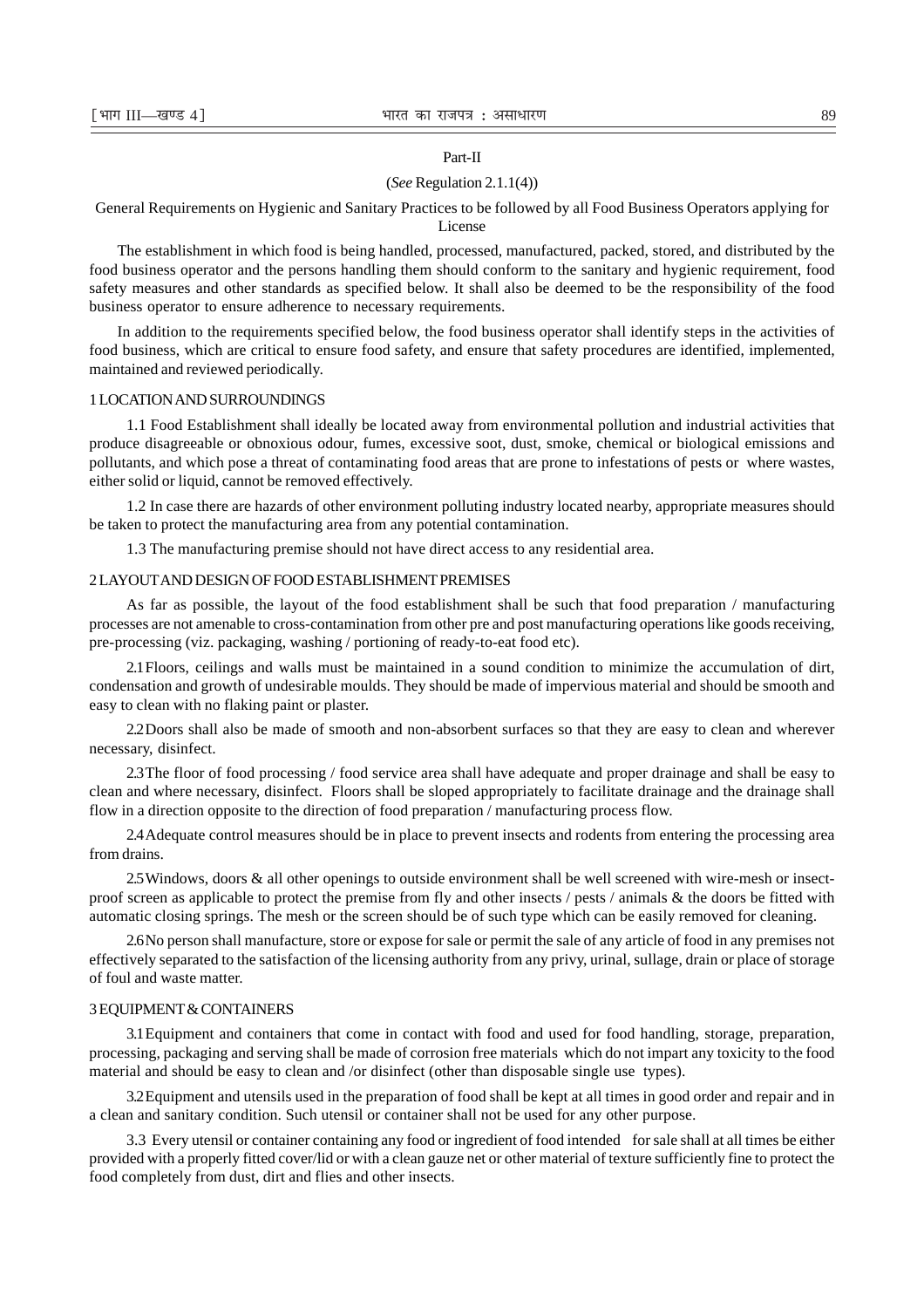Part-II

(*See* Regulation 2.1.1(4))

General Requirements on Hygienic and Sanitary Practices to be followed by all Food Business Operators applying for License

The establishment in which food is being handled, processed, manufactured, packed, stored, and distributed by the food business operator and the persons handling them should conform to the sanitary and hygienic requirement, food safety measures and other standards as specified below. It shall also be deemed to be the responsibility of the food business operator to ensure adherence to necessary requirements.

In addition to the requirements specified below, the food business operator shall identify steps in the activities of food business, which are critical to ensure food safety, and ensure that safety procedures are identified, implemented, maintained and reviewed periodically.

## 1 LOCATION AND SURROUNDINGS

1.1 Food Establishment shall ideally be located away from environmental pollution and industrial activities that produce disagreeable or obnoxious odour, fumes, excessive soot, dust, smoke, chemical or biological emissions and pollutants, and which pose a threat of contaminating food areas that are prone to infestations of pests or where wastes, either solid or liquid, cannot be removed effectively.

1.2 In case there are hazards of other environment polluting industry located nearby, appropriate measures should be taken to protect the manufacturing area from any potential contamination.

1.3 The manufacturing premise should not have direct access to any residential area.

## 2 LAYOUT AND DESIGN OF FOOD ESTABLISHMENT PREMISES

As far as possible, the layout of the food establishment shall be such that food preparation / manufacturing processes are not amenable to cross-contamination from other pre and post manufacturing operations like goods receiving, pre-processing (viz. packaging, washing / portioning of ready-to-eat food etc).

2.1 Floors, ceilings and walls must be maintained in a sound condition to minimize the accumulation of dirt, condensation and growth of undesirable moulds. They should be made of impervious material and should be smooth and easy to clean with no flaking paint or plaster.

2.2 Doors shall also be made of smooth and non-absorbent surfaces so that they are easy to clean and wherever necessary, disinfect.

2.3 The floor of food processing / food service area shall have adequate and proper drainage and shall be easy to clean and where necessary, disinfect. Floors shall be sloped appropriately to facilitate drainage and the drainage shall flow in a direction opposite to the direction of food preparation / manufacturing process flow.

2.4 Adequate control measures should be in place to prevent insects and rodents from entering the processing area from drains.

2.5 Windows, doors & all other openings to outside environment shall be well screened with wire-mesh or insect-proof screen as applicable to protect the premise from fly and other insects / pests / animals & the doors be fitted with automatic closing springs. The mesh or the screen should be of such type which can be easily removed for cleaning.

2.6 No person shall manufacture, store or expose for sale or permit the sale of any article of food in any premises not effectively separated to the satisfaction of the licensing authority from any privy, urinal, sullage, drain or place of storage of foul and waste matter.

## 3 EQUIPMENT & CONTAINERS

3.1 Equipment and containers that come in contact with food and used for food handling, storage, preparation, processing, packaging and serving shall be made of corrosion free materials which do not impart any toxicity to the food material and should be easy to clean and /or disinfect (other than disposable single use types).

3.2 Equipment and utensils used in the preparation of food shall be kept at all times in good order and repair and in a clean and sanitary condition. Such utensil or container shall not be used for any other purpose.

3.3 Every utensil or container containing any food or ingredient of food intended for sale shall at all times be either provided with a properly fitted cover/lid or with a clean gauze net or other material of texture sufficiently fine to protect the food completely from dust, dirt and flies and other insects.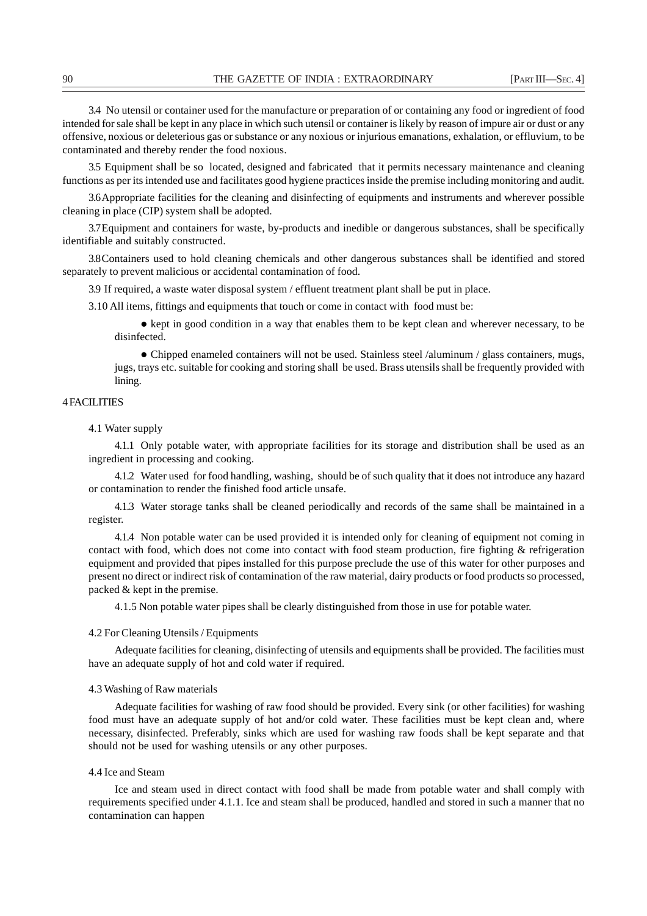3.4 No utensil or container used for the manufacture or preparation of or containing any food or ingredient of food intended for sale shall be kept in any place in which such utensil or container is likely by reason of impure air or dust or any offensive, noxious or deleterious gas or substance or any noxious or injurious emanations, exhalation, or effluvium, to be contaminated and thereby render the food noxious.

3.5 Equipment shall be so located, designed and fabricated that it permits necessary maintenance and cleaning functions as per its intended use and facilitates good hygiene practices inside the premise including monitoring and audit.

3.6 Appropriate facilities for the cleaning and disinfecting of equipments and instruments and wherever possible cleaning in place (CIP) system shall be adopted.

3.7 Equipment and containers for waste, by-products and inedible or dangerous substances, shall be specifically identifiable and suitably constructed.

3.8 Containers used to hold cleaning chemicals and other dangerous substances shall be identified and stored separately to prevent malicious or accidental contamination of food.

3.9 If required, a waste water disposal system / effluent treatment plant shall be put in place.

3.10 All items, fittings and equipments that touch or come in contact with food must be:

- kept in good condition in a way that enables them to be kept clean and wherever necessary, to be disinfected.
- Chipped enameled containers will not be used. Stainless steel /aluminum / glass containers, mugs, jugs, trays etc. suitable for cooking and storing shall be used. Brass utensils shall be frequently provided with lining.

## 4 FACILITIES

### 4.1 Water supply

4.1.1 Only potable water, with appropriate facilities for its storage and distribution shall be used as an ingredient in processing and cooking.

4.1.2 Water used for food handling, washing, should be of such quality that it does not introduce any hazard or contamination to render the finished food article unsafe.

4.1.3 Water storage tanks shall be cleaned periodically and records of the same shall be maintained in a register.

4.1.4 Non potable water can be used provided it is intended only for cleaning of equipment not coming in contact with food, which does not come into contact with food steam production, fire fighting & refrigeration equipment and provided that pipes installed for this purpose preclude the use of this water for other purposes and present no direct or indirect risk of contamination of the raw material, dairy products or food products so processed, packed & kept in the premise.

4.1.5 Non potable water pipes shall be clearly distinguished from those in use for potable water.

### 4.2 For Cleaning Utensils / Equipments

Adequate facilities for cleaning, disinfecting of utensils and equipments shall be provided. The facilities must have an adequate supply of hot and cold water if required.

### 4.3 Washing of Raw materials

Adequate facilities for washing of raw food should be provided. Every sink (or other facilities) for washing food must have an adequate supply of hot and/or cold water. These facilities must be kept clean and, where necessary, disinfected. Preferably, sinks which are used for washing raw foods shall be kept separate and that should not be used for washing utensils or any other purposes.

### 4.4 Ice and Steam

Ice and steam used in direct contact with food shall be made from potable water and shall comply with requirements specified under 4.1.1. Ice and steam shall be produced, handled and stored in such a manner that no contamination can happen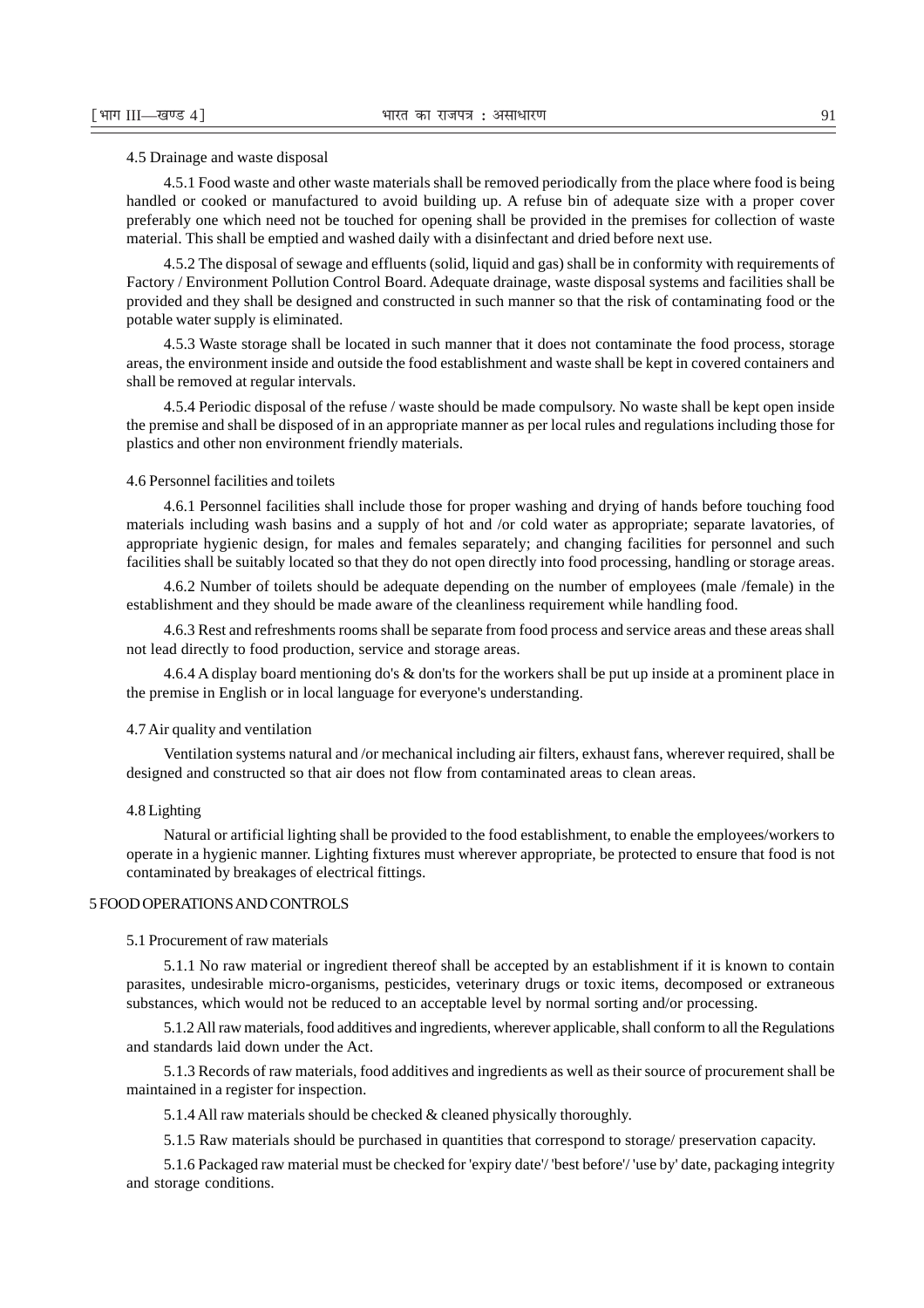### 4.5 Drainage and waste disposal

4.5.1 Food waste and other waste materials shall be removed periodically from the place where food is being handled or cooked or manufactured to avoid building up. A refuse bin of adequate size with a proper cover preferably one which need not be touched for opening shall be provided in the premises for collection of waste material. This shall be emptied and washed daily with a disinfectant and dried before next use.

4.5.2 The disposal of sewage and effluents (solid, liquid and gas) shall be in conformity with requirements of Factory / Environment Pollution Control Board. Adequate drainage, waste disposal systems and facilities shall be provided and they shall be designed and constructed in such manner so that the risk of contaminating food or the potable water supply is eliminated.

4.5.3 Waste storage shall be located in such manner that it does not contaminate the food process, storage areas, the environment inside and outside the food establishment and waste shall be kept in covered containers and shall be removed at regular intervals.

4.5.4 Periodic disposal of the refuse / waste should be made compulsory. No waste shall be kept open inside the premise and shall be disposed of in an appropriate manner as per local rules and regulations including those for plastics and other non environment friendly materials.

### 4.6 Personnel facilities and toilets

4.6.1 Personnel facilities shall include those for proper washing and drying of hands before touching food materials including wash basins and a supply of hot and /or cold water as appropriate; separate lavatories, of appropriate hygienic design, for males and females separately; and changing facilities for personnel and such facilities shall be suitably located so that they do not open directly into food processing, handling or storage areas.

4.6.2 Number of toilets should be adequate depending on the number of employees (male /female) in the establishment and they should be made aware of the cleanliness requirement while handling food.

4.6.3 Rest and refreshments rooms shall be separate from food process and service areas and these areas shall not lead directly to food production, service and storage areas.

4.6.4 A display board mentioning do's & don'ts for the workers shall be put up inside at a prominent place in the premise in English or in local language for everyone's understanding.

### 4.7 Air quality and ventilation

Ventilation systems natural and /or mechanical including air filters, exhaust fans, wherever required, shall be designed and constructed so that air does not flow from contaminated areas to clean areas.

### 4.8 Lighting

Natural or artificial lighting shall be provided to the food establishment, to enable the employees/workers to operate in a hygienic manner. Lighting fixtures must wherever appropriate, be protected to ensure that food is not contaminated by breakages of electrical fittings.

## 5 FOOD OPERATIONS AND CONTROLS

### 5.1 Procurement of raw materials

5.1.1 No raw material or ingredient thereof shall be accepted by an establishment if it is known to contain parasites, undesirable micro-organisms, pesticides, veterinary drugs or toxic items, decomposed or extraneous substances, which would not be reduced to an acceptable level by normal sorting and/or processing.

5.1.2 All raw materials, food additives and ingredients, wherever applicable, shall conform to all the Regulations and standards laid down under the Act.

5.1.3 Records of raw materials, food additives and ingredients as well as their source of procurement shall be maintained in a register for inspection.

5.1.4 All raw materials should be checked & cleaned physically thoroughly.

5.1.5 Raw materials should be purchased in quantities that correspond to storage/ preservation capacity.

5.1.6 Packaged raw material must be checked for 'expiry date'/ 'best before'/ 'use by' date, packaging integrity and storage conditions.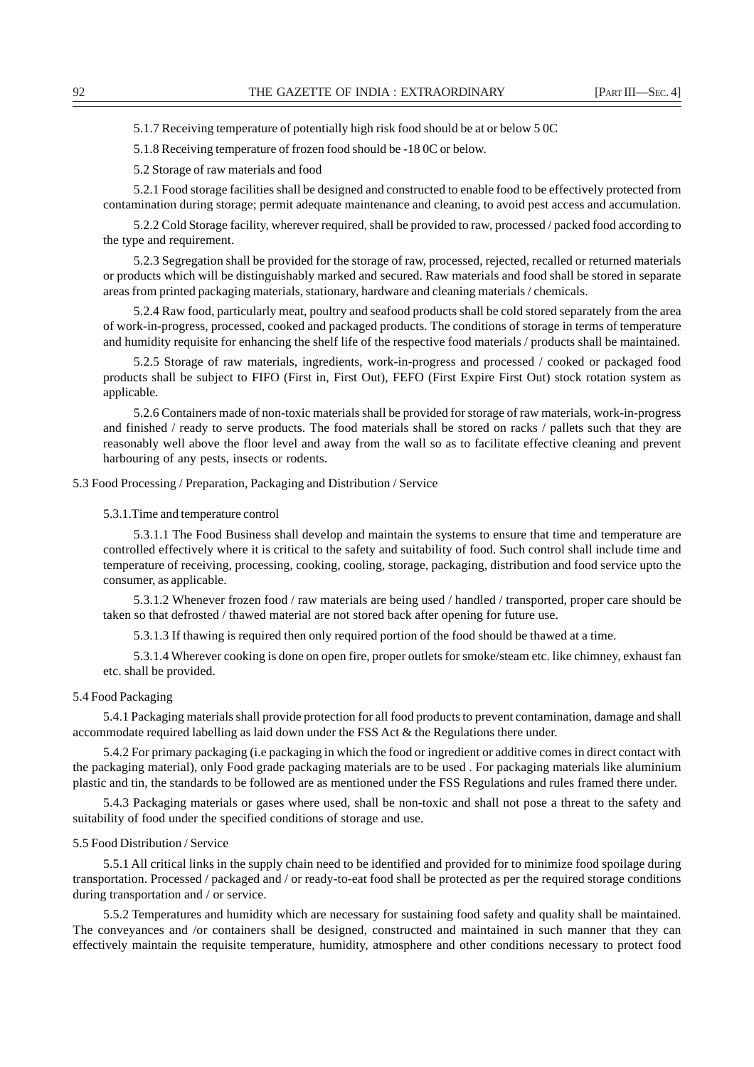5.1.7 Receiving temperature of potentially high risk food should be at or below 5 0C

5.1.8 Receiving temperature of frozen food should be -18 0C or below.

5.2 Storage of raw materials and food

5.2.1 Food storage facilities shall be designed and constructed to enable food to be effectively protected from contamination during storage; permit adequate maintenance and cleaning, to avoid pest access and accumulation.

5.2.2 Cold Storage facility, wherever required, shall be provided to raw, processed / packed food according to the type and requirement.

5.2.3 Segregation shall be provided for the storage of raw, processed, rejected, recalled or returned materials or products which will be distinguishably marked and secured. Raw materials and food shall be stored in separate areas from printed packaging materials, stationary, hardware and cleaning materials / chemicals.

5.2.4 Raw food, particularly meat, poultry and seafood products shall be cold stored separately from the area of work-in-progress, processed, cooked and packaged products. The conditions of storage in terms of temperature and humidity requisite for enhancing the shelf life of the respective food materials / products shall be maintained.

5.2.5 Storage of raw materials, ingredients, work-in-progress and processed / cooked or packaged food products shall be subject to FIFO (First in, First Out), FEFO (First Expire First Out) stock rotation system as applicable.

5.2.6 Containers made of non-toxic materials shall be provided for storage of raw materials, work-in-progress and finished / ready to serve products. The food materials shall be stored on racks / pallets such that they are reasonably well above the floor level and away from the wall so as to facilitate effective cleaning and prevent harbouring of any pests, insects or rodents.

5.3 Food Processing / Preparation, Packaging and Distribution / Service

5.3.1.Time and temperature control

5.3.1.1 The Food Business shall develop and maintain the systems to ensure that time and temperature are controlled effectively where it is critical to the safety and suitability of food. Such control shall include time and temperature of receiving, processing, cooking, cooling, storage, packaging, distribution and food service upto the consumer, as applicable.

5.3.1.2 Whenever frozen food / raw materials are being used / handled / transported, proper care should be taken so that defrosted / thawed material are not stored back after opening for future use.

5.3.1.3 If thawing is required then only required portion of the food should be thawed at a time.

5.3.1.4 Wherever cooking is done on open fire, proper outlets for smoke/steam etc. like chimney, exhaust fan etc. shall be provided.

5.4 Food Packaging

5.4.1 Packaging materials shall provide protection for all food products to prevent contamination, damage and shall accommodate required labelling as laid down under the FSS Act & the Regulations there under.

5.4.2 For primary packaging (i.e packaging in which the food or ingredient or additive comes in direct contact with the packaging material), only Food grade packaging materials are to be used . For packaging materials like aluminium plastic and tin, the standards to be followed are as mentioned under the FSS Regulations and rules framed there under.

5.4.3 Packaging materials or gases where used, shall be non-toxic and shall not pose a threat to the safety and suitability of food under the specified conditions of storage and use.

5.5 Food Distribution / Service

5.5.1 All critical links in the supply chain need to be identified and provided for to minimize food spoilage during transportation. Processed / packaged and / or ready-to-eat food shall be protected as per the required storage conditions during transportation and / or service.

5.5.2 Temperatures and humidity which are necessary for sustaining food safety and quality shall be maintained. The conveyances and /or containers shall be designed, constructed and maintained in such manner that they can effectively maintain the requisite temperature, humidity, atmosphere and other conditions necessary to protect food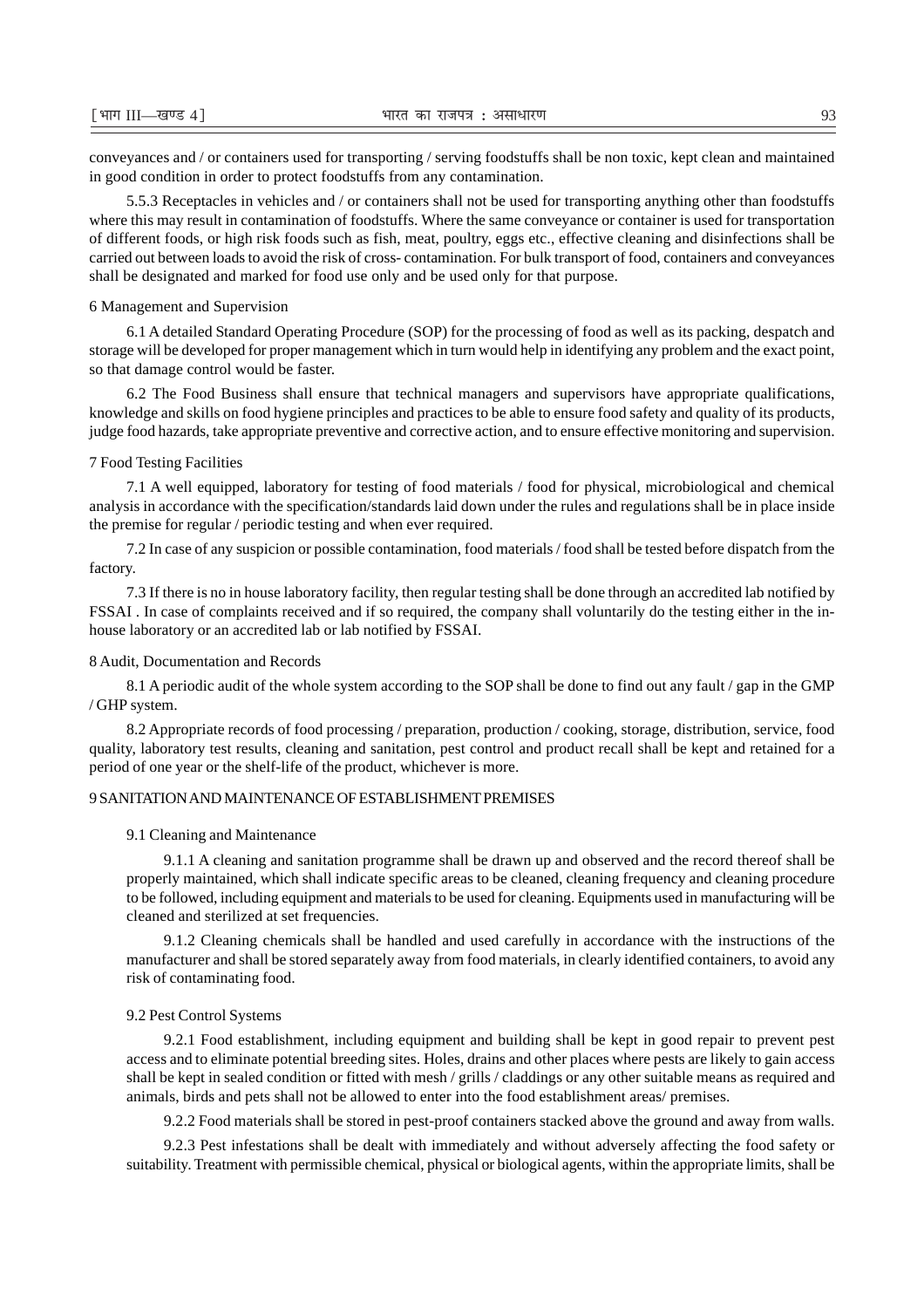conveyances and / or containers used for transporting / serving foodstuffs shall be non toxic, kept clean and maintained in good condition in order to protect foodstuffs from any contamination.

5.5.3 Receptacles in vehicles and / or containers shall not be used for transporting anything other than foodstuffs where this may result in contamination of foodstuffs. Where the same conveyance or container is used for transportation of different foods, or high risk foods such as fish, meat, poultry, eggs etc., effective cleaning and disinfections shall be carried out between loads to avoid the risk of cross- contamination. For bulk transport of food, containers and conveyances shall be designated and marked for food use only and be used only for that purpose.

## 6 Management and Supervision

6.1 A detailed Standard Operating Procedure (SOP) for the processing of food as well as its packing, despatch and storage will be developed for proper management which in turn would help in identifying any problem and the exact point, so that damage control would be faster.

6.2 The Food Business shall ensure that technical managers and supervisors have appropriate qualifications, knowledge and skills on food hygiene principles and practices to be able to ensure food safety and quality of its products, judge food hazards, take appropriate preventive and corrective action, and to ensure effective monitoring and supervision.

## 7 Food Testing Facilities

7.1 A well equipped, laboratory for testing of food materials / food for physical, microbiological and chemical analysis in accordance with the specification/standards laid down under the rules and regulations shall be in place inside the premise for regular / periodic testing and when ever required.

7.2 In case of any suspicion or possible contamination, food materials / food shall be tested before dispatch from the factory.

7.3 If there is no in house laboratory facility, then regular testing shall be done through an accredited lab notified by FSSAI . In case of complaints received and if so required, the company shall voluntarily do the testing either in the in-house laboratory or an accredited lab or lab notified by FSSAI.

## 8 Audit, Documentation and Records

8.1 A periodic audit of the whole system according to the SOP shall be done to find out any fault / gap in the GMP / GHP system.

8.2 Appropriate records of food processing / preparation, production / cooking, storage, distribution, service, food quality, laboratory test results, cleaning and sanitation, pest control and product recall shall be kept and retained for a period of one year or the shelf-life of the product, whichever is more.

## 9 SANITATION AND MAINTENANCE OF ESTABLISHMENT PREMISES

### 9.1 Cleaning and Maintenance

9.1.1 A cleaning and sanitation programme shall be drawn up and observed and the record thereof shall be properly maintained, which shall indicate specific areas to be cleaned, cleaning frequency and cleaning procedure to be followed, including equipment and materials to be used for cleaning. Equipments used in manufacturing will be cleaned and sterilized at set frequencies.

9.1.2 Cleaning chemicals shall be handled and used carefully in accordance with the instructions of the manufacturer and shall be stored separately away from food materials, in clearly identified containers, to avoid any risk of contaminating food.

### 9.2 Pest Control Systems

9.2.1 Food establishment, including equipment and building shall be kept in good repair to prevent pest access and to eliminate potential breeding sites. Holes, drains and other places where pests are likely to gain access shall be kept in sealed condition or fitted with mesh / grills / claddings or any other suitable means as required and animals, birds and pets shall not be allowed to enter into the food establishment areas/ premises.

9.2.2 Food materials shall be stored in pest-proof containers stacked above the ground and away from walls.

9.2.3 Pest infestations shall be dealt with immediately and without adversely affecting the food safety or suitability. Treatment with permissible chemical, physical or biological agents, within the appropriate limits, shall be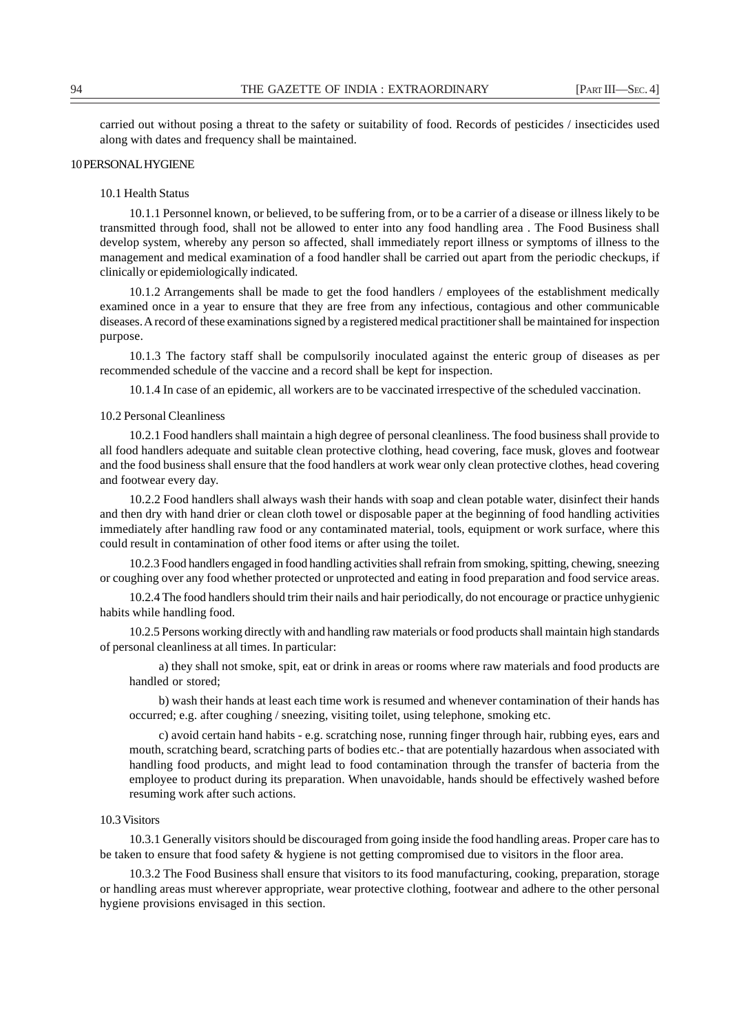carried out without posing a threat to the safety or suitability of food. Records of pesticides / insecticides used along with dates and frequency shall be maintained.

## 10 PERSONAL HYGIENE

### 10.1 Health Status

10.1.1 Personnel known, or believed, to be suffering from, or to be a carrier of a disease or illness likely to be transmitted through food, shall not be allowed to enter into any food handling area . The Food Business shall develop system, whereby any person so affected, shall immediately report illness or symptoms of illness to the management and medical examination of a food handler shall be carried out apart from the periodic checkups, if clinically or epidemiologically indicated.

10.1.2 Arrangements shall be made to get the food handlers / employees of the establishment medically examined once in a year to ensure that they are free from any infectious, contagious and other communicable diseases. A record of these examinations signed by a registered medical practitioner shall be maintained for inspection purpose.

10.1.3 The factory staff shall be compulsorily inoculated against the enteric group of diseases as per recommended schedule of the vaccine and a record shall be kept for inspection.

10.1.4 In case of an epidemic, all workers are to be vaccinated irrespective of the scheduled vaccination.

### 10.2 Personal Cleanliness

10.2.1 Food handlers shall maintain a high degree of personal cleanliness. The food business shall provide to all food handlers adequate and suitable clean protective clothing, head covering, face musk, gloves and footwear and the food business shall ensure that the food handlers at work wear only clean protective clothes, head covering and footwear every day.

10.2.2 Food handlers shall always wash their hands with soap and clean potable water, disinfect their hands and then dry with hand drier or clean cloth towel or disposable paper at the beginning of food handling activities immediately after handling raw food or any contaminated material, tools, equipment or work surface, where this could result in contamination of other food items or after using the toilet.

10.2.3 Food handlers engaged in food handling activities shall refrain from smoking, spitting, chewing, sneezing or coughing over any food whether protected or unprotected and eating in food preparation and food service areas.

10.2.4 The food handlers should trim their nails and hair periodically, do not encourage or practice unhygienic habits while handling food.

10.2.5 Persons working directly with and handling raw materials or food products shall maintain high standards of personal cleanliness at all times. In particular:

a) they shall not smoke, spit, eat or drink in areas or rooms where raw materials and food products are handled or stored;

b) wash their hands at least each time work is resumed and whenever contamination of their hands has occurred; e.g. after coughing / sneezing, visiting toilet, using telephone, smoking etc.

c) avoid certain hand habits - e.g. scratching nose, running finger through hair, rubbing eyes, ears and mouth, scratching beard, scratching parts of bodies etc.- that are potentially hazardous when associated with handling food products, and might lead to food contamination through the transfer of bacteria from the employee to product during its preparation. When unavoidable, hands should be effectively washed before resuming work after such actions.

### 10.3 Visitors

10.3.1 Generally visitors should be discouraged from going inside the food handling areas. Proper care has to be taken to ensure that food safety & hygiene is not getting compromised due to visitors in the floor area.

10.3.2 The Food Business shall ensure that visitors to its food manufacturing, cooking, preparation, storage or handling areas must wherever appropriate, wear protective clothing, footwear and adhere to the other personal hygiene provisions envisaged in this section.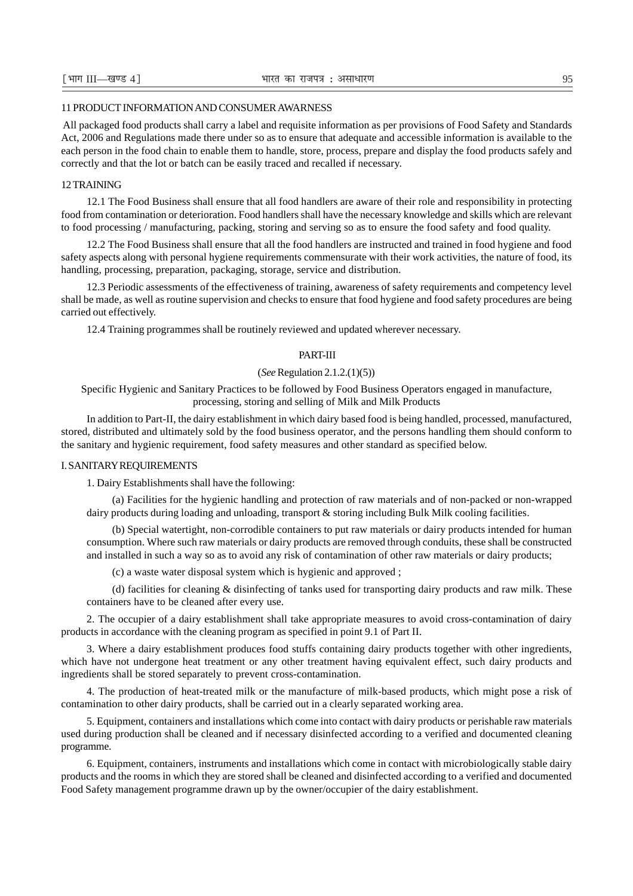## 11 PRODUCT INFORMATION AND CONSUMER AWARNESS

All packaged food products shall carry a label and requisite information as per provisions of Food Safety and Standards Act, 2006 and Regulations made there under so as to ensure that adequate and accessible information is available to the each person in the food chain to enable them to handle, store, process, prepare and display the food products safely and correctly and that the lot or batch can be easily traced and recalled if necessary.

## 12 TRAINING

12.1 The Food Business shall ensure that all food handlers are aware of their role and responsibility in protecting food from contamination or deterioration. Food handlers shall have the necessary knowledge and skills which are relevant to food processing / manufacturing, packing, storing and serving so as to ensure the food safety and food quality.

12.2 The Food Business shall ensure that all the food handlers are instructed and trained in food hygiene and food safety aspects along with personal hygiene requirements commensurate with their work activities, the nature of food, its handling, processing, preparation, packaging, storage, service and distribution.

12.3 Periodic assessments of the effectiveness of training, awareness of safety requirements and competency level shall be made, as well as routine supervision and checks to ensure that food hygiene and food safety procedures are being carried out effectively.

12.4 Training programmes shall be routinely reviewed and updated wherever necessary.

# PART-III

(*See* Regulation 2.1.2.(1)(5))

Specific Hygienic and Sanitary Practices to be followed by Food Business Operators engaged in manufacture, processing, storing and selling of Milk and Milk Products

In addition to Part-II, the dairy establishment in which dairy based food is being handled, processed, manufactured, stored, distributed and ultimately sold by the food business operator, and the persons handling them should conform to the sanitary and hygienic requirement, food safety measures and other standard as specified below.

## I. SANITARY REQUIREMENTS

1. Dairy Establishments shall have the following:

   (a) Facilities for the hygienic handling and protection of raw materials and of non-packed or non-wrapped dairy products during loading and unloading, transport & storing including Bulk Milk cooling facilities.

   (b) Special watertight, non-corrodible containers to put raw materials or dairy products intended for human consumption. Where such raw materials or dairy products are removed through conduits, these shall be constructed and installed in such a way so as to avoid any risk of contamination of other raw materials or dairy products;

   (c) a waste water disposal system which is hygienic and approved ;

   (d) facilities for cleaning & disinfecting of tanks used for transporting dairy products and raw milk. These containers have to be cleaned after every use.

2. The occupier of a dairy establishment shall take appropriate measures to avoid cross-contamination of dairy products in accordance with the cleaning program as specified in point 9.1 of Part II.

3. Where a dairy establishment produces food stuffs containing dairy products together with other ingredients, which have not undergone heat treatment or any other treatment having equivalent effect, such dairy products and ingredients shall be stored separately to prevent cross-contamination.

4. The production of heat-treated milk or the manufacture of milk-based products, which might pose a risk of contamination to other dairy products, shall be carried out in a clearly separated working area.

5. Equipment, containers and installations which come into contact with dairy products or perishable raw materials used during production shall be cleaned and if necessary disinfected according to a verified and documented cleaning programme.

6. Equipment, containers, instruments and installations which come in contact with microbiologically stable dairy products and the rooms in which they are stored shall be cleaned and disinfected according to a verified and documented Food Safety management programme drawn up by the owner/occupier of the dairy establishment.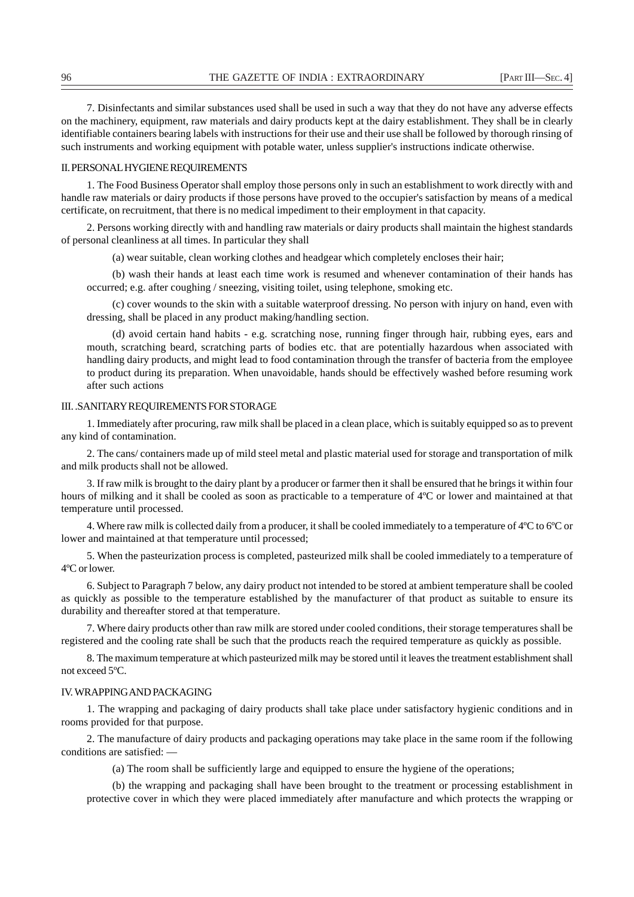7. Disinfectants and similar substances used shall be used in such a way that they do not have any adverse effects on the machinery, equipment, raw materials and dairy products kept at the dairy establishment. They shall be in clearly identifiable containers bearing labels with instructions for their use and their use shall be followed by thorough rinsing of such instruments and working equipment with potable water, unless supplier's instructions indicate otherwise.

## II. PERSONAL HYGIENE REQUIREMENTS

1. The Food Business Operator shall employ those persons only in such an establishment to work directly with and handle raw materials or dairy products if those persons have proved to the occupier's satisfaction by means of a medical certificate, on recruitment, that there is no medical impediment to their employment in that capacity.

2. Persons working directly with and handling raw materials or dairy products shall maintain the highest standards of personal cleanliness at all times. In particular they shall

(a) wear suitable, clean working clothes and headgear which completely encloses their hair;

(b) wash their hands at least each time work is resumed and whenever contamination of their hands has occurred; e.g. after coughing / sneezing, visiting toilet, using telephone, smoking etc.

(c) cover wounds to the skin with a suitable waterproof dressing. No person with injury on hand, even with dressing, shall be placed in any product making/handling section.

(d) avoid certain hand habits - e.g. scratching nose, running finger through hair, rubbing eyes, ears and mouth, scratching beard, scratching parts of bodies etc. that are potentially hazardous when associated with handling dairy products, and might lead to food contamination through the transfer of bacteria from the employee to product during its preparation. When unavoidable, hands should be effectively washed before resuming work after such actions

## III. .SANITARY REQUIREMENTS FOR STORAGE

1. Immediately after procuring, raw milk shall be placed in a clean place, which is suitably equipped so as to prevent any kind of contamination.

2. The cans/ containers made up of mild steel metal and plastic material used for storage and transportation of milk and milk products shall not be allowed.

3. If raw milk is brought to the dairy plant by a producer or farmer then it shall be ensured that he brings it within four hours of milking and it shall be cooled as soon as practicable to a temperature of 4ºC or lower and maintained at that temperature until processed.

4. Where raw milk is collected daily from a producer, it shall be cooled immediately to a temperature of 4ºC to 6ºC or lower and maintained at that temperature until processed;

5. When the pasteurization process is completed, pasteurized milk shall be cooled immediately to a temperature of 4ºC or lower.

6. Subject to Paragraph 7 below, any dairy product not intended to be stored at ambient temperature shall be cooled as quickly as possible to the temperature established by the manufacturer of that product as suitable to ensure its durability and thereafter stored at that temperature.

7. Where dairy products other than raw milk are stored under cooled conditions, their storage temperatures shall be registered and the cooling rate shall be such that the products reach the required temperature as quickly as possible.

8. The maximum temperature at which pasteurized milk may be stored until it leaves the treatment establishment shall not exceed 5ºC.

## IV. WRAPPING AND PACKAGING

1. The wrapping and packaging of dairy products shall take place under satisfactory hygienic conditions and in rooms provided for that purpose.

2. The manufacture of dairy products and packaging operations may take place in the same room if the following conditions are satisfied: —

(a) The room shall be sufficiently large and equipped to ensure the hygiene of the operations;

(b) the wrapping and packaging shall have been brought to the treatment or processing establishment in protective cover in which they were placed immediately after manufacture and which protects the wrapping or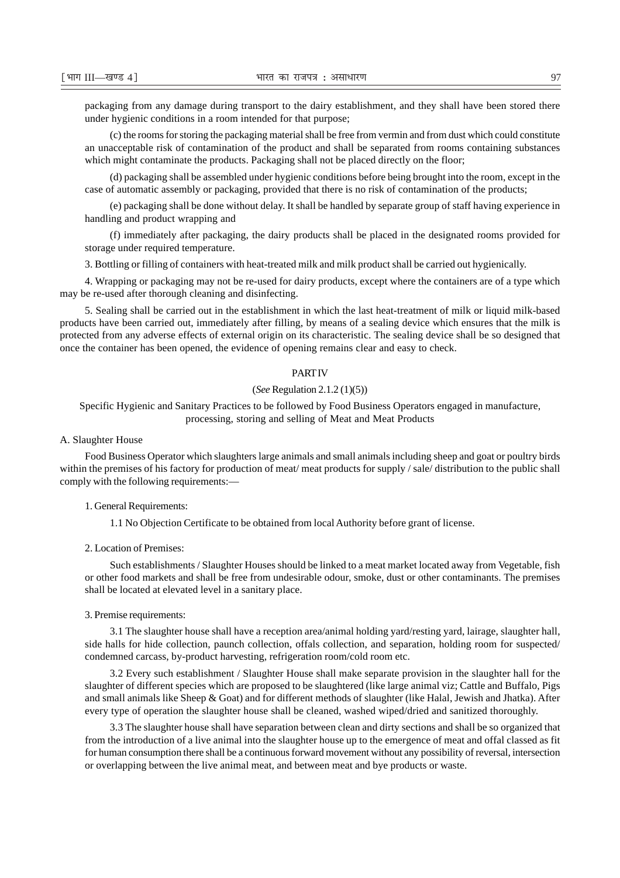packaging from any damage during transport to the dairy establishment, and they shall have been stored there under hygienic conditions in a room intended for that purpose;

(c) the rooms for storing the packaging material shall be free from vermin and from dust which could constitute an unacceptable risk of contamination of the product and shall be separated from rooms containing substances which might contaminate the products. Packaging shall not be placed directly on the floor;

(d) packaging shall be assembled under hygienic conditions before being brought into the room, except in the case of automatic assembly or packaging, provided that there is no risk of contamination of the products;

(e) packaging shall be done without delay. It shall be handled by separate group of staff having experience in handling and product wrapping and

(f) immediately after packaging, the dairy products shall be placed in the designated rooms provided for storage under required temperature.

3. Bottling or filling of containers with heat-treated milk and milk product shall be carried out hygienically.

4. Wrapping or packaging may not be re-used for dairy products, except where the containers are of a type which may be re-used after thorough cleaning and disinfecting.

5. Sealing shall be carried out in the establishment in which the last heat-treatment of milk or liquid milk-based products have been carried out, immediately after filling, by means of a sealing device which ensures that the milk is protected from any adverse effects of external origin on its characteristic. The sealing device shall be so designed that once the container has been opened, the evidence of opening remains clear and easy to check.

## PART IV

(*See* Regulation 2.1.2 (1)(5))

Specific Hygienic and Sanitary Practices to be followed by Food Business Operators engaged in manufacture, processing, storing and selling of Meat and Meat Products

### A. Slaughter House

Food Business Operator which slaughters large animals and small animals including sheep and goat or poultry birds within the premises of his factory for production of meat/ meat products for supply / sale/ distribution to the public shall comply with the following requirements:—

1. General Requirements:

1.1 No Objection Certificate to be obtained from local Authority before grant of license.

2. Location of Premises:

Such establishments / Slaughter Houses should be linked to a meat market located away from Vegetable, fish or other food markets and shall be free from undesirable odour, smoke, dust or other contaminants. The premises shall be located at elevated level in a sanitary place.

3. Premise requirements:

3.1 The slaughter house shall have a reception area/animal holding yard/resting yard, lairage, slaughter hall, side halls for hide collection, paunch collection, offals collection, and separation, holding room for suspected/ condemned carcass, by-product harvesting, refrigeration room/cold room etc.

3.2 Every such establishment / Slaughter House shall make separate provision in the slaughter hall for the slaughter of different species which are proposed to be slaughtered (like large animal viz; Cattle and Buffalo, Pigs and small animals like Sheep & Goat) and for different methods of slaughter (like Halal, Jewish and Jhatka). After every type of operation the slaughter house shall be cleaned, washed wiped/dried and sanitized thoroughly.

3.3 The slaughter house shall have separation between clean and dirty sections and shall be so organized that from the introduction of a live animal into the slaughter house up to the emergence of meat and offal classed as fit for human consumption there shall be a continuous forward movement without any possibility of reversal, intersection or overlapping between the live animal meat, and between meat and bye products or waste.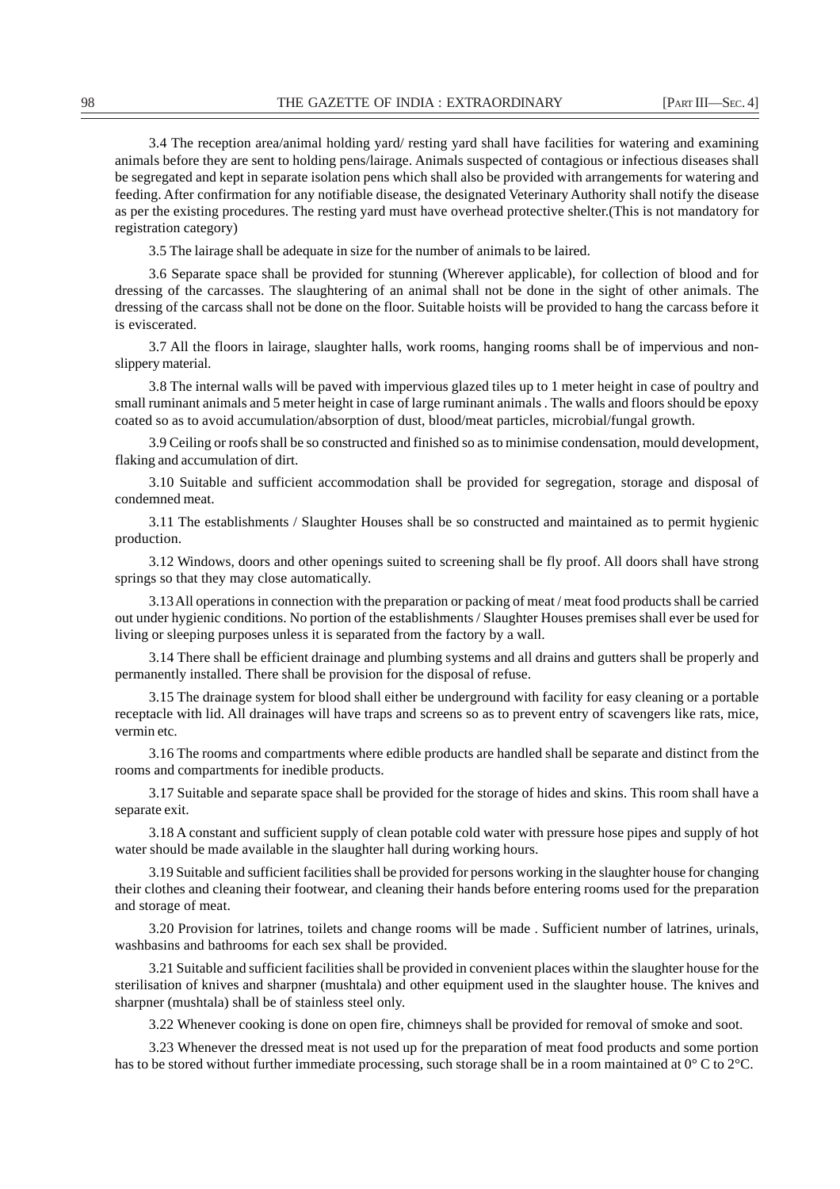3.4 The reception area/animal holding yard/ resting yard shall have facilities for watering and examining animals before they are sent to holding pens/lairage. Animals suspected of contagious or infectious diseases shall be segregated and kept in separate isolation pens which shall also be provided with arrangements for watering and feeding. After confirmation for any notifiable disease, the designated Veterinary Authority shall notify the disease as per the existing procedures. The resting yard must have overhead protective shelter.(This is not mandatory for registration category)

3.5 The lairage shall be adequate in size for the number of animals to be laired.

3.6 Separate space shall be provided for stunning (Wherever applicable), for collection of blood and for dressing of the carcasses. The slaughtering of an animal shall not be done in the sight of other animals. The dressing of the carcass shall not be done on the floor. Suitable hoists will be provided to hang the carcass before it is eviscerated.

3.7 All the floors in lairage, slaughter halls, work rooms, hanging rooms shall be of impervious and non-slippery material.

3.8 The internal walls will be paved with impervious glazed tiles up to 1 meter height in case of poultry and small ruminant animals and 5 meter height in case of large ruminant animals . The walls and floors should be epoxy coated so as to avoid accumulation/absorption of dust, blood/meat particles, microbial/fungal growth.

3.9 Ceiling or roofs shall be so constructed and finished so as to minimise condensation, mould development, flaking and accumulation of dirt.

3.10 Suitable and sufficient accommodation shall be provided for segregation, storage and disposal of condemned meat.

3.11 The establishments / Slaughter Houses shall be so constructed and maintained as to permit hygienic production.

3.12 Windows, doors and other openings suited to screening shall be fly proof. All doors shall have strong springs so that they may close automatically.

3.13 All operations in connection with the preparation or packing of meat / meat food products shall be carried out under hygienic conditions. No portion of the establishments / Slaughter Houses premises shall ever be used for living or sleeping purposes unless it is separated from the factory by a wall.

3.14 There shall be efficient drainage and plumbing systems and all drains and gutters shall be properly and permanently installed. There shall be provision for the disposal of refuse.

3.15 The drainage system for blood shall either be underground with facility for easy cleaning or a portable receptacle with lid. All drainages will have traps and screens so as to prevent entry of scavengers like rats, mice, vermin etc.

3.16 The rooms and compartments where edible products are handled shall be separate and distinct from the rooms and compartments for inedible products.

3.17 Suitable and separate space shall be provided for the storage of hides and skins. This room shall have a separate exit.

3.18 A constant and sufficient supply of clean potable cold water with pressure hose pipes and supply of hot water should be made available in the slaughter hall during working hours.

3.19 Suitable and sufficient facilities shall be provided for persons working in the slaughter house for changing their clothes and cleaning their footwear, and cleaning their hands before entering rooms used for the preparation and storage of meat.

3.20 Provision for latrines, toilets and change rooms will be made . Sufficient number of latrines, urinals, washbasins and bathrooms for each sex shall be provided.

3.21 Suitable and sufficient facilities shall be provided in convenient places within the slaughter house for the sterilisation of knives and sharpner (mushtala) and other equipment used in the slaughter house. The knives and sharpner (mushtala) shall be of stainless steel only.

3.22 Whenever cooking is done on open fire, chimneys shall be provided for removal of smoke and soot.

3.23 Whenever the dressed meat is not used up for the preparation of meat food products and some portion has to be stored without further immediate processing, such storage shall be in a room maintained at 0° C to 2°C.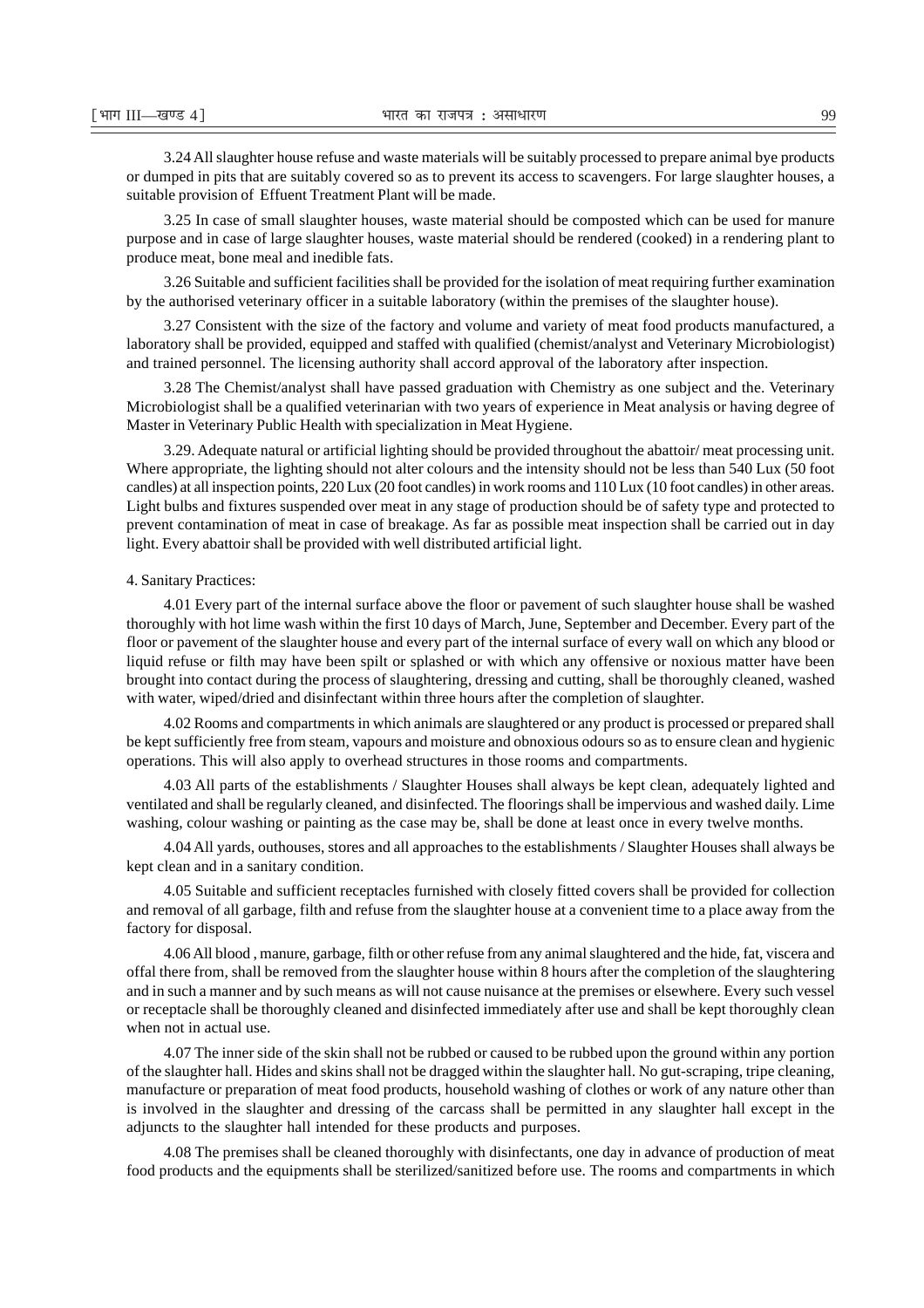3.24 All slaughter house refuse and waste materials will be suitably processed to prepare animal bye products or dumped in pits that are suitably covered so as to prevent its access to scavengers. For large slaughter houses, a suitable provision of Effuent Treatment Plant will be made.

3.25 In case of small slaughter houses, waste material should be composted which can be used for manure purpose and in case of large slaughter houses, waste material should be rendered (cooked) in a rendering plant to produce meat, bone meal and inedible fats.

3.26 Suitable and sufficient facilities shall be provided for the isolation of meat requiring further examination by the authorised veterinary officer in a suitable laboratory (within the premises of the slaughter house).

3.27 Consistent with the size of the factory and volume and variety of meat food products manufactured, a laboratory shall be provided, equipped and staffed with qualified (chemist/analyst and Veterinary Microbiologist) and trained personnel. The licensing authority shall accord approval of the laboratory after inspection.

3.28 The Chemist/analyst shall have passed graduation with Chemistry as one subject and the. Veterinary Microbiologist shall be a qualified veterinarian with two years of experience in Meat analysis or having degree of Master in Veterinary Public Health with specialization in Meat Hygiene.

3.29. Adequate natural or artificial lighting should be provided throughout the abattoir/ meat processing unit. Where appropriate, the lighting should not alter colours and the intensity should not be less than 540 Lux (50 foot candles) at all inspection points, 220 Lux (20 foot candles) in work rooms and 110 Lux (10 foot candles) in other areas. Light bulbs and fixtures suspended over meat in any stage of production should be of safety type and protected to prevent contamination of meat in case of breakage. As far as possible meat inspection shall be carried out in day light. Every abattoir shall be provided with well distributed artificial light.

4. Sanitary Practices:

4.01 Every part of the internal surface above the floor or pavement of such slaughter house shall be washed thoroughly with hot lime wash within the first 10 days of March, June, September and December. Every part of the floor or pavement of the slaughter house and every part of the internal surface of every wall on which any blood or liquid refuse or filth may have been spilt or splashed or with which any offensive or noxious matter have been brought into contact during the process of slaughtering, dressing and cutting, shall be thoroughly cleaned, washed with water, wiped/dried and disinfectant within three hours after the completion of slaughter.

4.02 Rooms and compartments in which animals are slaughtered or any product is processed or prepared shall be kept sufficiently free from steam, vapours and moisture and obnoxious odours so as to ensure clean and hygienic operations. This will also apply to overhead structures in those rooms and compartments.

4.03 All parts of the establishments / Slaughter Houses shall always be kept clean, adequately lighted and ventilated and shall be regularly cleaned, and disinfected. The floorings shall be impervious and washed daily. Lime washing, colour washing or painting as the case may be, shall be done at least once in every twelve months.

4.04 All yards, outhouses, stores and all approaches to the establishments / Slaughter Houses shall always be kept clean and in a sanitary condition.

4.05 Suitable and sufficient receptacles furnished with closely fitted covers shall be provided for collection and removal of all garbage, filth and refuse from the slaughter house at a convenient time to a place away from the factory for disposal.

4.06 All blood , manure, garbage, filth or other refuse from any animal slaughtered and the hide, fat, viscera and offal there from, shall be removed from the slaughter house within 8 hours after the completion of the slaughtering and in such a manner and by such means as will not cause nuisance at the premises or elsewhere. Every such vessel or receptacle shall be thoroughly cleaned and disinfected immediately after use and shall be kept thoroughly clean when not in actual use.

4.07 The inner side of the skin shall not be rubbed or caused to be rubbed upon the ground within any portion of the slaughter hall. Hides and skins shall not be dragged within the slaughter hall. No gut-scraping, tripe cleaning, manufacture or preparation of meat food products, household washing of clothes or work of any nature other than is involved in the slaughter and dressing of the carcass shall be permitted in any slaughter hall except in the adjuncts to the slaughter hall intended for these products and purposes.

4.08 The premises shall be cleaned thoroughly with disinfectants, one day in advance of production of meat food products and the equipments shall be sterilized/sanitized before use. The rooms and compartments in which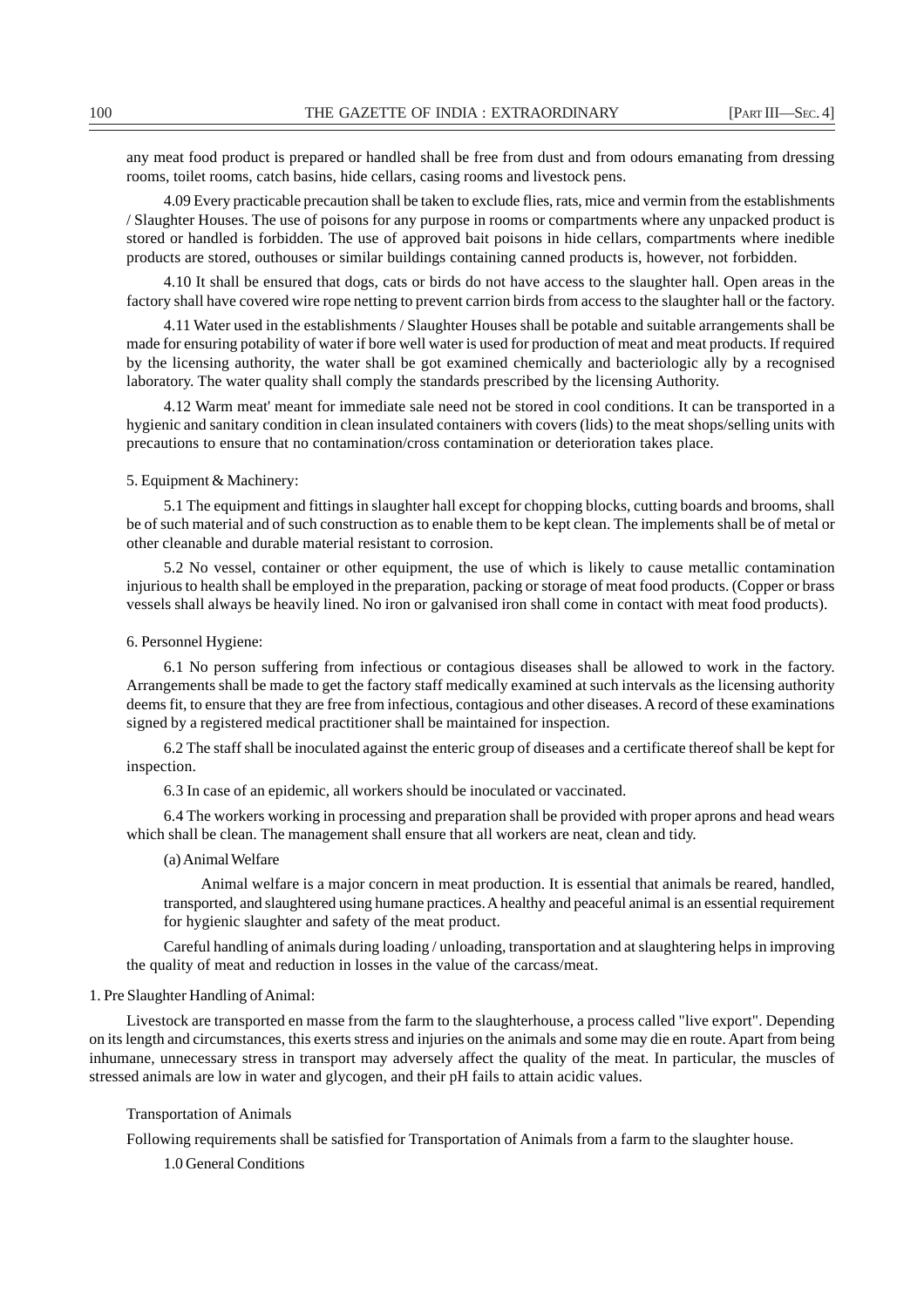any meat food product is prepared or handled shall be free from dust and from odours emanating from dressing rooms, toilet rooms, catch basins, hide cellars, casing rooms and livestock pens.

4.09 Every practicable precaution shall be taken to exclude flies, rats, mice and vermin from the establishments / Slaughter Houses. The use of poisons for any purpose in rooms or compartments where any unpacked product is stored or handled is forbidden. The use of approved bait poisons in hide cellars, compartments where inedible products are stored, outhouses or similar buildings containing canned products is, however, not forbidden.

4.10 It shall be ensured that dogs, cats or birds do not have access to the slaughter hall. Open areas in the factory shall have covered wire rope netting to prevent carrion birds from access to the slaughter hall or the factory.

4.11 Water used in the establishments / Slaughter Houses shall be potable and suitable arrangements shall be made for ensuring potability of water if bore well water is used for production of meat and meat products. If required by the licensing authority, the water shall be got examined chemically and bacteriologic ally by a recognised laboratory. The water quality shall comply the standards prescribed by the licensing Authority.

4.12 Warm meat' meant for immediate sale need not be stored in cool conditions. It can be transported in a hygienic and sanitary condition in clean insulated containers with covers (lids) to the meat shops/selling units with precautions to ensure that no contamination/cross contamination or deterioration takes place.

5. Equipment & Machinery:

5.1 The equipment and fittings in slaughter hall except for chopping blocks, cutting boards and brooms, shall be of such material and of such construction as to enable them to be kept clean. The implements shall be of metal or other cleanable and durable material resistant to corrosion.

5.2 No vessel, container or other equipment, the use of which is likely to cause metallic contamination injurious to health shall be employed in the preparation, packing or storage of meat food products. (Copper or brass vessels shall always be heavily lined. No iron or galvanised iron shall come in contact with meat food products).

6. Personnel Hygiene:

6.1 No person suffering from infectious or contagious diseases shall be allowed to work in the factory. Arrangements shall be made to get the factory staff medically examined at such intervals as the licensing authority deems fit, to ensure that they are free from infectious, contagious and other diseases. A record of these examinations signed by a registered medical practitioner shall be maintained for inspection.

6.2 The staff shall be inoculated against the enteric group of diseases and a certificate thereof shall be kept for inspection.

6.3 In case of an epidemic, all workers should be inoculated or vaccinated.

6.4 The workers working in processing and preparation shall be provided with proper aprons and head wears which shall be clean. The management shall ensure that all workers are neat, clean and tidy.

(a) Animal Welfare

Animal welfare is a major concern in meat production. It is essential that animals be reared, handled, transported, and slaughtered using humane practices. A healthy and peaceful animal is an essential requirement for hygienic slaughter and safety of the meat product.

Careful handling of animals during loading / unloading, transportation and at slaughtering helps in improving the quality of meat and reduction in losses in the value of the carcass/meat.

1. Pre Slaughter Handling of Animal:

Livestock are transported en masse from the farm to the slaughterhouse, a process called "live export". Depending on its length and circumstances, this exerts stress and injuries on the animals and some may die en route. Apart from being inhumane, unnecessary stress in transport may adversely affect the quality of the meat. In particular, the muscles of stressed animals are low in water and glycogen, and their pH fails to attain acidic values.

Transportation of Animals

Following requirements shall be satisfied for Transportation of Animals from a farm to the slaughter house.

1.0 General Conditions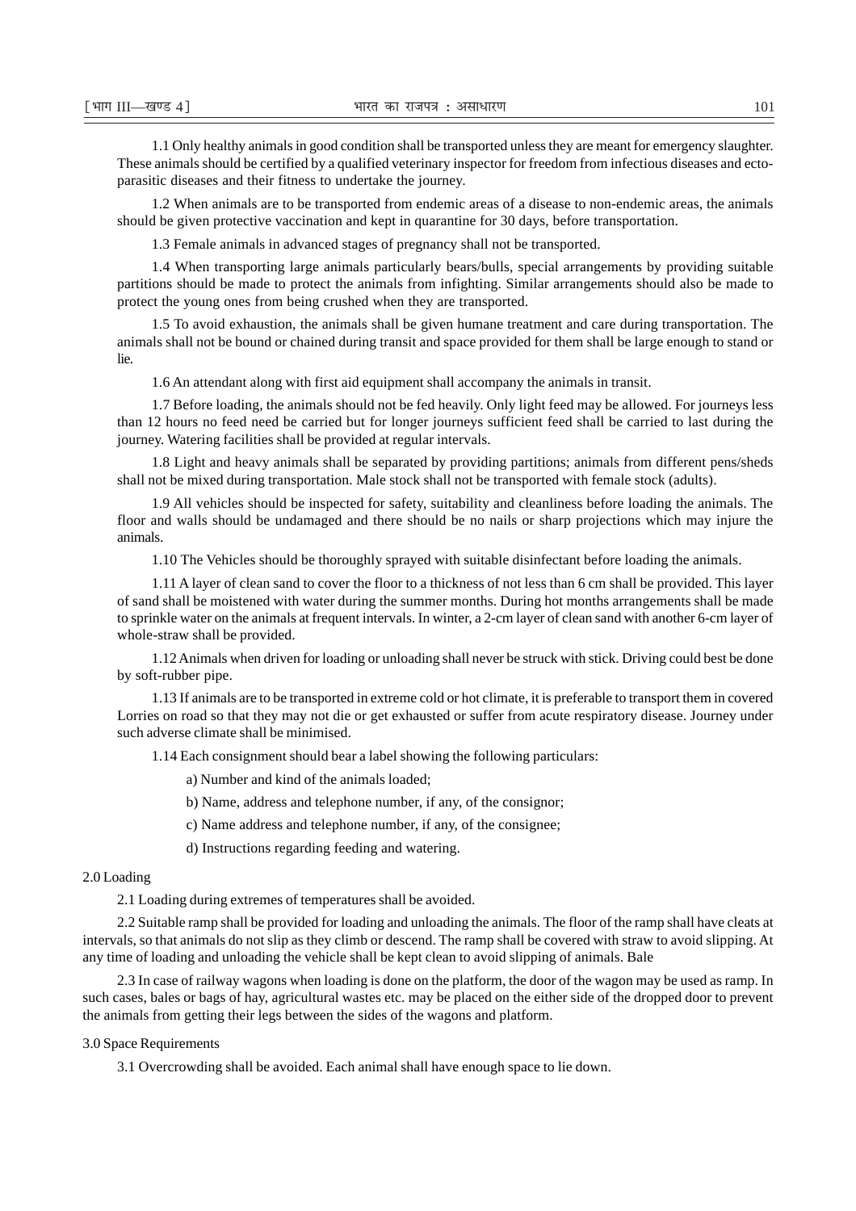1.1 Only healthy animals in good condition shall be transported unless they are meant for emergency slaughter. These animals should be certified by a qualified veterinary inspector for freedom from infectious diseases and ecto-parasitic diseases and their fitness to undertake the journey.

1.2 When animals are to be transported from endemic areas of a disease to non-endemic areas, the animals should be given protective vaccination and kept in quarantine for 30 days, before transportation.

1.3 Female animals in advanced stages of pregnancy shall not be transported.

1.4 When transporting large animals particularly bears/bulls, special arrangements by providing suitable partitions should be made to protect the animals from infighting. Similar arrangements should also be made to protect the young ones from being crushed when they are transported.

1.5 To avoid exhaustion, the animals shall be given humane treatment and care during transportation. The animals shall not be bound or chained during transit and space provided for them shall be large enough to stand or lie.

1.6 An attendant along with first aid equipment shall accompany the animals in transit.

1.7 Before loading, the animals should not be fed heavily. Only light feed may be allowed. For journeys less than 12 hours no feed need be carried but for longer journeys sufficient feed shall be carried to last during the journey. Watering facilities shall be provided at regular intervals.

1.8 Light and heavy animals shall be separated by providing partitions; animals from different pens/sheds shall not be mixed during transportation. Male stock shall not be transported with female stock (adults).

1.9 All vehicles should be inspected for safety, suitability and cleanliness before loading the animals. The floor and walls should be undamaged and there should be no nails or sharp projections which may injure the animals.

1.10 The Vehicles should be thoroughly sprayed with suitable disinfectant before loading the animals.

1.11 A layer of clean sand to cover the floor to a thickness of not less than 6 cm shall be provided. This layer of sand shall be moistened with water during the summer months. During hot months arrangements shall be made to sprinkle water on the animals at frequent intervals. In winter, a 2-cm layer of clean sand with another 6-cm layer of whole-straw shall be provided.

1.12 Animals when driven for loading or unloading shall never be struck with stick. Driving could best be done by soft-rubber pipe.

1.13 If animals are to be transported in extreme cold or hot climate, it is preferable to transport them in covered Lorries on road so that they may not die or get exhausted or suffer from acute respiratory disease. Journey under such adverse climate shall be minimised.

1.14 Each consignment should bear a label showing the following particulars:

a) Number and kind of the animals loaded;

b) Name, address and telephone number, if any, of the consignor;

c) Name address and telephone number, if any, of the consignee;

d) Instructions regarding feeding and watering.

2.0 Loading

2.1 Loading during extremes of temperatures shall be avoided.

2.2 Suitable ramp shall be provided for loading and unloading the animals. The floor of the ramp shall have cleats at intervals, so that animals do not slip as they climb or descend. The ramp shall be covered with straw to avoid slipping. At any time of loading and unloading the vehicle shall be kept clean to avoid slipping of animals. Bale

2.3 In case of railway wagons when loading is done on the platform, the door of the wagon may be used as ramp. In such cases, bales or bags of hay, agricultural wastes etc. may be placed on the either side of the dropped door to prevent the animals from getting their legs between the sides of the wagons and platform.

3.0 Space Requirements

3.1 Overcrowding shall be avoided. Each animal shall have enough space to lie down.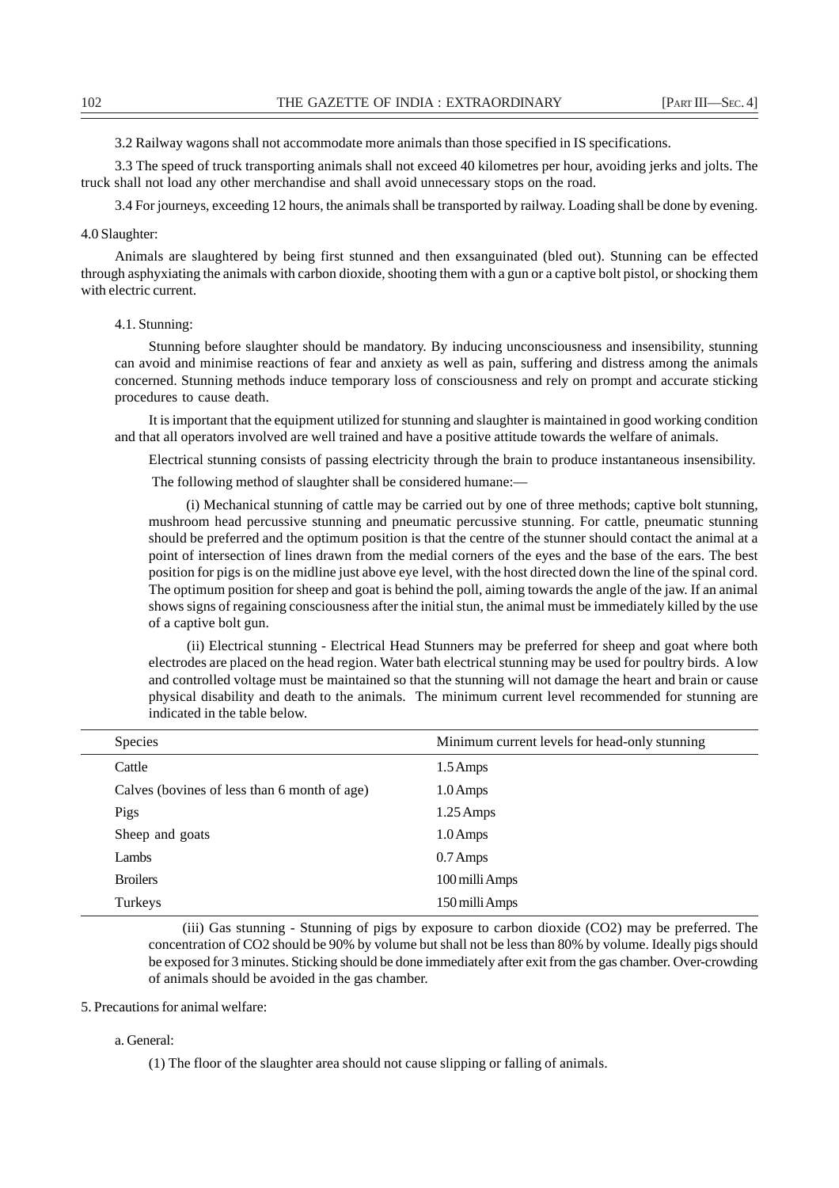3.2 Railway wagons shall not accommodate more animals than those specified in IS specifications.

3.3 The speed of truck transporting animals shall not exceed 40 kilometres per hour, avoiding jerks and jolts. The truck shall not load any other merchandise and shall avoid unnecessary stops on the road.

3.4 For journeys, exceeding 12 hours, the animals shall be transported by railway. Loading shall be done by evening.

4.0 Slaughter:

Animals are slaughtered by being first stunned and then exsanguinated (bled out). Stunning can be effected through asphyxiating the animals with carbon dioxide, shooting them with a gun or a captive bolt pistol, or shocking them with electric current.

4.1. Stunning:

Stunning before slaughter should be mandatory. By inducing unconsciousness and insensibility, stunning can avoid and minimise reactions of fear and anxiety as well as pain, suffering and distress among the animals concerned. Stunning methods induce temporary loss of consciousness and rely on prompt and accurate sticking procedures to cause death.

It is important that the equipment utilized for stunning and slaughter is maintained in good working condition and that all operators involved are well trained and have a positive attitude towards the welfare of animals.

Electrical stunning consists of passing electricity through the brain to produce instantaneous insensibility.

The following method of slaughter shall be considered humane:—

(i) Mechanical stunning of cattle may be carried out by one of three methods; captive bolt stunning, mushroom head percussive stunning and pneumatic percussive stunning. For cattle, pneumatic stunning should be preferred and the optimum position is that the centre of the stunner should contact the animal at a point of intersection of lines drawn from the medial corners of the eyes and the base of the ears. The best position for pigs is on the midline just above eye level, with the host directed down the line of the spinal cord. The optimum position for sheep and goat is behind the poll, aiming towards the angle of the jaw. If an animal shows signs of regaining consciousness after the initial stun, the animal must be immediately killed by the use of a captive bolt gun.

(ii) Electrical stunning - Electrical Head Stunners may be preferred for sheep and goat where both electrodes are placed on the head region. Water bath electrical stunning may be used for poultry birds. A low and controlled voltage must be maintained so that the stunning will not damage the heart and brain or cause physical disability and death to the animals. The minimum current level recommended for stunning are indicated in the table below.

| Species | Minimum current levels for head-only stunning |
|---|---|
| Cattle | 1.5 Amps |
| Calves (bovines of less than 6 month of age) | 1.0 Amps |
| Pigs | 1.25 Amps |
| Sheep and goats | 1.0 Amps |
| Lambs | 0.7 Amps |
| Broilers | 100 milli Amps |
| Turkeys | 150 milli Amps |

(iii) Gas stunning - Stunning of pigs by exposure to carbon dioxide ($CO_2$) may be preferred. The concentration of $CO_2$ should be 90% by volume but shall not be less than 80% by volume. Ideally pigs should be exposed for 3 minutes. Sticking should be done immediately after exit from the gas chamber. Over-crowding of animals should be avoided in the gas chamber.

5. Precautions for animal welfare:

a. General:

(1) The floor of the slaughter area should not cause slipping or falling of animals.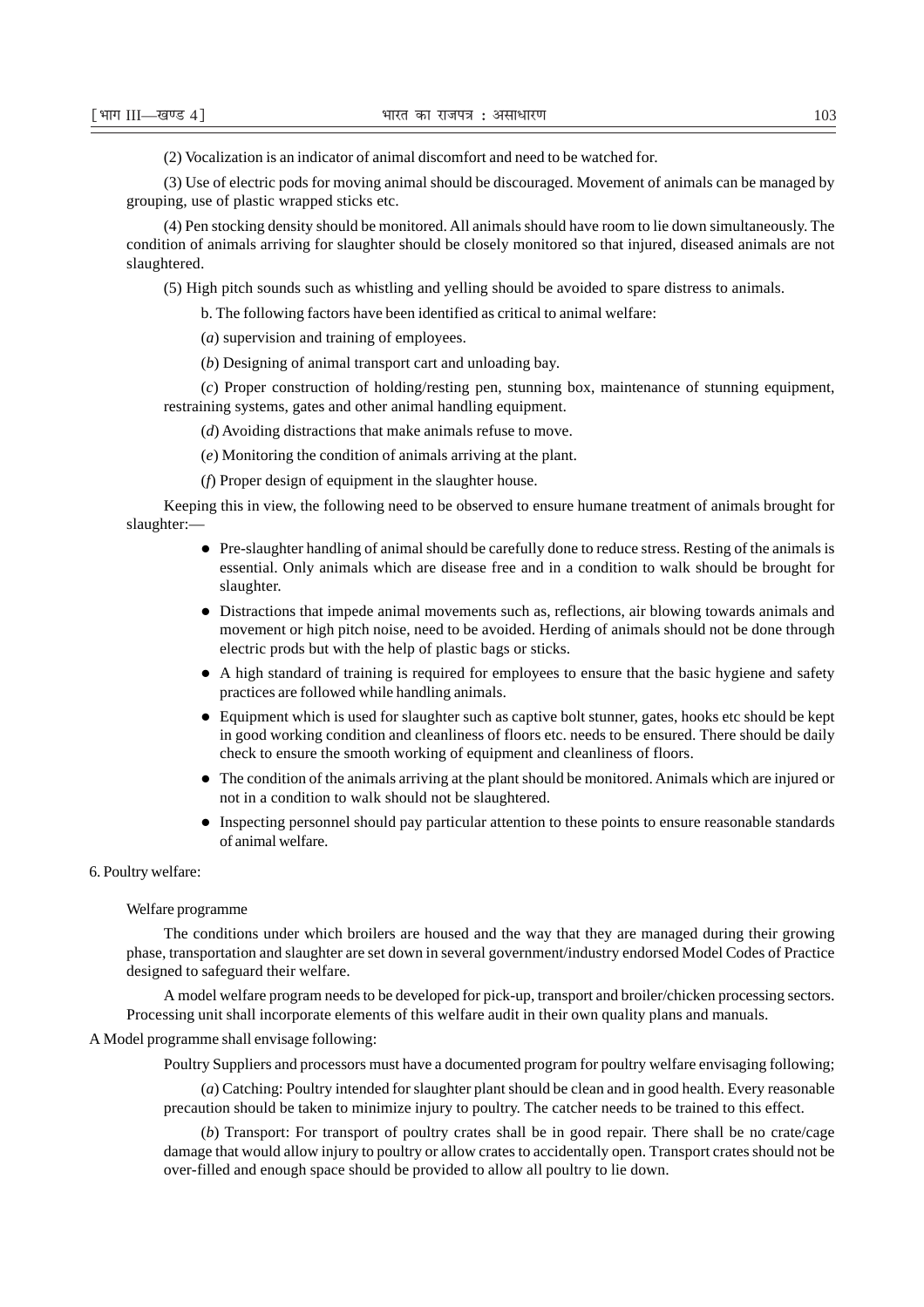(2) Vocalization is an indicator of animal discomfort and need to be watched for.

(3) Use of electric pods for moving animal should be discouraged. Movement of animals can be managed by grouping, use of plastic wrapped sticks etc.

(4) Pen stocking density should be monitored. All animals should have room to lie down simultaneously. The condition of animals arriving for slaughter should be closely monitored so that injured, diseased animals are not slaughtered.

(5) High pitch sounds such as whistling and yelling should be avoided to spare distress to animals.

b. The following factors have been identified as critical to animal welfare:

(*a*) supervision and training of employees.

(*b*) Designing of animal transport cart and unloading bay.

(*c*) Proper construction of holding/resting pen, stunning box, maintenance of stunning equipment, restraining systems, gates and other animal handling equipment.

(*d*) Avoiding distractions that make animals refuse to move.

(*e*) Monitoring the condition of animals arriving at the plant.

(*f*) Proper design of equipment in the slaughter house.

Keeping this in view, the following need to be observed to ensure humane treatment of animals brought for slaughter:—

- Pre-slaughter handling of animal should be carefully done to reduce stress. Resting of the animals is essential. Only animals which are disease free and in a condition to walk should be brought for slaughter.
- Distractions that impede animal movements such as, reflections, air blowing towards animals and movement or high pitch noise, need to be avoided. Herding of animals should not be done through electric prods but with the help of plastic bags or sticks.
- A high standard of training is required for employees to ensure that the basic hygiene and safety practices are followed while handling animals.
- Equipment which is used for slaughter such as captive bolt stunner, gates, hooks etc should be kept in good working condition and cleanliness of floors etc. needs to be ensured. There should be daily check to ensure the smooth working of equipment and cleanliness of floors.
- The condition of the animals arriving at the plant should be monitored. Animals which are injured or not in a condition to walk should not be slaughtered.
- Inspecting personnel should pay particular attention to these points to ensure reasonable standards of animal welfare.

6. Poultry welfare:

Welfare programme

The conditions under which broilers are housed and the way that they are managed during their growing phase, transportation and slaughter are set down in several government/industry endorsed Model Codes of Practice designed to safeguard their welfare.

A model welfare program needs to be developed for pick-up, transport and broiler/chicken processing sectors. Processing unit shall incorporate elements of this welfare audit in their own quality plans and manuals.

A Model programme shall envisage following:

Poultry Suppliers and processors must have a documented program for poultry welfare envisaging following;

(*a*) Catching: Poultry intended for slaughter plant should be clean and in good health. Every reasonable precaution should be taken to minimize injury to poultry. The catcher needs to be trained to this effect.

(*b*) Transport: For transport of poultry crates shall be in good repair. There shall be no crate/cage damage that would allow injury to poultry or allow crates to accidentally open. Transport crates should not be over-filled and enough space should be provided to allow all poultry to lie down.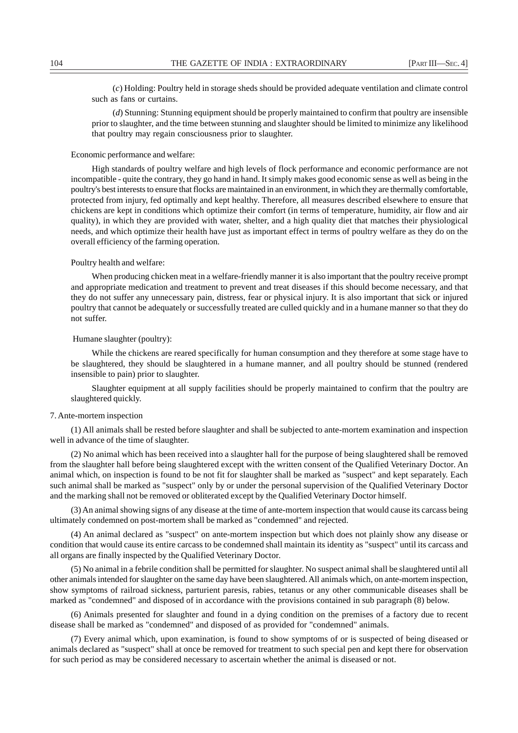(*c*) Holding: Poultry held in storage sheds should be provided adequate ventilation and climate control such as fans or curtains.

(*d*) Stunning: Stunning equipment should be properly maintained to confirm that poultry are insensible prior to slaughter, and the time between stunning and slaughter should be limited to minimize any likelihood that poultry may regain consciousness prior to slaughter.

Economic performance and welfare:

High standards of poultry welfare and high levels of flock performance and economic performance are not incompatible - quite the contrary, they go hand in hand. It simply makes good economic sense as well as being in the poultry's best interests to ensure that flocks are maintained in an environment, in which they are thermally comfortable, protected from injury, fed optimally and kept healthy. Therefore, all measures described elsewhere to ensure that chickens are kept in conditions which optimize their comfort (in terms of temperature, humidity, air flow and air quality), in which they are provided with water, shelter, and a high quality diet that matches their physiological needs, and which optimize their health have just as important effect in terms of poultry welfare as they do on the overall efficiency of the farming operation.

Poultry health and welfare:

When producing chicken meat in a welfare-friendly manner it is also important that the poultry receive prompt and appropriate medication and treatment to prevent and treat diseases if this should become necessary, and that they do not suffer any unnecessary pain, distress, fear or physical injury. It is also important that sick or injured poultry that cannot be adequately or successfully treated are culled quickly and in a humane manner so that they do not suffer.

Humane slaughter (poultry):

While the chickens are reared specifically for human consumption and they therefore at some stage have to be slaughtered, they should be slaughtered in a humane manner, and all poultry should be stunned (rendered insensible to pain) prior to slaughter.

Slaughter equipment at all supply facilities should be properly maintained to confirm that the poultry are slaughtered quickly.

7. Ante-mortem inspection

(1) All animals shall be rested before slaughter and shall be subjected to ante-mortem examination and inspection well in advance of the time of slaughter.

(2) No animal which has been received into a slaughter hall for the purpose of being slaughtered shall be removed from the slaughter hall before being slaughtered except with the written consent of the Qualified Veterinary Doctor. An animal which, on inspection is found to be not fit for slaughter shall be marked as "suspect" and kept separately. Each such animal shall be marked as "suspect" only by or under the personal supervision of the Qualified Veterinary Doctor and the marking shall not be removed or obliterated except by the Qualified Veterinary Doctor himself.

(3) An animal showing signs of any disease at the time of ante-mortem inspection that would cause its carcass being ultimately condemned on post-mortem shall be marked as "condemned" and rejected.

(4) An animal declared as "suspect" on ante-mortem inspection but which does not plainly show any disease or condition that would cause its entire carcass to be condemned shall maintain its identity as "suspect" until its carcass and all organs are finally inspected by the Qualified Veterinary Doctor.

(5) No animal in a febrile condition shall be permitted for slaughter. No suspect animal shall be slaughtered until all other animals intended for slaughter on the same day have been slaughtered. All animals which, on ante-mortem inspection, show symptoms of railroad sickness, parturient paresis, rabies, tetanus or any other communicable diseases shall be marked as "condemned" and disposed of in accordance with the provisions contained in sub paragraph (8) below.

(6) Animals presented for slaughter and found in a dying condition on the premises of a factory due to recent disease shall be marked as "condemned" and disposed of as provided for "condemned" animals.

(7) Every animal which, upon examination, is found to show symptoms of or is suspected of being diseased or animals declared as "suspect" shall at once be removed for treatment to such special pen and kept there for observation for such period as may be considered necessary to ascertain whether the animal is diseased or not.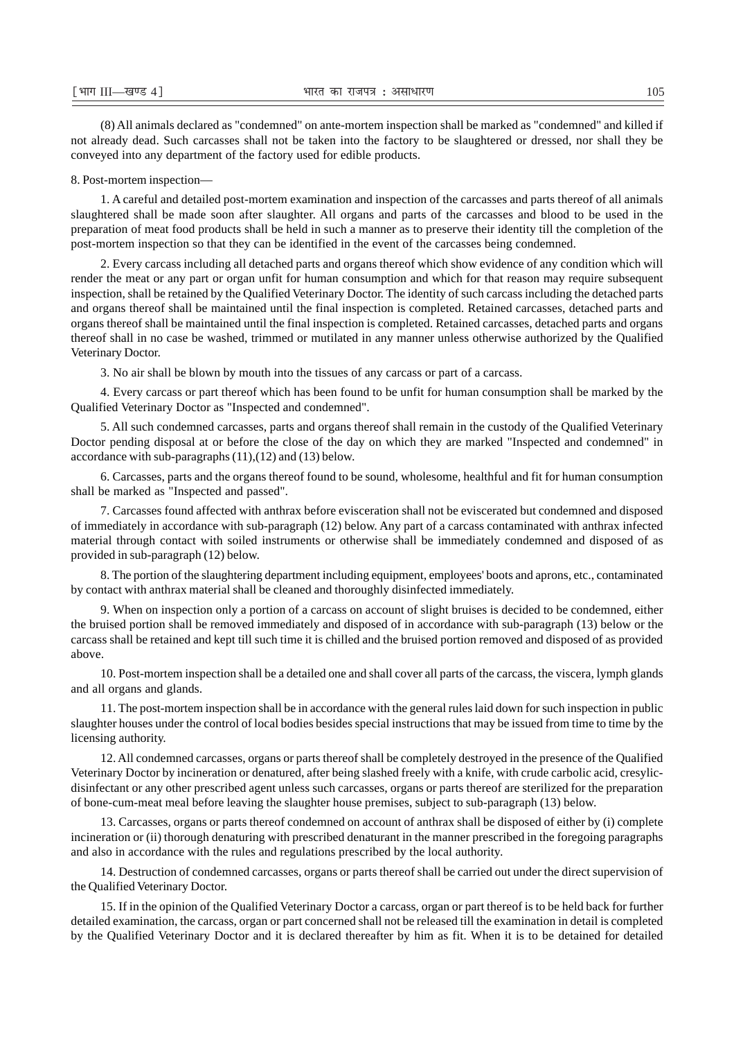(8) All animals declared as "condemned" on ante-mortem inspection shall be marked as "condemned" and killed if not already dead. Such carcasses shall not be taken into the factory to be slaughtered or dressed, nor shall they be conveyed into any department of the factory used for edible products.

8. Post-mortem inspection—

1. A careful and detailed post-mortem examination and inspection of the carcasses and parts thereof of all animals slaughtered shall be made soon after slaughter. All organs and parts of the carcasses and blood to be used in the preparation of meat food products shall be held in such a manner as to preserve their identity till the completion of the post-mortem inspection so that they can be identified in the event of the carcasses being condemned.

2. Every carcass including all detached parts and organs thereof which show evidence of any condition which will render the meat or any part or organ unfit for human consumption and which for that reason may require subsequent inspection, shall be retained by the Qualified Veterinary Doctor. The identity of such carcass including the detached parts and organs thereof shall be maintained until the final inspection is completed. Retained carcasses, detached parts and organs thereof shall be maintained until the final inspection is completed. Retained carcasses, detached parts and organs thereof shall in no case be washed, trimmed or mutilated in any manner unless otherwise authorized by the Qualified Veterinary Doctor.

3. No air shall be blown by mouth into the tissues of any carcass or part of a carcass.

4. Every carcass or part thereof which has been found to be unfit for human consumption shall be marked by the Qualified Veterinary Doctor as "Inspected and condemned".

5. All such condemned carcasses, parts and organs thereof shall remain in the custody of the Qualified Veterinary Doctor pending disposal at or before the close of the day on which they are marked "Inspected and condemned" in accordance with sub-paragraphs (11),(12) and (13) below.

6. Carcasses, parts and the organs thereof found to be sound, wholesome, healthful and fit for human consumption shall be marked as "Inspected and passed".

7. Carcasses found affected with anthrax before evisceration shall not be eviscerated but condemned and disposed of immediately in accordance with sub-paragraph (12) below. Any part of a carcass contaminated with anthrax infected material through contact with soiled instruments or otherwise shall be immediately condemned and disposed of as provided in sub-paragraph (12) below.

8. The portion of the slaughtering department including equipment, employees' boots and aprons, etc., contaminated by contact with anthrax material shall be cleaned and thoroughly disinfected immediately.

9. When on inspection only a portion of a carcass on account of slight bruises is decided to be condemned, either the bruised portion shall be removed immediately and disposed of in accordance with sub-paragraph (13) below or the carcass shall be retained and kept till such time it is chilled and the bruised portion removed and disposed of as provided above.

10. Post-mortem inspection shall be a detailed one and shall cover all parts of the carcass, the viscera, lymph glands and all organs and glands.

11. The post-mortem inspection shall be in accordance with the general rules laid down for such inspection in public slaughter houses under the control of local bodies besides special instructions that may be issued from time to time by the licensing authority.

12. All condemned carcasses, organs or parts thereof shall be completely destroyed in the presence of the Qualified Veterinary Doctor by incineration or denatured, after being slashed freely with a knife, with crude carbolic acid, cresylic-disinfectant or any other prescribed agent unless such carcasses, organs or parts thereof are sterilized for the preparation of bone-cum-meat meal before leaving the slaughter house premises, subject to sub-paragraph (13) below.

13. Carcasses, organs or parts thereof condemned on account of anthrax shall be disposed of either by (i) complete incineration or (ii) thorough denaturing with prescribed denaturant in the manner prescribed in the foregoing paragraphs and also in accordance with the rules and regulations prescribed by the local authority.

14. Destruction of condemned carcasses, organs or parts thereof shall be carried out under the direct supervision of the Qualified Veterinary Doctor.

15. If in the opinion of the Qualified Veterinary Doctor a carcass, organ or part thereof is to be held back for further detailed examination, the carcass, organ or part concerned shall not be released till the examination in detail is completed by the Qualified Veterinary Doctor and it is declared thereafter by him as fit. When it is to be detained for detailed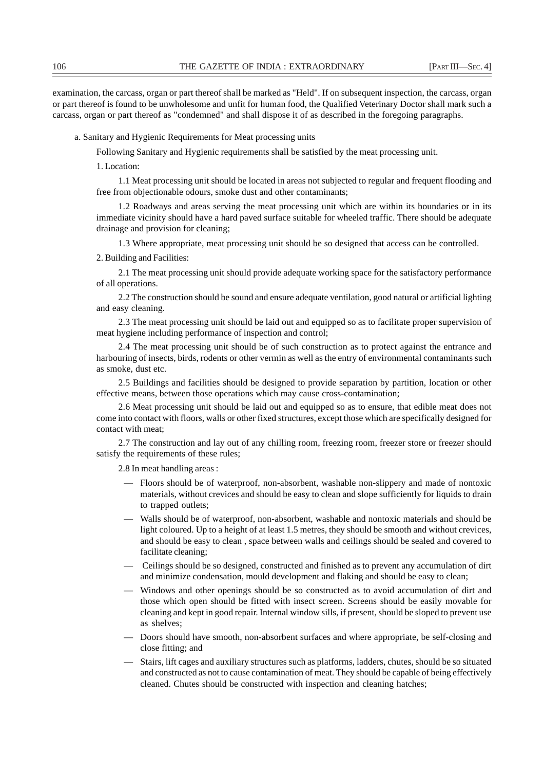examination, the carcass, organ or part thereof shall be marked as "Held". If on subsequent inspection, the carcass, organ or part thereof is found to be unwholesome and unfit for human food, the Qualified Veterinary Doctor shall mark such a carcass, organ or part thereof as "condemned" and shall dispose it of as described in the foregoing paragraphs.

a. Sanitary and Hygienic Requirements for Meat processing units

Following Sanitary and Hygienic requirements shall be satisfied by the meat processing unit.

1. Location:

1.1 Meat processing unit should be located in areas not subjected to regular and frequent flooding and free from objectionable odours, smoke dust and other contaminants;

1.2 Roadways and areas serving the meat processing unit which are within its boundaries or in its immediate vicinity should have a hard paved surface suitable for wheeled traffic. There should be adequate drainage and provision for cleaning;

1.3 Where appropriate, meat processing unit should be so designed that access can be controlled.

2. Building and Facilities:

2.1 The meat processing unit should provide adequate working space for the satisfactory performance of all operations.

2.2 The construction should be sound and ensure adequate ventilation, good natural or artificial lighting and easy cleaning.

2.3 The meat processing unit should be laid out and equipped so as to facilitate proper supervision of meat hygiene including performance of inspection and control;

2.4 The meat processing unit should be of such construction as to protect against the entrance and harbouring of insects, birds, rodents or other vermin as well as the entry of environmental contaminants such as smoke, dust etc.

2.5 Buildings and facilities should be designed to provide separation by partition, location or other effective means, between those operations which may cause cross-contamination;

2.6 Meat processing unit should be laid out and equipped so as to ensure, that edible meat does not come into contact with floors, walls or other fixed structures, except those which are specifically designed for contact with meat;

2.7 The construction and lay out of any chilling room, freezing room, freezer store or freezer should satisfy the requirements of these rules;

2.8 In meat handling areas :

— Floors should be of waterproof, non-absorbent, washable non-slippery and made of nontoxic materials, without crevices and should be easy to clean and slope sufficiently for liquids to drain to trapped outlets;

— Walls should be of waterproof, non-absorbent, washable and nontoxic materials and should be light coloured. Up to a height of at least 1.5 metres, they should be smooth and without crevices, and should be easy to clean , space between walls and ceilings should be sealed and covered to facilitate cleaning;

— Ceilings should be so designed, constructed and finished as to prevent any accumulation of dirt and minimize condensation, mould development and flaking and should be easy to clean;

— Windows and other openings should be so constructed as to avoid accumulation of dirt and those which open should be fitted with insect screen. Screens should be easily movable for cleaning and kept in good repair. Internal window sills, if present, should be sloped to prevent use as shelves;

— Doors should have smooth, non-absorbent surfaces and where appropriate, be self-closing and close fitting; and

— Stairs, lift cages and auxiliary structures such as platforms, ladders, chutes, should be so situated and constructed as not to cause contamination of meat. They should be capable of being effectively cleaned. Chutes should be constructed with inspection and cleaning hatches;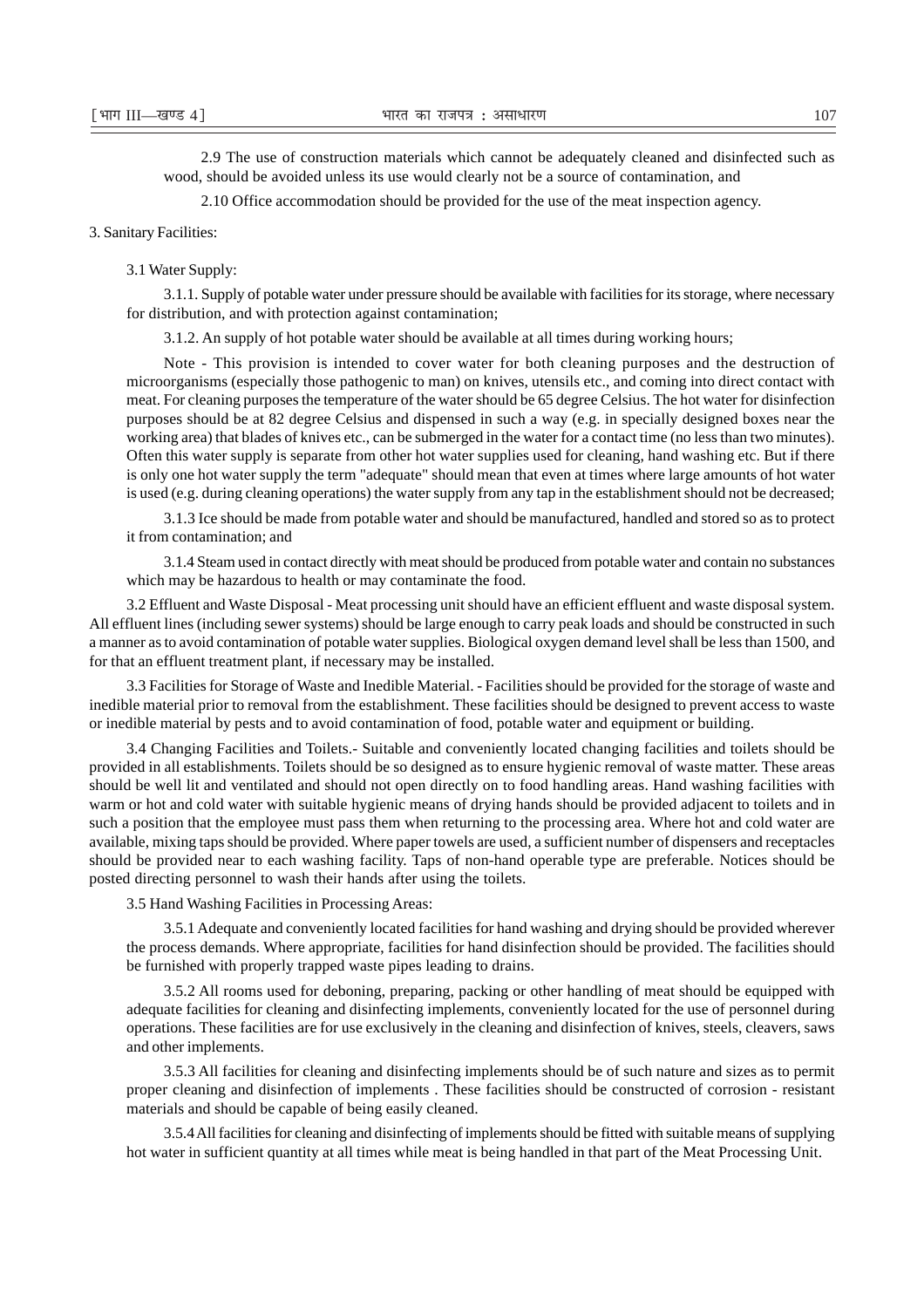2.9 The use of construction materials which cannot be adequately cleaned and disinfected such as wood, should be avoided unless its use would clearly not be a source of contamination, and

2.10 Office accommodation should be provided for the use of the meat inspection agency.

3. Sanitary Facilities:

3.1 Water Supply:

3.1.1. Supply of potable water under pressure should be available with facilities for its storage, where necessary for distribution, and with protection against contamination;

3.1.2. An supply of hot potable water should be available at all times during working hours;

Note - This provision is intended to cover water for both cleaning purposes and the destruction of microorganisms (especially those pathogenic to man) on knives, utensils etc., and coming into direct contact with meat. For cleaning purposes the temperature of the water should be 65 degree Celsius. The hot water for disinfection purposes should be at 82 degree Celsius and dispensed in such a way (e.g. in specially designed boxes near the working area) that blades of knives etc., can be submerged in the water for a contact time (no less than two minutes). Often this water supply is separate from other hot water supplies used for cleaning, hand washing etc. But if there is only one hot water supply the term "adequate" should mean that even at times where large amounts of hot water is used (e.g. during cleaning operations) the water supply from any tap in the establishment should not be decreased;

3.1.3 Ice should be made from potable water and should be manufactured, handled and stored so as to protect it from contamination; and

3.1.4 Steam used in contact directly with meat should be produced from potable water and contain no substances which may be hazardous to health or may contaminate the food.

3.2 Effluent and Waste Disposal - Meat processing unit should have an efficient effluent and waste disposal system. All effluent lines (including sewer systems) should be large enough to carry peak loads and should be constructed in such a manner as to avoid contamination of potable water supplies. Biological oxygen demand level shall be less than 1500, and for that an effluent treatment plant, if necessary may be installed.

3.3 Facilities for Storage of Waste and Inedible Material. - Facilities should be provided for the storage of waste and inedible material prior to removal from the establishment. These facilities should be designed to prevent access to waste or inedible material by pests and to avoid contamination of food, potable water and equipment or building.

3.4 Changing Facilities and Toilets.- Suitable and conveniently located changing facilities and toilets should be provided in all establishments. Toilets should be so designed as to ensure hygienic removal of waste matter. These areas should be well lit and ventilated and should not open directly on to food handling areas. Hand washing facilities with warm or hot and cold water with suitable hygienic means of drying hands should be provided adjacent to toilets and in such a position that the employee must pass them when returning to the processing area. Where hot and cold water are available, mixing taps should be provided. Where paper towels are used, a sufficient number of dispensers and receptacles should be provided near to each washing facility. Taps of non-hand operable type are preferable. Notices should be posted directing personnel to wash their hands after using the toilets.

3.5 Hand Washing Facilities in Processing Areas:

3.5.1 Adequate and conveniently located facilities for hand washing and drying should be provided wherever the process demands. Where appropriate, facilities for hand disinfection should be provided. The facilities should be furnished with properly trapped waste pipes leading to drains.

3.5.2 All rooms used for deboning, preparing, packing or other handling of meat should be equipped with adequate facilities for cleaning and disinfecting implements, conveniently located for the use of personnel during operations. These facilities are for use exclusively in the cleaning and disinfection of knives, steels, cleavers, saws and other implements.

3.5.3 All facilities for cleaning and disinfecting implements should be of such nature and sizes as to permit proper cleaning and disinfection of implements . These facilities should be constructed of corrosion - resistant materials and should be capable of being easily cleaned.

3.5.4 All facilities for cleaning and disinfecting of implements should be fitted with suitable means of supplying hot water in sufficient quantity at all times while meat is being handled in that part of the Meat Processing Unit.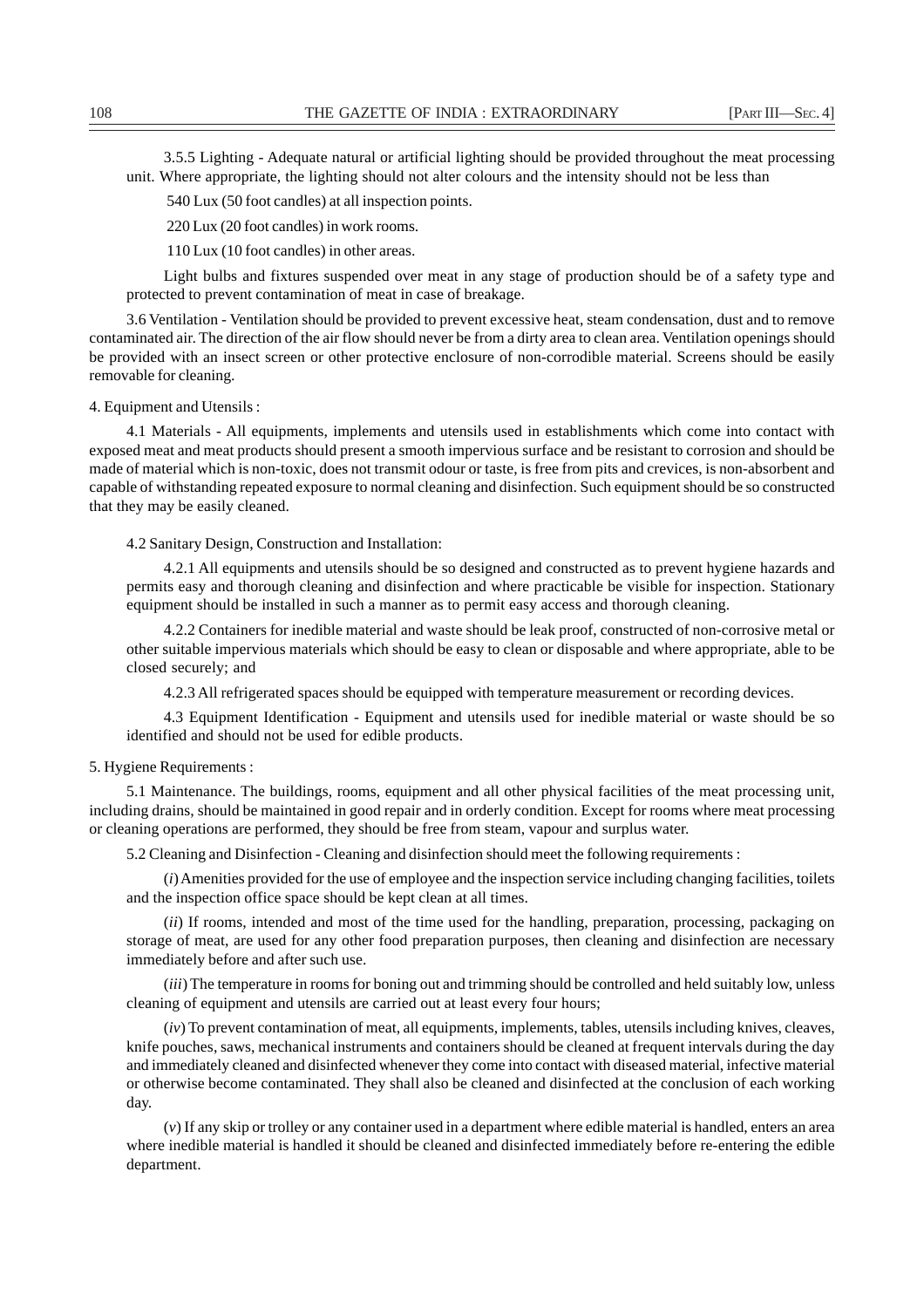3.5.5 Lighting - Adequate natural or artificial lighting should be provided throughout the meat processing unit. Where appropriate, the lighting should not alter colours and the intensity should not be less than

540 Lux (50 foot candles) at all inspection points.

220 Lux (20 foot candles) in work rooms.

110 Lux (10 foot candles) in other areas.

Light bulbs and fixtures suspended over meat in any stage of production should be of a safety type and protected to prevent contamination of meat in case of breakage.

3.6 Ventilation - Ventilation should be provided to prevent excessive heat, steam condensation, dust and to remove contaminated air. The direction of the air flow should never be from a dirty area to clean area. Ventilation openings should be provided with an insect screen or other protective enclosure of non-corrodible material. Screens should be easily removable for cleaning.

4. Equipment and Utensils :

4.1 Materials - All equipments, implements and utensils used in establishments which come into contact with exposed meat and meat products should present a smooth impervious surface and be resistant to corrosion and should be made of material which is non-toxic, does not transmit odour or taste, is free from pits and crevices, is non-absorbent and capable of withstanding repeated exposure to normal cleaning and disinfection. Such equipment should be so constructed that they may be easily cleaned.

4.2 Sanitary Design, Construction and Installation:

4.2.1 All equipments and utensils should be so designed and constructed as to prevent hygiene hazards and permits easy and thorough cleaning and disinfection and where practicable be visible for inspection. Stationary equipment should be installed in such a manner as to permit easy access and thorough cleaning.

4.2.2 Containers for inedible material and waste should be leak proof, constructed of non-corrosive metal or other suitable impervious materials which should be easy to clean or disposable and where appropriate, able to be closed securely; and

4.2.3 All refrigerated spaces should be equipped with temperature measurement or recording devices.

4.3 Equipment Identification - Equipment and utensils used for inedible material or waste should be so identified and should not be used for edible products.

5. Hygiene Requirements :

5.1 Maintenance. The buildings, rooms, equipment and all other physical facilities of the meat processing unit, including drains, should be maintained in good repair and in orderly condition. Except for rooms where meat processing or cleaning operations are performed, they should be free from steam, vapour and surplus water.

5.2 Cleaning and Disinfection - Cleaning and disinfection should meet the following requirements :

(*i*) Amenities provided for the use of employee and the inspection service including changing facilities, toilets and the inspection office space should be kept clean at all times.

(*ii*) If rooms, intended and most of the time used for the handling, preparation, processing, packaging on storage of meat, are used for any other food preparation purposes, then cleaning and disinfection are necessary immediately before and after such use.

(*iii*) The temperature in rooms for boning out and trimming should be controlled and held suitably low, unless cleaning of equipment and utensils are carried out at least every four hours;

(*iv*) To prevent contamination of meat, all equipments, implements, tables, utensils including knives, cleaves, knife pouches, saws, mechanical instruments and containers should be cleaned at frequent intervals during the day and immediately cleaned and disinfected whenever they come into contact with diseased material, infective material or otherwise become contaminated. They shall also be cleaned and disinfected at the conclusion of each working day.

(*v*) If any skip or trolley or any container used in a department where edible material is handled, enters an area where inedible material is handled it should be cleaned and disinfected immediately before re-entering the edible department.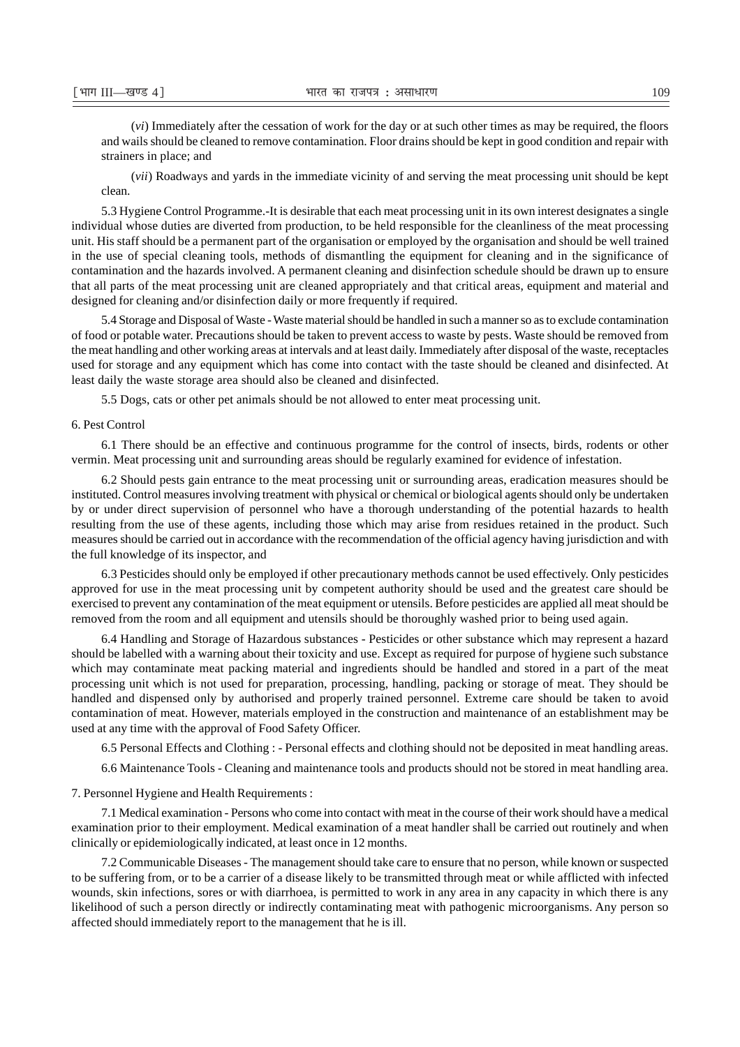(*vi*) Immediately after the cessation of work for the day or at such other times as may be required, the floors and wails should be cleaned to remove contamination. Floor drains should be kept in good condition and repair with strainers in place; and

(*vii*) Roadways and yards in the immediate vicinity of and serving the meat processing unit should be kept clean.

5.3 Hygiene Control Programme.-It is desirable that each meat processing unit in its own interest designates a single individual whose duties are diverted from production, to be held responsible for the cleanliness of the meat processing unit. His staff should be a permanent part of the organisation or employed by the organisation and should be well trained in the use of special cleaning tools, methods of dismantling the equipment for cleaning and in the significance of contamination and the hazards involved. A permanent cleaning and disinfection schedule should be drawn up to ensure that all parts of the meat processing unit are cleaned appropriately and that critical areas, equipment and material and designed for cleaning and/or disinfection daily or more frequently if required.

5.4 Storage and Disposal of Waste - Waste material should be handled in such a manner so as to exclude contamination of food or potable water. Precautions should be taken to prevent access to waste by pests. Waste should be removed from the meat handling and other working areas at intervals and at least daily. Immediately after disposal of the waste, receptacles used for storage and any equipment which has come into contact with the taste should be cleaned and disinfected. At least daily the waste storage area should also be cleaned and disinfected.

5.5 Dogs, cats or other pet animals should be not allowed to enter meat processing unit.

6. Pest Control

6.1 There should be an effective and continuous programme for the control of insects, birds, rodents or other vermin. Meat processing unit and surrounding areas should be regularly examined for evidence of infestation.

6.2 Should pests gain entrance to the meat processing unit or surrounding areas, eradication measures should be instituted. Control measures involving treatment with physical or chemical or biological agents should only be undertaken by or under direct supervision of personnel who have a thorough understanding of the potential hazards to health resulting from the use of these agents, including those which may arise from residues retained in the product. Such measures should be carried out in accordance with the recommendation of the official agency having jurisdiction and with the full knowledge of its inspector, and

6.3 Pesticides should only be employed if other precautionary methods cannot be used effectively. Only pesticides approved for use in the meat processing unit by competent authority should be used and the greatest care should be exercised to prevent any contamination of the meat equipment or utensils. Before pesticides are applied all meat should be removed from the room and all equipment and utensils should be thoroughly washed prior to being used again.

6.4 Handling and Storage of Hazardous substances - Pesticides or other substance which may represent a hazard should be labelled with a warning about their toxicity and use. Except as required for purpose of hygiene such substance which may contaminate meat packing material and ingredients should be handled and stored in a part of the meat processing unit which is not used for preparation, processing, handling, packing or storage of meat. They should be handled and dispensed only by authorised and properly trained personnel. Extreme care should be taken to avoid contamination of meat. However, materials employed in the construction and maintenance of an establishment may be used at any time with the approval of Food Safety Officer.

6.5 Personal Effects and Clothing : - Personal effects and clothing should not be deposited in meat handling areas.

6.6 Maintenance Tools - Cleaning and maintenance tools and products should not be stored in meat handling area.

7. Personnel Hygiene and Health Requirements :

7.1 Medical examination - Persons who come into contact with meat in the course of their work should have a medical examination prior to their employment. Medical examination of a meat handler shall be carried out routinely and when clinically or epidemiologically indicated, at least once in 12 months.

7.2 Communicable Diseases - The management should take care to ensure that no person, while known or suspected to be suffering from, or to be a carrier of a disease likely to be transmitted through meat or while afflicted with infected wounds, skin infections, sores or with diarrhoea, is permitted to work in any area in any capacity in which there is any likelihood of such a person directly or indirectly contaminating meat with pathogenic microorganisms. Any person so affected should immediately report to the management that he is ill.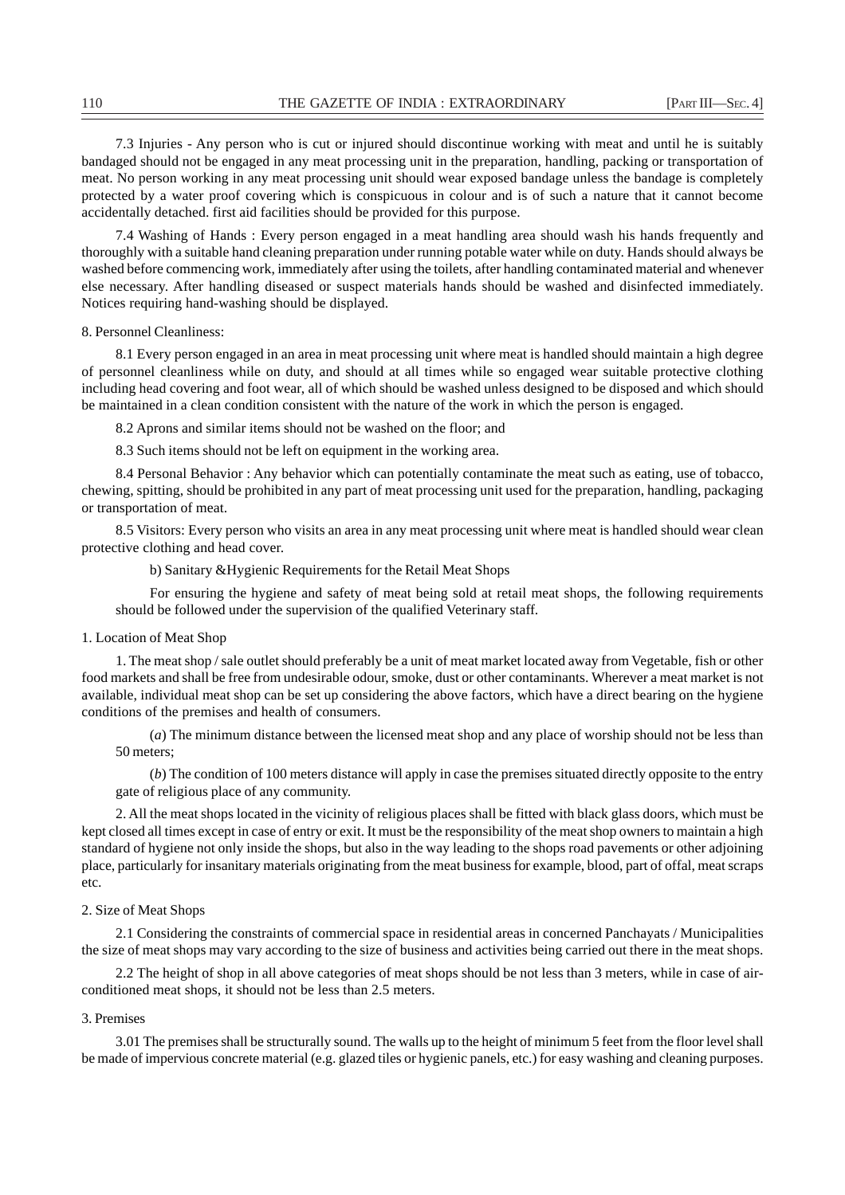7.3 Injuries - Any person who is cut or injured should discontinue working with meat and until he is suitably bandaged should not be engaged in any meat processing unit in the preparation, handling, packing or transportation of meat. No person working in any meat processing unit should wear exposed bandage unless the bandage is completely protected by a water proof covering which is conspicuous in colour and is of such a nature that it cannot become accidentally detached. first aid facilities should be provided for this purpose.

7.4 Washing of Hands : Every person engaged in a meat handling area should wash his hands frequently and thoroughly with a suitable hand cleaning preparation under running potable water while on duty. Hands should always be washed before commencing work, immediately after using the toilets, after handling contaminated material and whenever else necessary. After handling diseased or suspect materials hands should be washed and disinfected immediately. Notices requiring hand-washing should be displayed.

8. Personnel Cleanliness:

8.1 Every person engaged in an area in meat processing unit where meat is handled should maintain a high degree of personnel cleanliness while on duty, and should at all times while so engaged wear suitable protective clothing including head covering and foot wear, all of which should be washed unless designed to be disposed and which should be maintained in a clean condition consistent with the nature of the work in which the person is engaged.

8.2 Aprons and similar items should not be washed on the floor; and

8.3 Such items should not be left on equipment in the working area.

8.4 Personal Behavior : Any behavior which can potentially contaminate the meat such as eating, use of tobacco, chewing, spitting, should be prohibited in any part of meat processing unit used for the preparation, handling, packaging or transportation of meat.

8.5 Visitors: Every person who visits an area in any meat processing unit where meat is handled should wear clean protective clothing and head cover.

b) Sanitary &Hygienic Requirements for the Retail Meat Shops

For ensuring the hygiene and safety of meat being sold at retail meat shops, the following requirements should be followed under the supervision of the qualified Veterinary staff.

1. Location of Meat Shop

1. The meat shop / sale outlet should preferably be a unit of meat market located away from Vegetable, fish or other food markets and shall be free from undesirable odour, smoke, dust or other contaminants. Wherever a meat market is not available, individual meat shop can be set up considering the above factors, which have a direct bearing on the hygiene conditions of the premises and health of consumers.

(*a*) The minimum distance between the licensed meat shop and any place of worship should not be less than 50 meters;

(*b*) The condition of 100 meters distance will apply in case the premises situated directly opposite to the entry gate of religious place of any community.

2. All the meat shops located in the vicinity of religious places shall be fitted with black glass doors, which must be kept closed all times except in case of entry or exit. It must be the responsibility of the meat shop owners to maintain a high standard of hygiene not only inside the shops, but also in the way leading to the shops road pavements or other adjoining place, particularly for insanitary materials originating from the meat business for example, blood, part of offal, meat scraps etc.

2. Size of Meat Shops

2.1 Considering the constraints of commercial space in residential areas in concerned Panchayats / Municipalities the size of meat shops may vary according to the size of business and activities being carried out there in the meat shops.

2.2 The height of shop in all above categories of meat shops should be not less than 3 meters, while in case of air-conditioned meat shops, it should not be less than 2.5 meters.

3. Premises

3.01 The premises shall be structurally sound. The walls up to the height of minimum 5 feet from the floor level shall be made of impervious concrete material (e.g. glazed tiles or hygienic panels, etc.) for easy washing and cleaning purposes.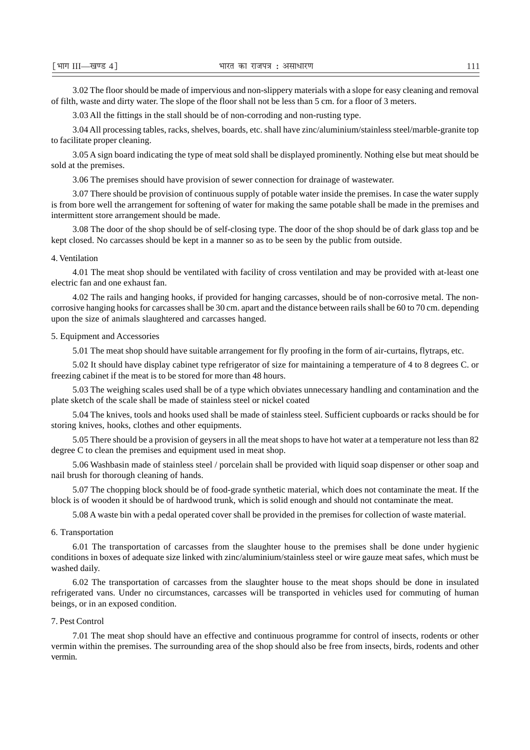3.02 The floor should be made of impervious and non-slippery materials with a slope for easy cleaning and removal of filth, waste and dirty water. The slope of the floor shall not be less than 5 cm. for a floor of 3 meters.

3.03 All the fittings in the stall should be of non-corroding and non-rusting type.

3.04 All processing tables, racks, shelves, boards, etc. shall have zinc/aluminium/stainless steel/marble-granite top to facilitate proper cleaning.

3.05 A sign board indicating the type of meat sold shall be displayed prominently. Nothing else but meat should be sold at the premises.

3.06 The premises should have provision of sewer connection for drainage of wastewater.

3.07 There should be provision of continuous supply of potable water inside the premises. In case the water supply is from bore well the arrangement for softening of water for making the same potable shall be made in the premises and intermittent store arrangement should be made.

3.08 The door of the shop should be of self-closing type. The door of the shop should be of dark glass top and be kept closed. No carcasses should be kept in a manner so as to be seen by the public from outside.

4. Ventilation

4.01 The meat shop should be ventilated with facility of cross ventilation and may be provided with at-least one electric fan and one exhaust fan.

4.02 The rails and hanging hooks, if provided for hanging carcasses, should be of non-corrosive metal. The non-corrosive hanging hooks for carcasses shall be 30 cm. apart and the distance between rails shall be 60 to 70 cm. depending upon the size of animals slaughtered and carcasses hanged.

5. Equipment and Accessories

5.01 The meat shop should have suitable arrangement for fly proofing in the form of air-curtains, flytraps, etc.

5.02 It should have display cabinet type refrigerator of size for maintaining a temperature of 4 to 8 degrees C. or freezing cabinet if the meat is to be stored for more than 48 hours.

5.03 The weighing scales used shall be of a type which obviates unnecessary handling and contamination and the plate sketch of the scale shall be made of stainless steel or nickel coated

5.04 The knives, tools and hooks used shall be made of stainless steel. Sufficient cupboards or racks should be for storing knives, hooks, clothes and other equipments.

5.05 There should be a provision of geysers in all the meat shops to have hot water at a temperature not less than 82 degree C to clean the premises and equipment used in meat shop.

5.06 Washbasin made of stainless steel / porcelain shall be provided with liquid soap dispenser or other soap and nail brush for thorough cleaning of hands.

5.07 The chopping block should be of food-grade synthetic material, which does not contaminate the meat. If the block is of wooden it should be of hardwood trunk, which is solid enough and should not contaminate the meat.

5.08 A waste bin with a pedal operated cover shall be provided in the premises for collection of waste material.

6. Transportation

6.01 The transportation of carcasses from the slaughter house to the premises shall be done under hygienic conditions in boxes of adequate size linked with zinc/aluminium/stainless steel or wire gauze meat safes, which must be washed daily.

6.02 The transportation of carcasses from the slaughter house to the meat shops should be done in insulated refrigerated vans. Under no circumstances, carcasses will be transported in vehicles used for commuting of human beings, or in an exposed condition.

7. Pest Control

7.01 The meat shop should have an effective and continuous programme for control of insects, rodents or other vermin within the premises. The surrounding area of the shop should also be free from insects, birds, rodents and other vermin.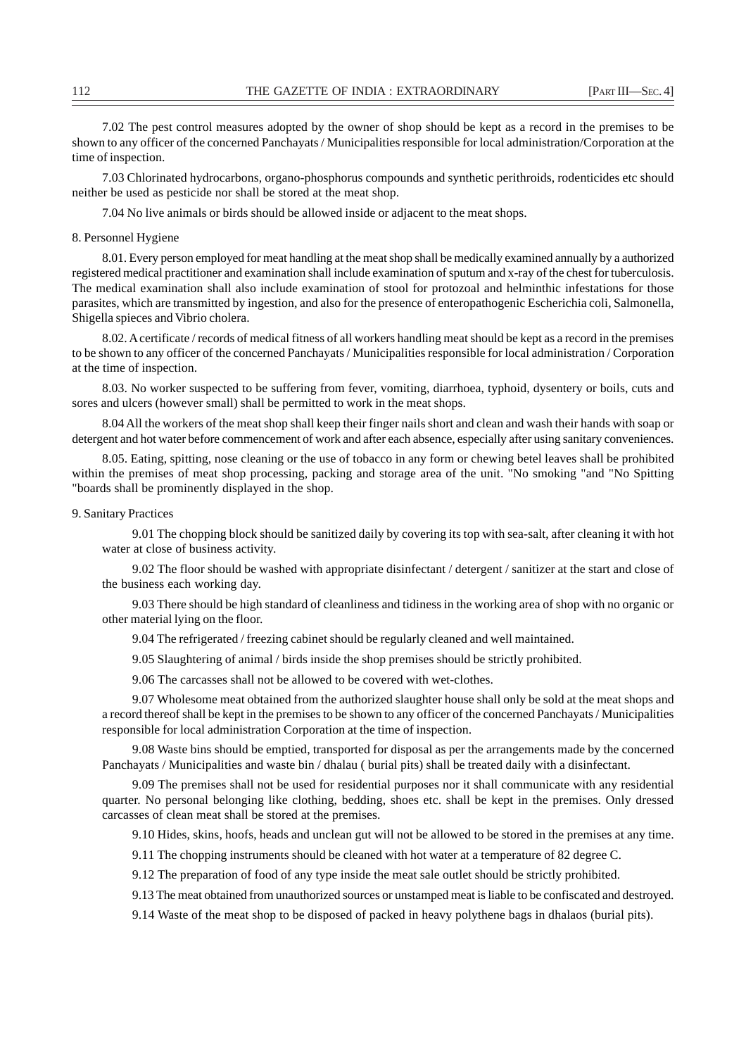7.02 The pest control measures adopted by the owner of shop should be kept as a record in the premises to be shown to any officer of the concerned Panchayats / Municipalities responsible for local administration/Corporation at the time of inspection.

7.03 Chlorinated hydrocarbons, organo-phosphorus compounds and synthetic perithroids, rodenticides etc should neither be used as pesticide nor shall be stored at the meat shop.

7.04 No live animals or birds should be allowed inside or adjacent to the meat shops.

8. Personnel Hygiene

8.01. Every person employed for meat handling at the meat shop shall be medically examined annually by a authorized registered medical practitioner and examination shall include examination of sputum and x-ray of the chest for tuberculosis. The medical examination shall also include examination of stool for protozoal and helminthic infestations for those parasites, which are transmitted by ingestion, and also for the presence of enteropathogenic Escherichia coli, Salmonella, Shigella spieces and Vibrio cholera.

8.02. A certificate / records of medical fitness of all workers handling meat should be kept as a record in the premises to be shown to any officer of the concerned Panchayats / Municipalities responsible for local administration / Corporation at the time of inspection.

8.03. No worker suspected to be suffering from fever, vomiting, diarrhoea, typhoid, dysentery or boils, cuts and sores and ulcers (however small) shall be permitted to work in the meat shops.

8.04 All the workers of the meat shop shall keep their finger nails short and clean and wash their hands with soap or detergent and hot water before commencement of work and after each absence, especially after using sanitary conveniences.

8.05. Eating, spitting, nose cleaning or the use of tobacco in any form or chewing betel leaves shall be prohibited within the premises of meat shop processing, packing and storage area of the unit. "No smoking "and "No Spitting "boards shall be prominently displayed in the shop.

9. Sanitary Practices

9.01 The chopping block should be sanitized daily by covering its top with sea-salt, after cleaning it with hot water at close of business activity.

9.02 The floor should be washed with appropriate disinfectant / detergent / sanitizer at the start and close of the business each working day.

9.03 There should be high standard of cleanliness and tidiness in the working area of shop with no organic or other material lying on the floor.

9.04 The refrigerated / freezing cabinet should be regularly cleaned and well maintained.

9.05 Slaughtering of animal / birds inside the shop premises should be strictly prohibited.

9.06 The carcasses shall not be allowed to be covered with wet-clothes.

9.07 Wholesome meat obtained from the authorized slaughter house shall only be sold at the meat shops and a record thereof shall be kept in the premises to be shown to any officer of the concerned Panchayats / Municipalities responsible for local administration Corporation at the time of inspection.

9.08 Waste bins should be emptied, transported for disposal as per the arrangements made by the concerned Panchayats / Municipalities and waste bin / dhalau ( burial pits) shall be treated daily with a disinfectant.

9.09 The premises shall not be used for residential purposes nor it shall communicate with any residential quarter. No personal belonging like clothing, bedding, shoes etc. shall be kept in the premises. Only dressed carcasses of clean meat shall be stored at the premises.

9.10 Hides, skins, hoofs, heads and unclean gut will not be allowed to be stored in the premises at any time.

9.11 The chopping instruments should be cleaned with hot water at a temperature of 82 degree C.

9.12 The preparation of food of any type inside the meat sale outlet should be strictly prohibited.

9.13 The meat obtained from unauthorized sources or unstamped meat is liable to be confiscated and destroyed.

9.14 Waste of the meat shop to be disposed of packed in heavy polythene bags in dhalaos (burial pits).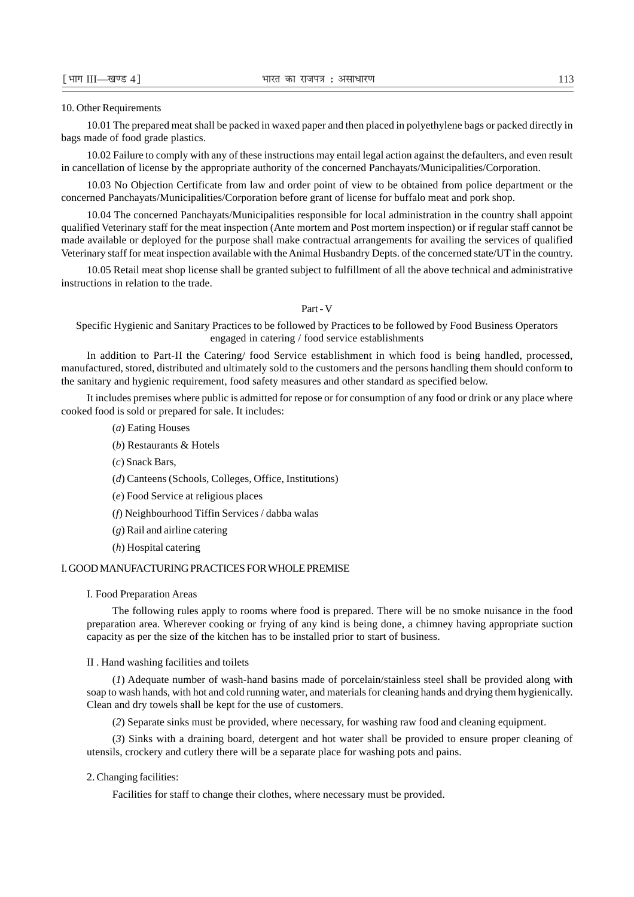10. Other Requirements

10.01 The prepared meat shall be packed in waxed paper and then placed in polyethylene bags or packed directly in bags made of food grade plastics.

10.02 Failure to comply with any of these instructions may entail legal action against the defaulters, and even result in cancellation of license by the appropriate authority of the concerned Panchayats/Municipalities/Corporation.

10.03 No Objection Certificate from law and order point of view to be obtained from police department or the concerned Panchayats/Municipalities/Corporation before grant of license for buffalo meat and pork shop.

10.04 The concerned Panchayats/Municipalities responsible for local administration in the country shall appoint qualified Veterinary staff for the meat inspection (Ante mortem and Post mortem inspection) or if regular staff cannot be made available or deployed for the purpose shall make contractual arrangements for availing the services of qualified Veterinary staff for meat inspection available with the Animal Husbandry Depts. of the concerned state/UT in the country.

10.05 Retail meat shop license shall be granted subject to fulfillment of all the above technical and administrative instructions in relation to the trade.

## Part - V

### Specific Hygienic and Sanitary Practices to be followed by Practices to be followed by Food Business Operators engaged in catering / food service establishments

In addition to Part-II the Catering/ food Service establishment in which food is being handled, processed, manufactured, stored, distributed and ultimately sold to the customers and the persons handling them should conform to the sanitary and hygienic requirement, food safety measures and other standard as specified below.

It includes premises where public is admitted for repose or for consumption of any food or drink or any place where cooked food is sold or prepared for sale. It includes:

(*a*) Eating Houses

(*b*) Restaurants & Hotels

(*c*) Snack Bars,

(*d*) Canteens (Schools, Colleges, Office, Institutions)

(*e*) Food Service at religious places

(*f*) Neighbourhood Tiffin Services / dabba walas

(*g*) Rail and airline catering

(*h*) Hospital catering

I. GOOD MANUFACTURING PRACTICES FOR WHOLE PREMISE

I. Food Preparation Areas

The following rules apply to rooms where food is prepared. There will be no smoke nuisance in the food preparation area. Wherever cooking or frying of any kind is being done, a chimney having appropriate suction capacity as per the size of the kitchen has to be installed prior to start of business.

II . Hand washing facilities and toilets

(*1*) Adequate number of wash-hand basins made of porcelain/stainless steel shall be provided along with soap to wash hands, with hot and cold running water, and materials for cleaning hands and drying them hygienically. Clean and dry towels shall be kept for the use of customers.

(*2*) Separate sinks must be provided, where necessary, for washing raw food and cleaning equipment.

(*3*) Sinks with a draining board, detergent and hot water shall be provided to ensure proper cleaning of utensils, crockery and cutlery there will be a separate place for washing pots and pains.

2. Changing facilities:

Facilities for staff to change their clothes, where necessary must be provided.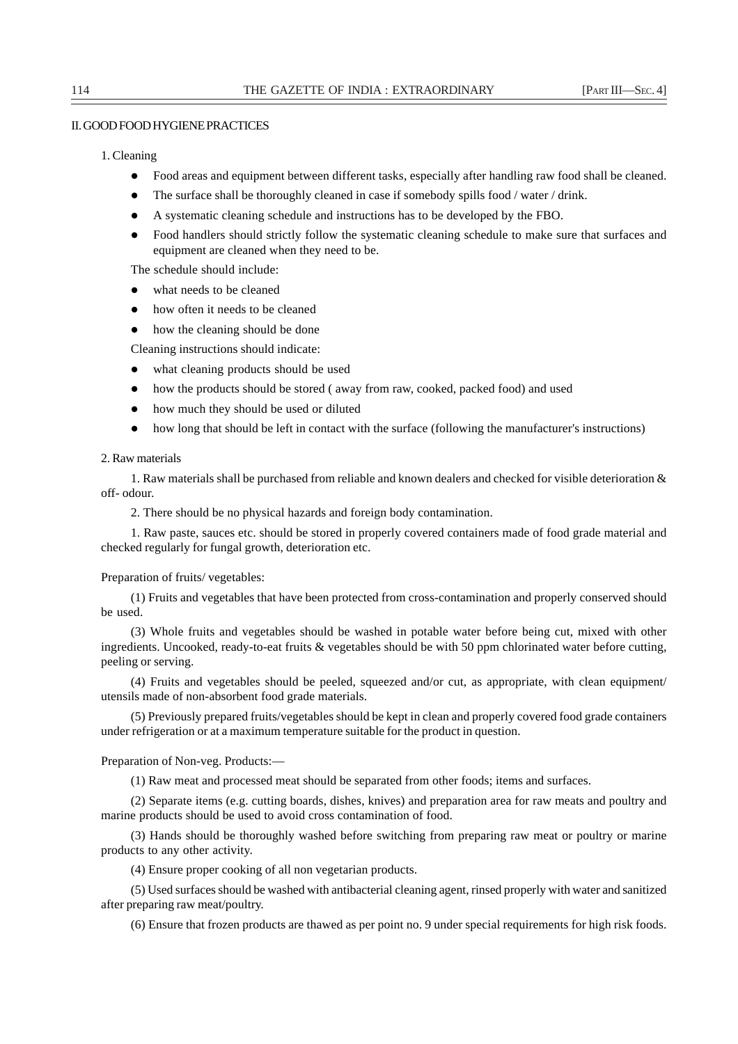## II. GOOD FOOD HYGIENE PRACTICES

1. Cleaning

- Food areas and equipment between different tasks, especially after handling raw food shall be cleaned.
- The surface shall be thoroughly cleaned in case if somebody spills food / water / drink.
- A systematic cleaning schedule and instructions has to be developed by the FBO.
- Food handlers should strictly follow the systematic cleaning schedule to make sure that surfaces and equipment are cleaned when they need to be.

The schedule should include:

- what needs to be cleaned
- how often it needs to be cleaned
- how the cleaning should be done

Cleaning instructions should indicate:

- what cleaning products should be used
- how the products should be stored ( away from raw, cooked, packed food) and used
- how much they should be used or diluted
- how long that should be left in contact with the surface (following the manufacturer's instructions)

2. Raw materials

1. Raw materials shall be purchased from reliable and known dealers and checked for visible deterioration & off- odour.

2. There should be no physical hazards and foreign body contamination.

1. Raw paste, sauces etc. should be stored in properly covered containers made of food grade material and checked regularly for fungal growth, deterioration etc.

Preparation of fruits/ vegetables:

(1) Fruits and vegetables that have been protected from cross-contamination and properly conserved should be used.

(3) Whole fruits and vegetables should be washed in potable water before being cut, mixed with other ingredients. Uncooked, ready-to-eat fruits & vegetables should be with 50 ppm chlorinated water before cutting, peeling or serving.

(4) Fruits and vegetables should be peeled, squeezed and/or cut, as appropriate, with clean equipment/ utensils made of non-absorbent food grade materials.

(5) Previously prepared fruits/vegetables should be kept in clean and properly covered food grade containers under refrigeration or at a maximum temperature suitable for the product in question.

Preparation of Non-veg. Products:—

(1) Raw meat and processed meat should be separated from other foods; items and surfaces.

(2) Separate items (e.g. cutting boards, dishes, knives) and preparation area for raw meats and poultry and marine products should be used to avoid cross contamination of food.

(3) Hands should be thoroughly washed before switching from preparing raw meat or poultry or marine products to any other activity.

(4) Ensure proper cooking of all non vegetarian products.

(5) Used surfaces should be washed with antibacterial cleaning agent, rinsed properly with water and sanitized after preparing raw meat/poultry.

(6) Ensure that frozen products are thawed as per point no. 9 under special requirements for high risk foods.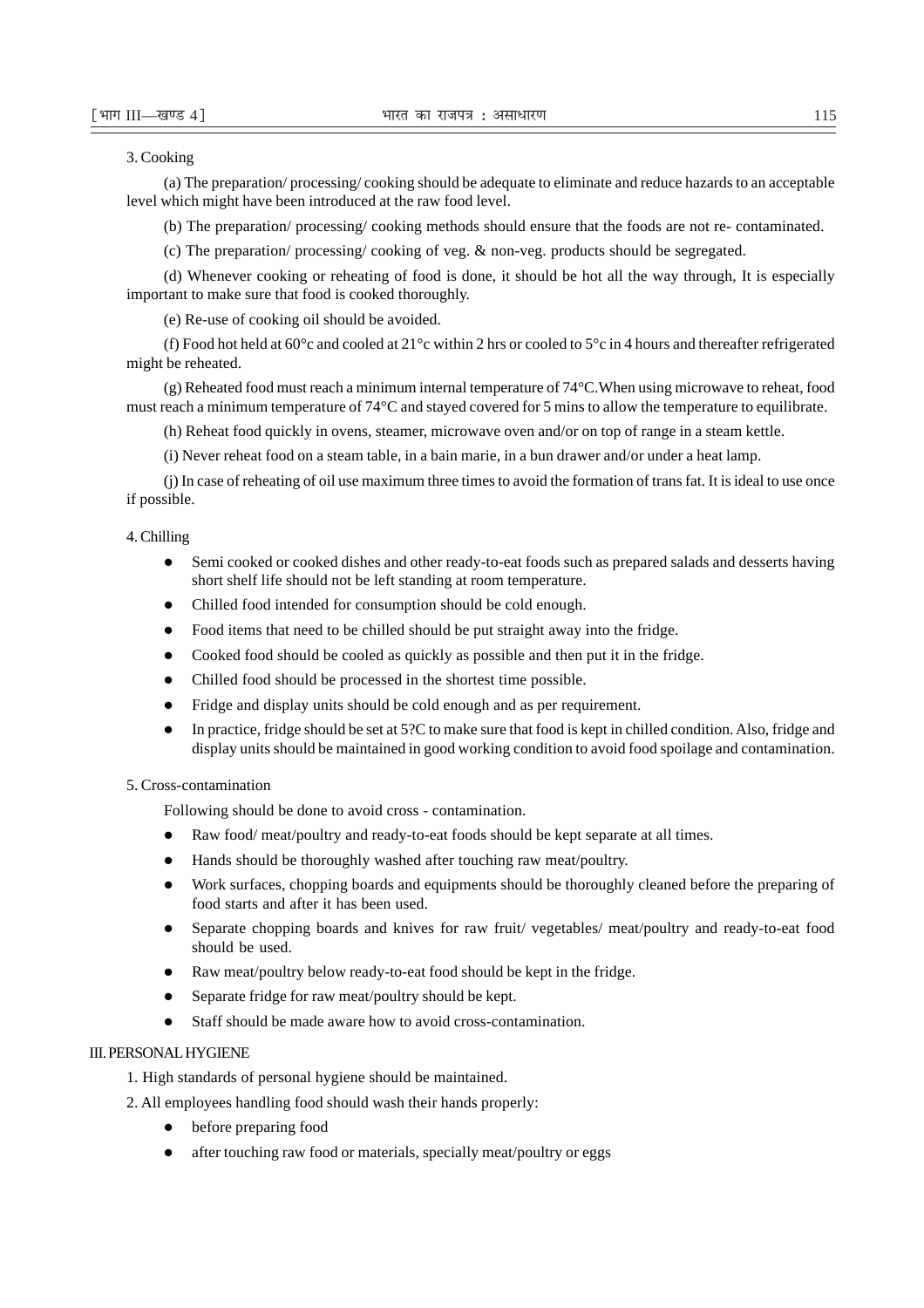3. Cooking

(a) The preparation/ processing/ cooking should be adequate to eliminate and reduce hazards to an acceptable level which might have been introduced at the raw food level.

(b) The preparation/ processing/ cooking methods should ensure that the foods are not re- contaminated.

(c) The preparation/ processing/ cooking of veg. & non-veg. products should be segregated.

(d) Whenever cooking or reheating of food is done, it should be hot all the way through, It is especially important to make sure that food is cooked thoroughly.

(e) Re-use of cooking oil should be avoided.

(f) Food hot held at 60°c and cooled at 21°c within 2 hrs or cooled to 5°c in 4 hours and thereafter refrigerated might be reheated.

(g) Reheated food must reach a minimum internal temperature of 74°C.When using microwave to reheat, food must reach a minimum temperature of 74°C and stayed covered for 5 mins to allow the temperature to equilibrate.

(h) Reheat food quickly in ovens, steamer, microwave oven and/or on top of range in a steam kettle.

(i) Never reheat food on a steam table, in a bain marie, in a bun drawer and/or under a heat lamp.

(j) In case of reheating of oil use maximum three times to avoid the formation of trans fat. It is ideal to use once if possible.

4. Chilling

- Semi cooked or cooked dishes and other ready-to-eat foods such as prepared salads and desserts having short shelf life should not be left standing at room temperature.
- Chilled food intended for consumption should be cold enough.
- Food items that need to be chilled should be put straight away into the fridge.
- Cooked food should be cooled as quickly as possible and then put it in the fridge.
- Chilled food should be processed in the shortest time possible.
- Fridge and display units should be cold enough and as per requirement.
- In practice, fridge should be set at 5?C to make sure that food is kept in chilled condition. Also, fridge and display units should be maintained in good working condition to avoid food spoilage and contamination.

5. Cross-contamination

Following should be done to avoid cross - contamination.

- Raw food/ meat/poultry and ready-to-eat foods should be kept separate at all times.
- Hands should be thoroughly washed after touching raw meat/poultry.
- Work surfaces, chopping boards and equipments should be thoroughly cleaned before the preparing of food starts and after it has been used.
- Separate chopping boards and knives for raw fruit/ vegetables/ meat/poultry and ready-to-eat food should be used.
- Raw meat/poultry below ready-to-eat food should be kept in the fridge.
- Separate fridge for raw meat/poultry should be kept.
- Staff should be made aware how to avoid cross-contamination.

III. PERSONAL HYGIENE

1. High standards of personal hygiene should be maintained.

2. All employees handling food should wash their hands properly:

- before preparing food
- after touching raw food or materials, specially meat/poultry or eggs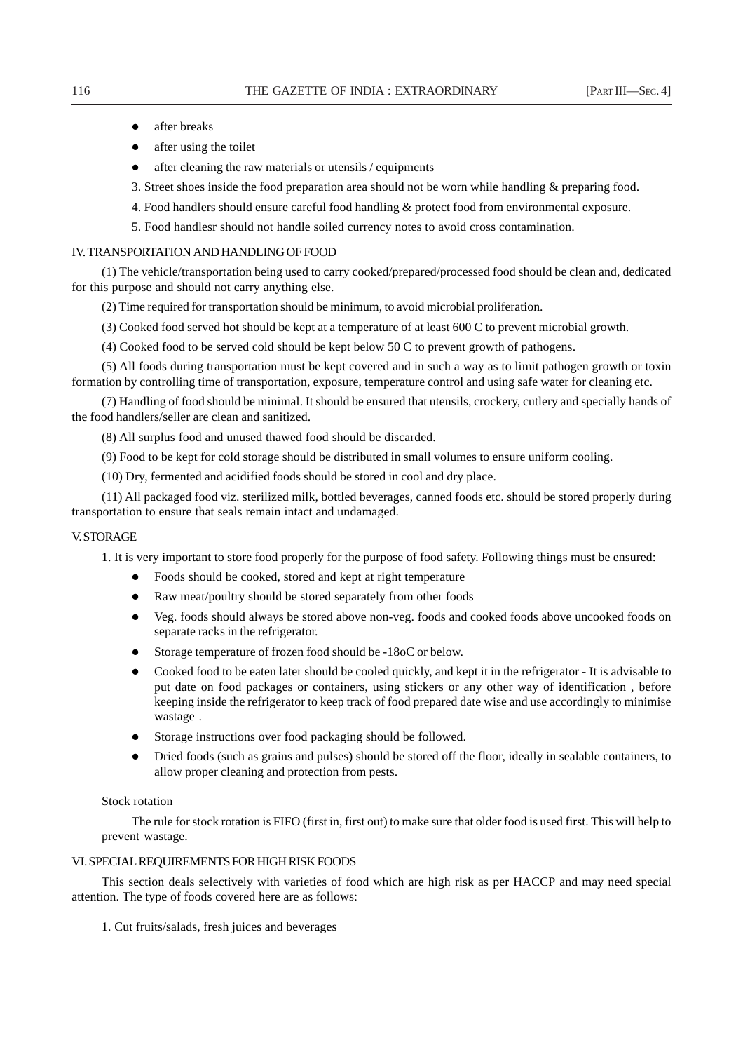- after breaks
- after using the toilet
- after cleaning the raw materials or utensils / equipments

3. Street shoes inside the food preparation area should not be worn while handling & preparing food.
4. Food handlers should ensure careful food handling & protect food from environmental exposure.
5. Food handlesr should not handle soiled currency notes to avoid cross contamination.

## IV. TRANSPORTATION AND HANDLING OF FOOD

(1) The vehicle/transportation being used to carry cooked/prepared/processed food should be clean and, dedicated for this purpose and should not carry anything else.

(2) Time required for transportation should be minimum, to avoid microbial proliferation.

(3) Cooked food served hot should be kept at a temperature of at least 600 C to prevent microbial growth.

(4) Cooked food to be served cold should be kept below 50 C to prevent growth of pathogens.

(5) All foods during transportation must be kept covered and in such a way as to limit pathogen growth or toxin formation by controlling time of transportation, exposure, temperature control and using safe water for cleaning etc.

(7) Handling of food should be minimal. It should be ensured that utensils, crockery, cutlery and specially hands of the food handlers/seller are clean and sanitized.

(8) All surplus food and unused thawed food should be discarded.

(9) Food to be kept for cold storage should be distributed in small volumes to ensure uniform cooling.

(10) Dry, fermented and acidified foods should be stored in cool and dry place.

(11) All packaged food viz. sterilized milk, bottled beverages, canned foods etc. should be stored properly during transportation to ensure that seals remain intact and undamaged.

## V. STORAGE

1. It is very important to store food properly for the purpose of food safety. Following things must be ensured:
   - Foods should be cooked, stored and kept at right temperature
   - Raw meat/poultry should be stored separately from other foods
   - Veg. foods should always be stored above non-veg. foods and cooked foods above uncooked foods on separate racks in the refrigerator.
   - Storage temperature of frozen food should be -18oC or below.
   - Cooked food to be eaten later should be cooled quickly, and kept it in the refrigerator - It is advisable to put date on food packages or containers, using stickers or any other way of identification , before keeping inside the refrigerator to keep track of food prepared date wise and use accordingly to minimise wastage .
   - Storage instructions over food packaging should be followed.
   - Dried foods (such as grains and pulses) should be stored off the floor, ideally in sealable containers, to allow proper cleaning and protection from pests.

Stock rotation

The rule for stock rotation is FIFO (first in, first out) to make sure that older food is used first. This will help to prevent wastage.

## VI. SPECIAL REQUIREMENTS FOR HIGH RISK FOODS

This section deals selectively with varieties of food which are high risk as per HACCP and may need special attention. The type of foods covered here are as follows:

1. Cut fruits/salads, fresh juices and beverages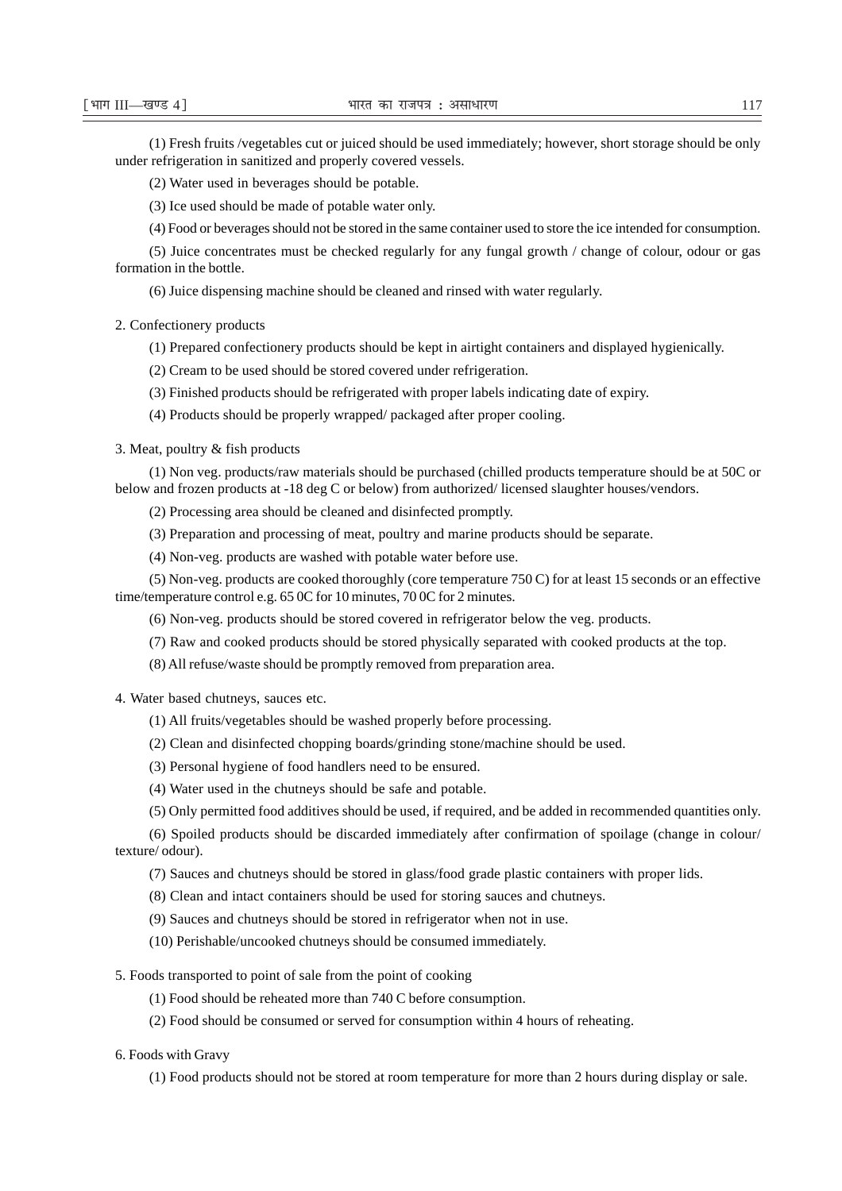(1) Fresh fruits /vegetables cut or juiced should be used immediately; however, short storage should be only under refrigeration in sanitized and properly covered vessels.

(2) Water used in beverages should be potable.

(3) Ice used should be made of potable water only.

(4) Food or beverages should not be stored in the same container used to store the ice intended for consumption.

(5) Juice concentrates must be checked regularly for any fungal growth / change of colour, odour or gas formation in the bottle.

(6) Juice dispensing machine should be cleaned and rinsed with water regularly.

2. Confectionery products

(1) Prepared confectionery products should be kept in airtight containers and displayed hygienically.

(2) Cream to be used should be stored covered under refrigeration.

(3) Finished products should be refrigerated with proper labels indicating date of expiry.

(4) Products should be properly wrapped/ packaged after proper cooling.

3. Meat, poultry & fish products

(1) Non veg. products/raw materials should be purchased (chilled products temperature should be at 50C or below and frozen products at -18 deg C or below) from authorized/ licensed slaughter houses/vendors.

(2) Processing area should be cleaned and disinfected promptly.

(3) Preparation and processing of meat, poultry and marine products should be separate.

(4) Non-veg. products are washed with potable water before use.

(5) Non-veg. products are cooked thoroughly (core temperature 750 C) for at least 15 seconds or an effective time/temperature control e.g. 65 0C for 10 minutes, 70 0C for 2 minutes.

(6) Non-veg. products should be stored covered in refrigerator below the veg. products.

(7) Raw and cooked products should be stored physically separated with cooked products at the top.

(8) All refuse/waste should be promptly removed from preparation area.

4. Water based chutneys, sauces etc.

(1) All fruits/vegetables should be washed properly before processing.

(2) Clean and disinfected chopping boards/grinding stone/machine should be used.

(3) Personal hygiene of food handlers need to be ensured.

(4) Water used in the chutneys should be safe and potable.

(5) Only permitted food additives should be used, if required, and be added in recommended quantities only.

(6) Spoiled products should be discarded immediately after confirmation of spoilage (change in colour/ texture/ odour).

(7) Sauces and chutneys should be stored in glass/food grade plastic containers with proper lids.

(8) Clean and intact containers should be used for storing sauces and chutneys.

(9) Sauces and chutneys should be stored in refrigerator when not in use.

(10) Perishable/uncooked chutneys should be consumed immediately.

5. Foods transported to point of sale from the point of cooking

(1) Food should be reheated more than 740 C before consumption.

(2) Food should be consumed or served for consumption within 4 hours of reheating.

6. Foods with Gravy

(1) Food products should not be stored at room temperature for more than 2 hours during display or sale.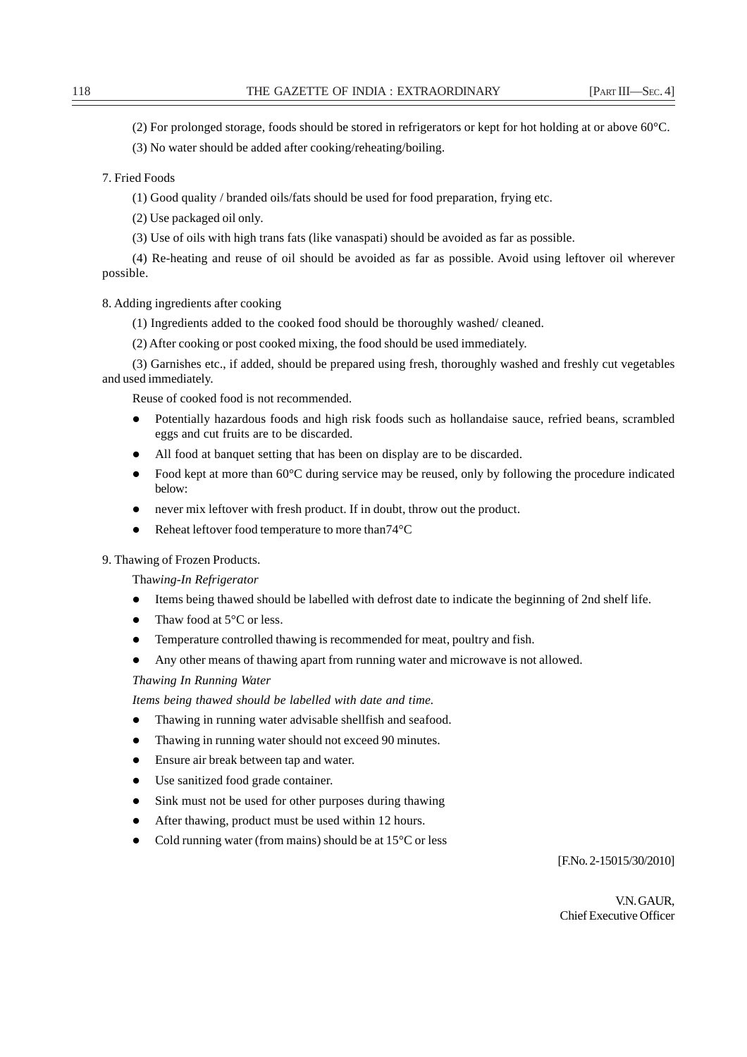(2) For prolonged storage, foods should be stored in refrigerators or kept for hot holding at or above 60°C.

(3) No water should be added after cooking/reheating/boiling.

7. Fried Foods

(1) Good quality / branded oils/fats should be used for food preparation, frying etc.

(2) Use packaged oil only.

(3) Use of oils with high trans fats (like vanaspati) should be avoided as far as possible.

(4) Re-heating and reuse of oil should be avoided as far as possible. Avoid using leftover oil wherever possible.

8. Adding ingredients after cooking

(1) Ingredients added to the cooked food should be thoroughly washed/ cleaned.

(2) After cooking or post cooked mixing, the food should be used immediately.

(3) Garnishes etc., if added, should be prepared using fresh, thoroughly washed and freshly cut vegetables and used immediately.

Reuse of cooked food is not recommended.

- Potentially hazardous foods and high risk foods such as hollandaise sauce, refried beans, scrambled eggs and cut fruits are to be discarded.
- All food at banquet setting that has been on display are to be discarded.
- Food kept at more than 60°C during service may be reused, only by following the procedure indicated below:
- never mix leftover with fresh product. If in doubt, throw out the product.
- Reheat leftover food temperature to more than74°C

9. Thawing of Frozen Products.

Tha*wing-In Refrigerator*

- Items being thawed should be labelled with defrost date to indicate the beginning of 2nd shelf life.
- Thaw food at 5°C or less.
- Temperature controlled thawing is recommended for meat, poultry and fish.
- Any other means of thawing apart from running water and microwave is not allowed.

*Thawing In Running Water*

*Items being thawed should be labelled with date and time.*

- Thawing in running water advisable shellfish and seafood.
- Thawing in running water should not exceed 90 minutes.
- Ensure air break between tap and water.
- Use sanitized food grade container.
- Sink must not be used for other purposes during thawing
- After thawing, product must be used within 12 hours.
- Cold running water (from mains) should be at 15°C or less

[F.No. 2-15015/30/2010]

V.N. GAUR,
Chief Executive Officer